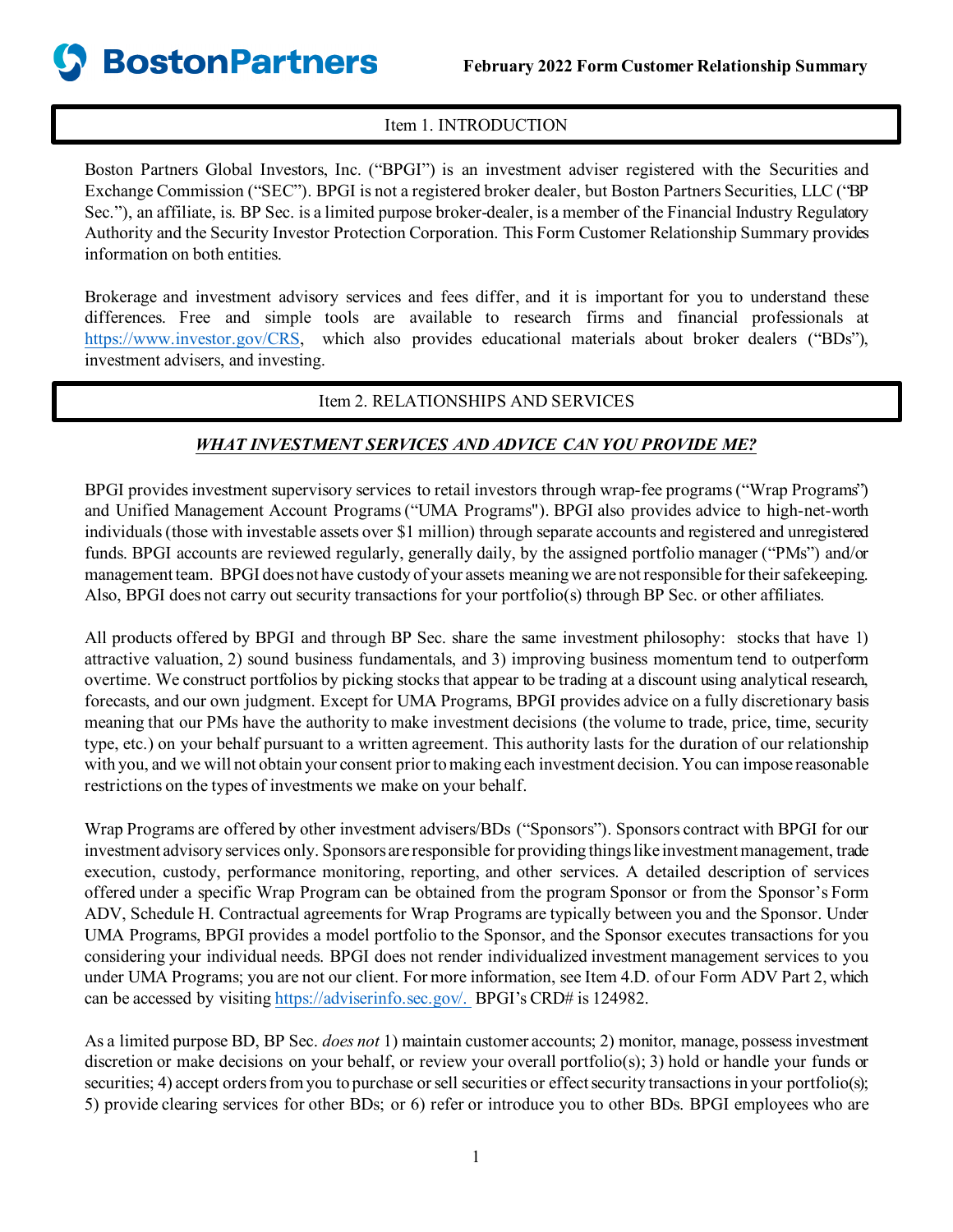**BostonPartners** **February 2022 Form Customer Relationship Summary**

## Item 1. INTRODUCTION

Boston Partners Global Investors, Inc. ("BPGI") is an investment adviser registered with the Securities and Exchange Commission ("SEC"). BPGI is not a registered broker dealer, but Boston Partners Securities, LLC ("BP Sec."), an affiliate, is. BP Sec. is a limited purpose broker-dealer, is a member of the Financial Industry Regulatory Authority and the Security Investor Protection Corporation. This Form Customer Relationship Summary provides information on both entities.

Brokerage and investment advisory services and fees differ, and it is important for you to understand these differences. Free and simple tools are available to research firms and financial professionals at https://www.investor.gov/CRS, which also provides educational materials about broker dealers ("BDs"), investment advisers, and investing.

## Item 2. RELATIONSHIPS AND SERVICES

### *WHAT INVESTMENT SERVICES AND ADVICE CAN YOU PROVIDE ME?*

BPGI provides investment supervisory services to retail investors through wrap-fee programs ("Wrap Programs") and Unified Management Account Programs ("UMA Programs"). BPGI also provides advice to high-net-worth individuals (those with investable assets over $1 million) through separate accounts and registered and unregistered funds. BPGI accounts are reviewed regularly, generally daily, by the assigned portfolio manager ("PMs") and/or management team. BPGI does not have custody of your assets meaning we are not responsible for their safekeeping. Also, BPGI does not carry out security transactions for your portfolio(s) through BP Sec. or other affiliates.

All products offered by BPGI and through BP Sec. share the same investment philosophy: stocks that have 1) attractive valuation, 2) sound business fundamentals, and 3) improving business momentum tend to outperform overtime. We construct portfolios by picking stocks that appear to be trading at a discount using analytical research, forecasts, and our own judgment. Except for UMA Programs, BPGI provides advice on a fully discretionary basis meaning that our PMs have the authority to make investment decisions (the volume to trade, price, time, security type, etc.) on your behalf pursuant to a written agreement. This authority lasts for the duration of our relationship with you, and we will not obtain your consent prior to making each investment decision. You can impose reasonable restrictions on the types of investments we make on your behalf.

Wrap Programs are offered by other investment advisers/BDs ("Sponsors"). Sponsors contract with BPGI for our investment advisory services only. Sponsors are responsible for providing things like investment management, trade execution, custody, performance monitoring, reporting, and other services. A detailed description of services offered under a specific Wrap Program can be obtained from the program Sponsor or from the Sponsor's Form ADV, Schedule H. Contractual agreements for Wrap Programs are typically between you and the Sponsor. Under UMA Programs, BPGI provides a model portfolio to the Sponsor, and the Sponsor executes transactions for you considering your individual needs. BPGI does not render individualized investment management services to you under UMA Programs; you are not our client. For more information, see Item 4.D. of our Form ADV Part 2, which can be accessed by visiting https://adviserinfo.sec.gov/. BPGI's CRD# is 124982.

As a limited purpose BD, BP Sec. *does not* 1) maintain customer accounts; 2) monitor, manage, possess investment discretion or make decisions on your behalf, or review your overall portfolio(s); 3) hold or handle your funds or securities; 4) accept orders from you to purchase or sell securities or effect security transactions in your portfolio(s); 5) provide clearing services for other BDs; or 6) refer or introduce you to other BDs. BPGI employees who are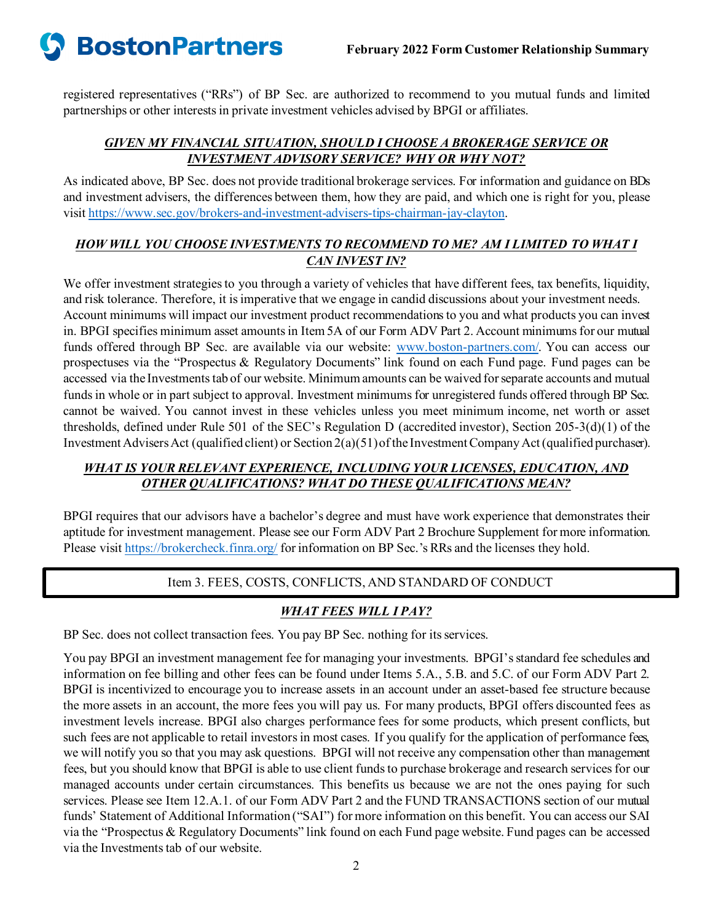registered representatives ("RRs") of BP Sec. are authorized to recommend to you mutual funds and limited partnerships or other interests in private investment vehicles advised by BPGI or affiliates.

***GIVEN MY FINANCIAL SITUATION, SHOULD I CHOOSE A BROKERAGE SERVICE OR INVESTMENT ADVISORY SERVICE? WHY OR WHY NOT?***

As indicated above, BP Sec. does not provide traditional brokerage services. For information and guidance on BDs and investment advisers, the differences between them, how they are paid, and which one is right for you, please visit https://www.sec.gov/brokers-and-investment-advisers-tips-chairman-jay-clayton.

***HOW WILL YOU CHOOSE INVESTMENTS TO RECOMMEND TO ME? AM I LIMITED TO WHAT I CAN INVEST IN?***

We offer investment strategies to you through a variety of vehicles that have different fees, tax benefits, liquidity, and risk tolerance. Therefore, it is imperative that we engage in candid discussions about your investment needs. Account minimums will impact our investment product recommendations to you and what products you can invest in. BPGI specifies minimum asset amounts in Item 5A of our Form ADV Part 2. Account minimums for our mutual funds offered through BP Sec. are available via our website: www.boston-partners.com/. You can access our prospectuses via the "Prospectus & Regulatory Documents" link found on each Fund page. Fund pages can be accessed via the Investments tab of our website. Minimum amounts can be waived for separate accounts and mutual funds in whole or in part subject to approval. Investment minimums for unregistered funds offered through BP Sec. cannot be waived. You cannot invest in these vehicles unless you meet minimum income, net worth or asset thresholds, defined under Rule 501 of the SEC's Regulation D (accredited investor), Section 205-3(d)(1) of the Investment Advisers Act (qualified client) or Section 2(a)(51) of the Investment Company Act (qualified purchaser).

***WHAT IS YOUR RELEVANT EXPERIENCE, INCLUDING YOUR LICENSES, EDUCATION, AND OTHER QUALIFICATIONS? WHAT DO THESE QUALIFICATIONS MEAN?***

BPGI requires that our advisors have a bachelor's degree and must have work experience that demonstrates their aptitude for investment management. Please see our Form ADV Part 2 Brochure Supplement for more information. Please visit https://brokercheck.finra.org/ for information on BP Sec.'s RRs and the licenses they hold.

## Item 3. FEES, COSTS, CONFLICTS, AND STANDARD OF CONDUCT

***WHAT FEES WILL I PAY?***

BP Sec. does not collect transaction fees. You pay BP Sec. nothing for its services.

You pay BPGI an investment management fee for managing your investments. BPGI's standard fee schedules and information on fee billing and other fees can be found under Items 5.A., 5.B. and 5.C. of our Form ADV Part 2. BPGI is incentivized to encourage you to increase assets in an account under an asset-based fee structure because the more assets in an account, the more fees you will pay us. For many products, BPGI offers discounted fees as investment levels increase. BPGI also charges performance fees for some products, which present conflicts, but such fees are not applicable to retail investors in most cases. If you qualify for the application of performance fees, we will notify you so that you may ask questions. BPGI will not receive any compensation other than management fees, but you should know that BPGI is able to use client funds to purchase brokerage and research services for our managed accounts under certain circumstances. This benefits us because we are not the ones paying for such services. Please see Item 12.A.1. of our Form ADV Part 2 and the FUND TRANSACTIONS section of our mutual funds' Statement of Additional Information ("SAI") for more information on this benefit. You can access our SAI via the "Prospectus & Regulatory Documents" link found on each Fund page website. Fund pages can be accessed via the Investments tab of our website.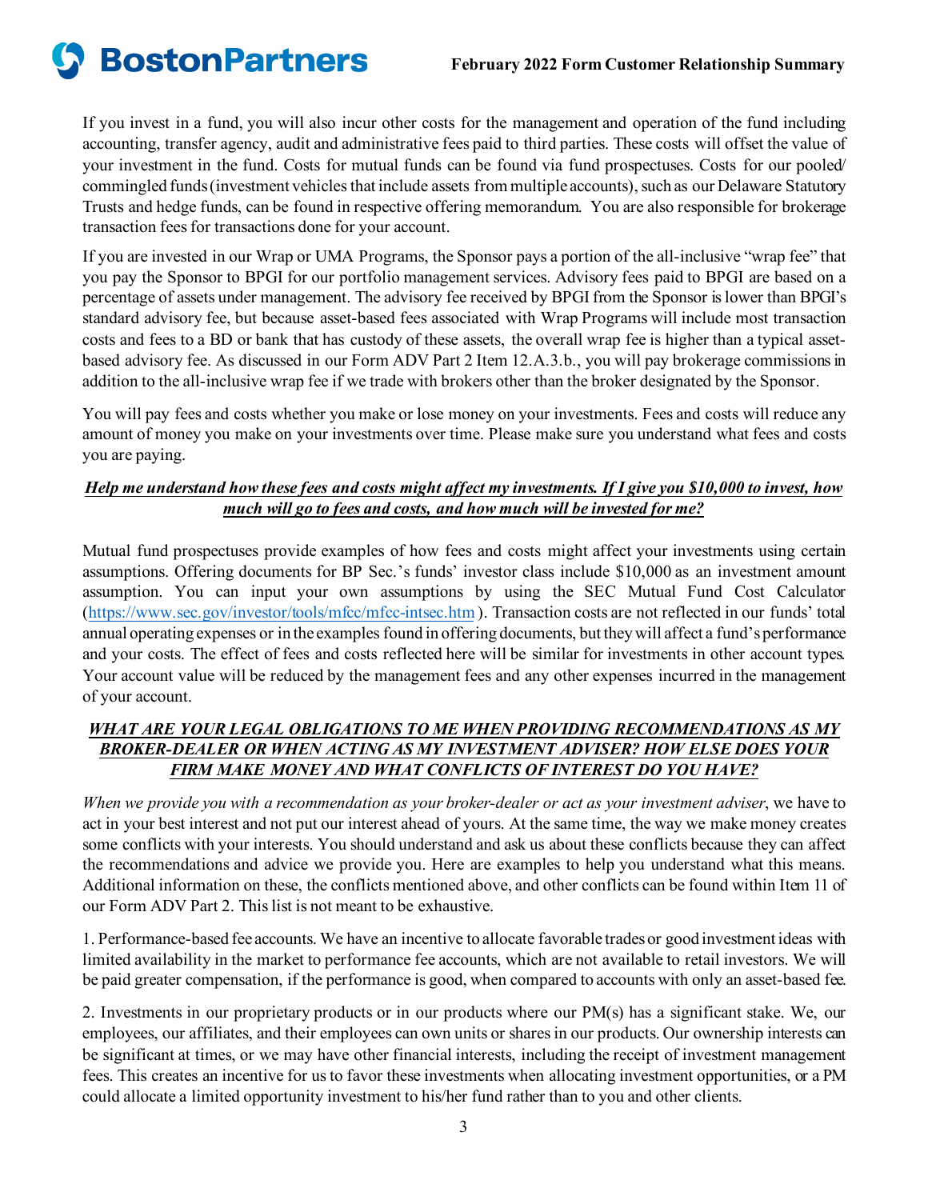If you invest in a fund, you will also incur other costs for the management and operation of the fund including accounting, transfer agency, audit and administrative fees paid to third parties. These costs will offset the value of your investment in the fund. Costs for mutual funds can be found via fund prospectuses. Costs for our pooled/ commingled funds (investment vehicles that include assets from multiple accounts), such as our Delaware Statutory Trusts and hedge funds, can be found in respective offering memorandum. You are also responsible for brokerage transaction fees for transactions done for your account.

If you are invested in our Wrap or UMA Programs, the Sponsor pays a portion of the all-inclusive "wrap fee" that you pay the Sponsor to BPGI for our portfolio management services. Advisory fees paid to BPGI are based on a percentage of assets under management. The advisory fee received by BPGI from the Sponsor is lower than BPGI's standard advisory fee, but because asset-based fees associated with Wrap Programs will include most transaction costs and fees to a BD or bank that has custody of these assets, the overall wrap fee is higher than a typical asset-based advisory fee. As discussed in our Form ADV Part 2 Item 12.A.3.b., you will pay brokerage commissions in addition to the all-inclusive wrap fee if we trade with brokers other than the broker designated by the Sponsor.

You will pay fees and costs whether you make or lose money on your investments. Fees and costs will reduce any amount of money you make on your investments over time. Please make sure you understand what fees and costs you are paying.

***Help me understand how these fees and costs might affect my investments. If I give you $10,000 to invest, how much will go to fees and costs, and how much will be invested for me?***

Mutual fund prospectuses provide examples of how fees and costs might affect your investments using certain assumptions. Offering documents for BP Sec.'s funds' investor class include $10,000 as an investment amount assumption. You can input your own assumptions by using the SEC Mutual Fund Cost Calculator (https://www.sec.gov/investor/tools/mfcc/mfcc-intsec.htm). Transaction costs are not reflected in our funds' total annual operating expenses or in the examples found in offering documents, but they will affect a fund's performance and your costs. The effect of fees and costs reflected here will be similar for investments in other account types. Your account value will be reduced by the management fees and any other expenses incurred in the management of your account.

***WHAT ARE YOUR LEGAL OBLIGATIONS TO ME WHEN PROVIDING RECOMMENDATIONS AS MY BROKER-DEALER OR WHEN ACTING AS MY INVESTMENT ADVISER? HOW ELSE DOES YOUR FIRM MAKE MONEY AND WHAT CONFLICTS OF INTEREST DO YOU HAVE?***

*When we provide you with a recommendation as your broker-dealer or act as your investment adviser*, we have to act in your best interest and not put our interest ahead of yours. At the same time, the way we make money creates some conflicts with your interests. You should understand and ask us about these conflicts because they can affect the recommendations and advice we provide you. Here are examples to help you understand what this means. Additional information on these, the conflicts mentioned above, and other conflicts can be found within Item 11 of our Form ADV Part 2. This list is not meant to be exhaustive.

1. Performance-based fee accounts. We have an incentive to allocate favorable trades or good investment ideas with limited availability in the market to performance fee accounts, which are not available to retail investors. We will be paid greater compensation, if the performance is good, when compared to accounts with only an asset-based fee.

2. Investments in our proprietary products or in our products where our PM(s) has a significant stake. We, our employees, our affiliates, and their employees can own units or shares in our products. Our ownership interests can be significant at times, or we may have other financial interests, including the receipt of investment management fees. This creates an incentive for us to favor these investments when allocating investment opportunities, or a PM could allocate a limited opportunity investment to his/her fund rather than to you and other clients.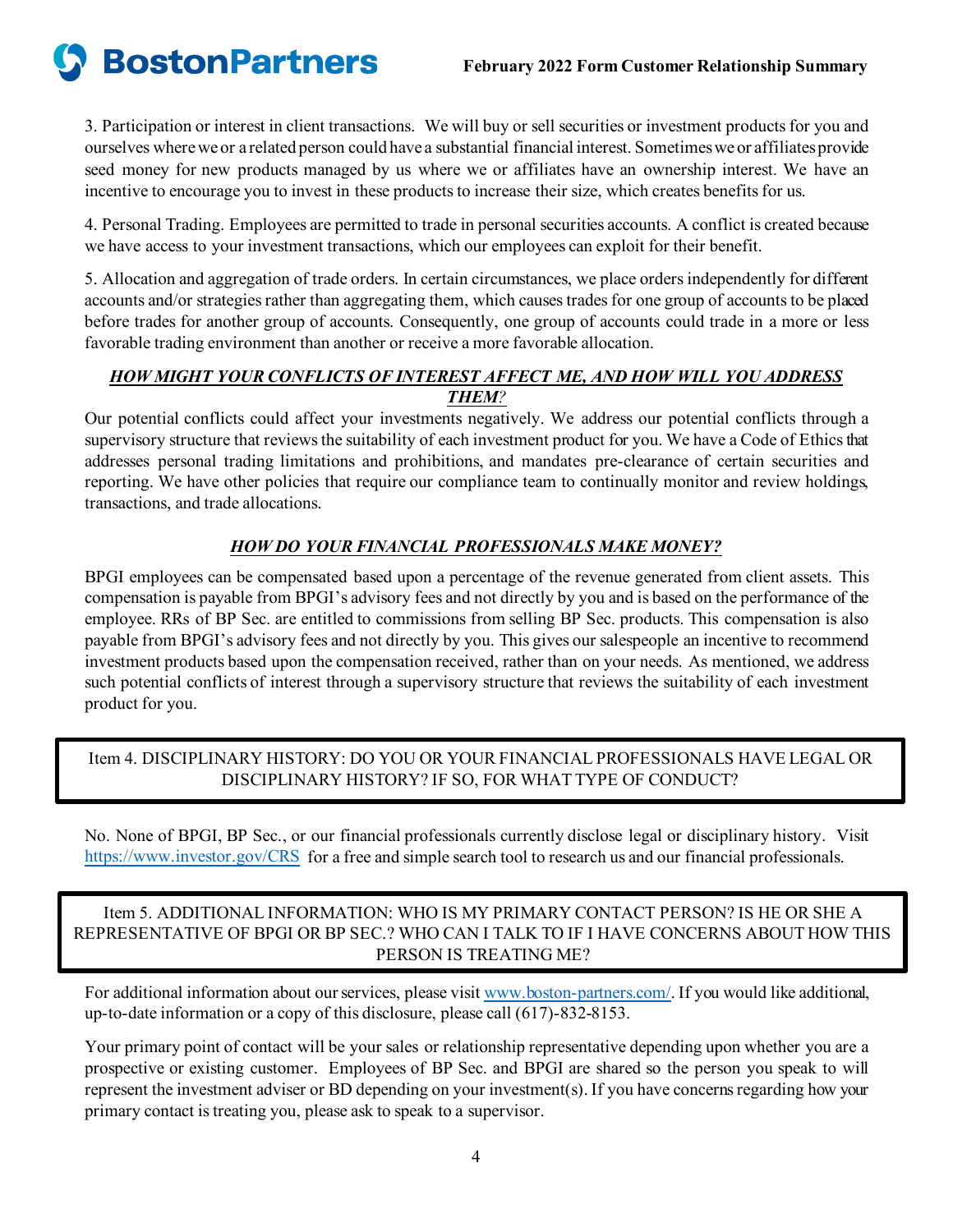3. Participation or interest in client transactions. We will buy or sell securities or investment products for you and ourselves where we or a related person could have a substantial financial interest. Sometimes we or affiliates provide seed money for new products managed by us where we or affiliates have an ownership interest. We have an incentive to encourage you to invest in these products to increase their size, which creates benefits for us.

4. Personal Trading. Employees are permitted to trade in personal securities accounts. A conflict is created because we have access to your investment transactions, which our employees can exploit for their benefit.

5. Allocation and aggregation of trade orders. In certain circumstances, we place orders independently for different accounts and/or strategies rather than aggregating them, which causes trades for one group of accounts to be placed before trades for another group of accounts. Consequently, one group of accounts could trade in a more or less favorable trading environment than another or receive a more favorable allocation.

***HOW MIGHT YOUR CONFLICTS OF INTEREST AFFECT ME, AND HOW WILL YOU ADDRESS THEM?***

Our potential conflicts could affect your investments negatively. We address our potential conflicts through a supervisory structure that reviews the suitability of each investment product for you. We have a Code of Ethics that addresses personal trading limitations and prohibitions, and mandates pre-clearance of certain securities and reporting. We have other policies that require our compliance team to continually monitor and review holdings, transactions, and trade allocations.

***HOW DO YOUR FINANCIAL PROFESSIONALS MAKE MONEY?***

BPGI employees can be compensated based upon a percentage of the revenue generated from client assets. This compensation is payable from BPGI's advisory fees and not directly by you and is based on the performance of the employee. RRs of BP Sec. are entitled to commissions from selling BP Sec. products. This compensation is also payable from BPGI's advisory fees and not directly by you. This gives our salespeople an incentive to recommend investment products based upon the compensation received, rather than on your needs. As mentioned, we address such potential conflicts of interest through a supervisory structure that reviews the suitability of each investment product for you.

## Item 4. DISCIPLINARY HISTORY: DO YOU OR YOUR FINANCIAL PROFESSIONALS HAVE LEGAL OR DISCIPLINARY HISTORY? IF SO, FOR WHAT TYPE OF CONDUCT?

No. None of BPGI, BP Sec., or our financial professionals currently disclose legal or disciplinary history. Visit https://www.investor.gov/CRS for a free and simple search tool to research us and our financial professionals.

## Item 5. ADDITIONAL INFORMATION: WHO IS MY PRIMARY CONTACT PERSON? IS HE OR SHE A REPRESENTATIVE OF BPGI OR BP SEC.? WHO CAN I TALK TO IF I HAVE CONCERNS ABOUT HOW THIS PERSON IS TREATING ME?

For additional information about our services, please visit www.boston-partners.com/. If you would like additional, up-to-date information or a copy of this disclosure, please call (617)-832-8153.

Your primary point of contact will be your sales or relationship representative depending upon whether you are a prospective or existing customer. Employees of BP Sec. and BPGI are shared so the person you speak to will represent the investment adviser or BD depending on your investment(s). If you have concerns regarding how your primary contact is treating you, please ask to speak to a supervisor.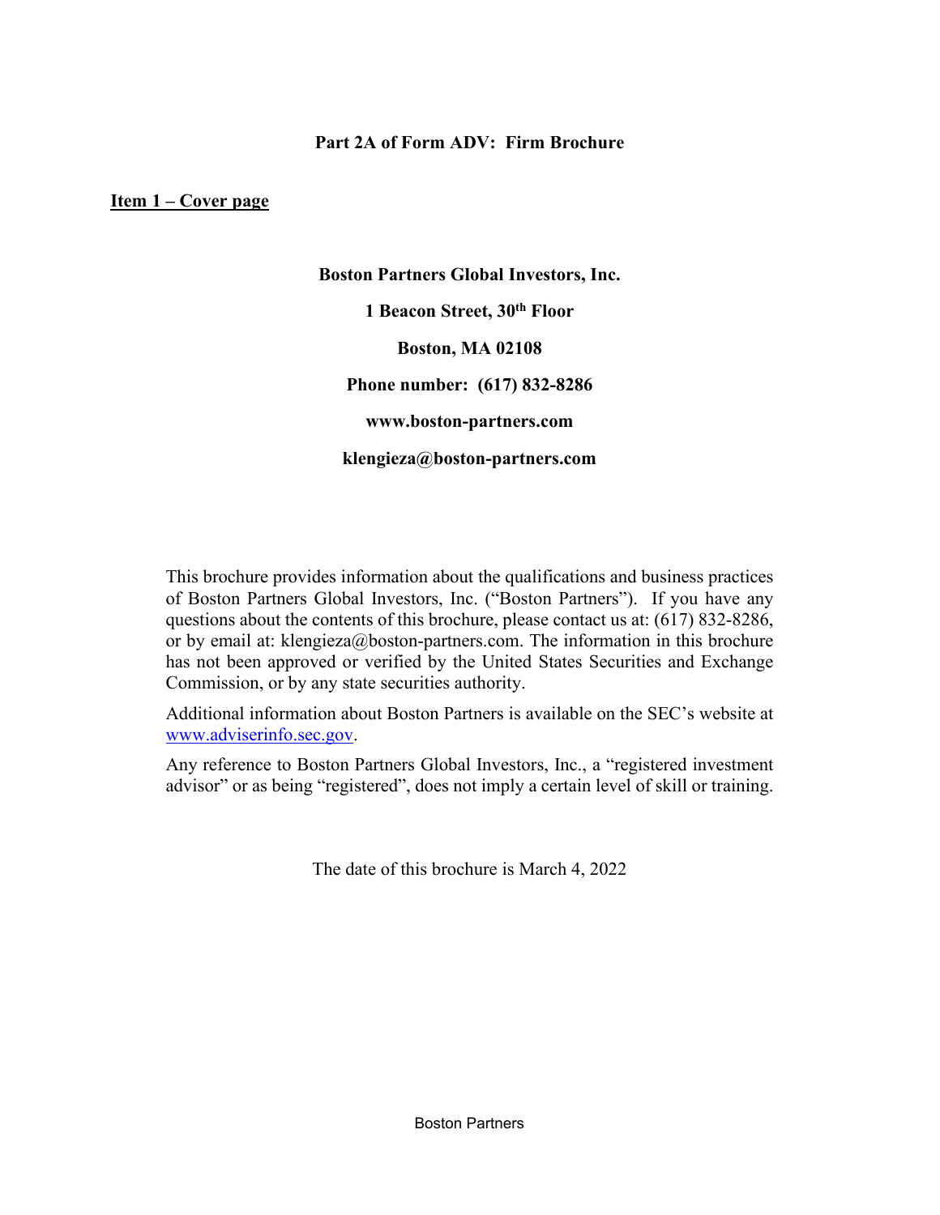**Part 2A of Form ADV: Firm Brochure**

## Item 1 – Cover page

**Boston Partners Global Investors, Inc.**

**1 Beacon Street, 30th Floor**

**Boston, MA 02108**

**Phone number: (617) 832-8286**

**www.boston-partners.com**

**klengieza@boston-partners.com**

This brochure provides information about the qualifications and business practices of Boston Partners Global Investors, Inc. ("Boston Partners"). If you have any questions about the contents of this brochure, please contact us at: (617) 832-8286, or by email at: klengieza@boston-partners.com. The information in this brochure has not been approved or verified by the United States Securities and Exchange Commission, or by any state securities authority.

Additional information about Boston Partners is available on the SEC's website at www.adviserinfo.sec.gov.

Any reference to Boston Partners Global Investors, Inc., a "registered investment advisor" or as being "registered", does not imply a certain level of skill or training.

The date of this brochure is March 4, 2022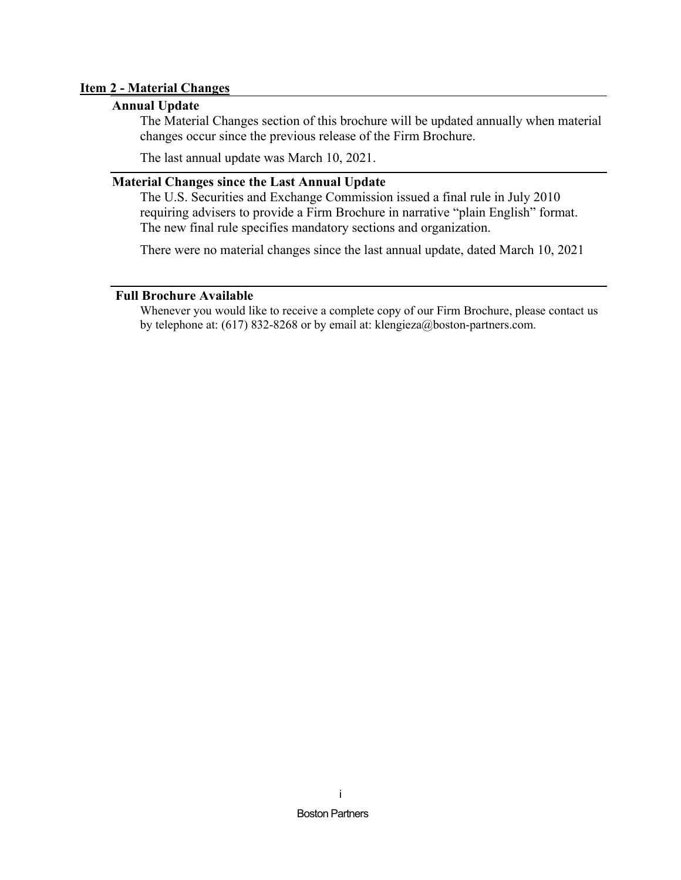## Item 2 - Material Changes

### Annual Update

The Material Changes section of this brochure will be updated annually when material changes occur since the previous release of the Firm Brochure.

The last annual update was March 10, 2021.

### Material Changes since the Last Annual Update

The U.S. Securities and Exchange Commission issued a final rule in July 2010 requiring advisers to provide a Firm Brochure in narrative "plain English" format. The new final rule specifies mandatory sections and organization.

There were no material changes since the last annual update, dated March 10, 2021

### Full Brochure Available

Whenever you would like to receive a complete copy of our Firm Brochure, please contact us by telephone at: (617) 832-8268 or by email at: klengieza@boston-partners.com.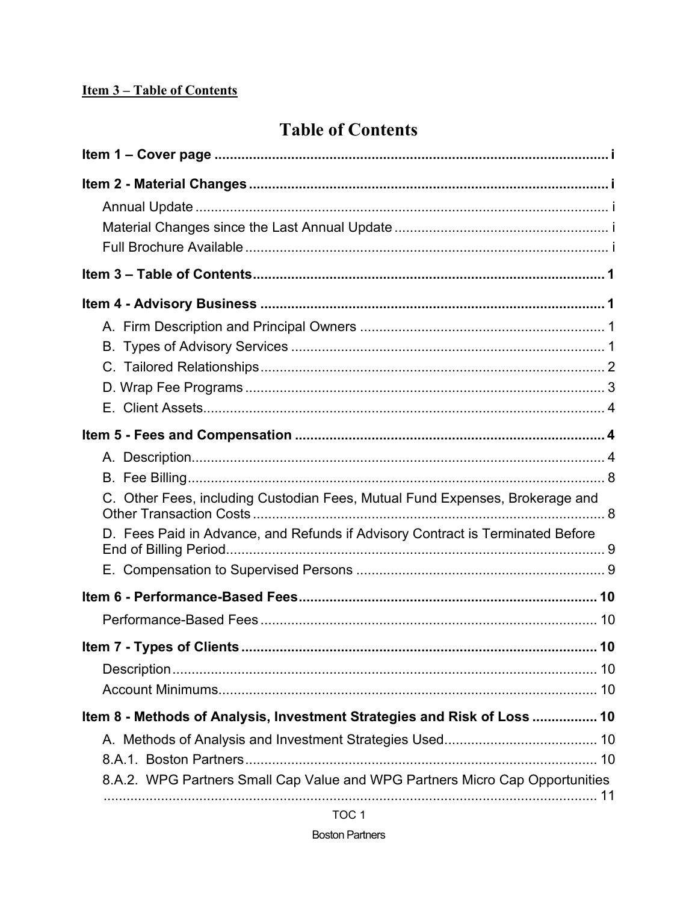**Item 3 – Table of Contents**

# Table of Contents

**Item 1 – Cover page** ..... **i**

**Item 2 - Material Changes** ..... **i**

- Annual Update ..... i
- Material Changes since the Last Annual Update ..... i
- Full Brochure Available ..... i

**Item 3 – Table of Contents** ..... **1**

**Item 4 - Advisory Business** ..... **1**

- A. Firm Description and Principal Owners ..... 1
- B. Types of Advisory Services ..... 1
- C. Tailored Relationships ..... 2
- D. Wrap Fee Programs ..... 3
- E. Client Assets ..... 4

**Item 5 - Fees and Compensation** ..... **4**

- A. Description ..... 4
- B. Fee Billing ..... 8
- C. Other Fees, including Custodian Fees, Mutual Fund Expenses, Brokerage and Other Transaction Costs ..... 8
- D. Fees Paid in Advance, and Refunds if Advisory Contract is Terminated Before End of Billing Period ..... 9
- E. Compensation to Supervised Persons ..... 9

**Item 6 - Performance-Based Fees** ..... **10**

- Performance-Based Fees ..... 10

**Item 7 - Types of Clients** ..... **10**

- Description ..... 10
- Account Minimums ..... 10

**Item 8 - Methods of Analysis, Investment Strategies and Risk of Loss** ..... **10**

- A. Methods of Analysis and Investment Strategies Used ..... 10
- 8.A.1. Boston Partners ..... 10
- 8.A.2. WPG Partners Small Cap Value and WPG Partners Micro Cap Opportunities ..... 11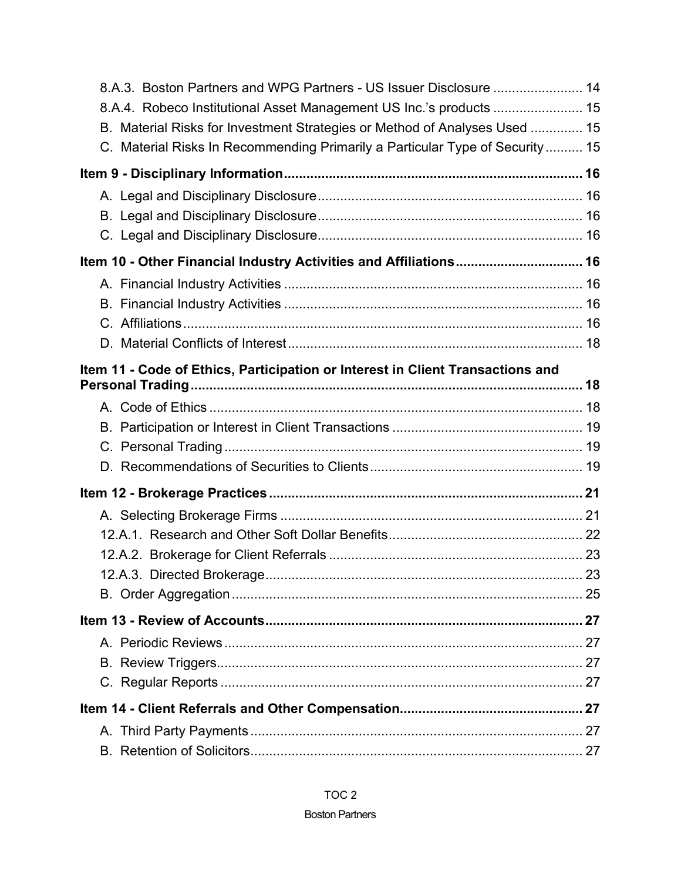8.A.3. Boston Partners and WPG Partners - US Issuer Disclosure ........................ 14
8.A.4. Robeco Institutional Asset Management US Inc.'s products ........................ 15
B. Material Risks for Investment Strategies or Method of Analyses Used .............. 15
C. Material Risks In Recommending Primarily a Particular Type of Security .......... 15

**Item 9 - Disciplinary Information ............................................................................... 16**

A. Legal and Disciplinary Disclosure ...................................................................... 16
B. Legal and Disciplinary Disclosure ...................................................................... 16
C. Legal and Disciplinary Disclosure ...................................................................... 16

**Item 10 - Other Financial Industry Activities and Affiliations ................................. 16**

A. Financial Industry Activities ............................................................................... 16
B. Financial Industry Activities ............................................................................... 16
C. Affiliations .......................................................................................................... 16
D. Material Conflicts of Interest .............................................................................. 18

**Item 11 - Code of Ethics, Participation or Interest in Client Transactions and Personal Trading ........................................................................................................ 18**

A. Code of Ethics .................................................................................................... 18
B. Participation or Interest in Client Transactions .................................................. 19
C. Personal Trading ................................................................................................ 19
D. Recommendations of Securities to Clients ........................................................ 19

**Item 12 - Brokerage Practices ................................................................................... 21**

A. Selecting Brokerage Firms ................................................................................. 21
12.A.1. Research and Other Soft Dollar Benefits ................................................... 22
12.A.2. Brokerage for Client Referrals ................................................................... 23
12.A.3. Directed Brokerage .................................................................................... 23
B. Order Aggregation .............................................................................................. 25

**Item 13 - Review of Accounts .................................................................................... 27**

A. Periodic Reviews ................................................................................................ 27
B. Review Triggers .................................................................................................. 27
C. Regular Reports ................................................................................................. 27

**Item 14 - Client Referrals and Other Compensation ................................................ 27**

A. Third Party Payments ......................................................................................... 27
B. Retention of Solicitors ......................................................................................... 27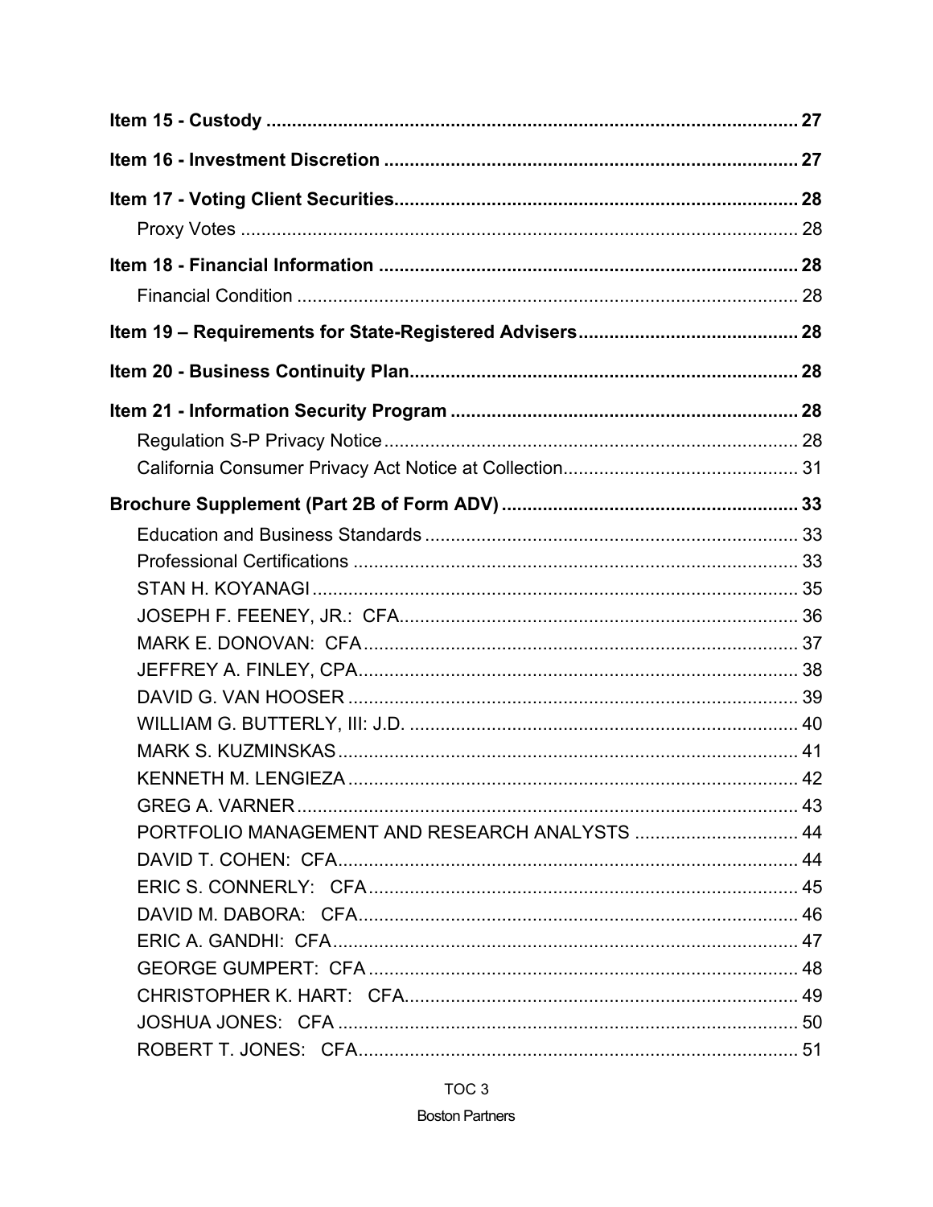**Item 15 - Custody** .......................................................................................................... 27

**Item 16 - Investment Discretion** ...................................................................................... 27

**Item 17 - Voting Client Securities** .................................................................................... 28

Proxy Votes ...................................................................................................................... 28

**Item 18 - Financial Information** ...................................................................................... 28

Financial Condition ............................................................................................................ 28

**Item 19 – Requirements for State-Registered Advisers** ................................................. 28

**Item 20 - Business Continuity Plan** ................................................................................. 28

**Item 21 - Information Security Program** ......................................................................... 28

Regulation S-P Privacy Notice .......................................................................................... 28

California Consumer Privacy Act Notice at Collection ....................................................... 31

**Brochure Supplement (Part 2B of Form ADV)** ................................................................ 33

Education and Business Standards ................................................................................... 33

Professional Certifications ................................................................................................. 33

STAN H. KOYANAGI .......................................................................................................... 35

JOSEPH F. FEENEY, JR.: CFA .......................................................................................... 36

MARK E. DONOVAN: CFA ................................................................................................. 37

JEFFREY A. FINLEY, CPA .................................................................................................. 38

DAVID G. VAN HOOSER .................................................................................................... 39

WILLIAM G. BUTTERLY, III: J.D. ....................................................................................... 40

MARK S. KUZMINSKAS ..................................................................................................... 41

KENNETH M. LENGIEZA ................................................................................................... 42

GREG A. VARNER .............................................................................................................. 43

PORTFOLIO MANAGEMENT AND RESEARCH ANALYSTS .............................................. 44

DAVID T. COHEN: CFA ...................................................................................................... 44

ERIC S. CONNERLY: CFA .................................................................................................. 45

DAVID M. DABORA: CFA ................................................................................................... 46

ERIC A. GANDHI: CFA ....................................................................................................... 47

GEORGE GUMPERT: CFA ................................................................................................. 48

CHRISTOPHER K. HART: CFA ........................................................................................... 49

JOSHUA JONES: CFA ........................................................................................................ 50

ROBERT T. JONES: CFA .................................................................................................... 51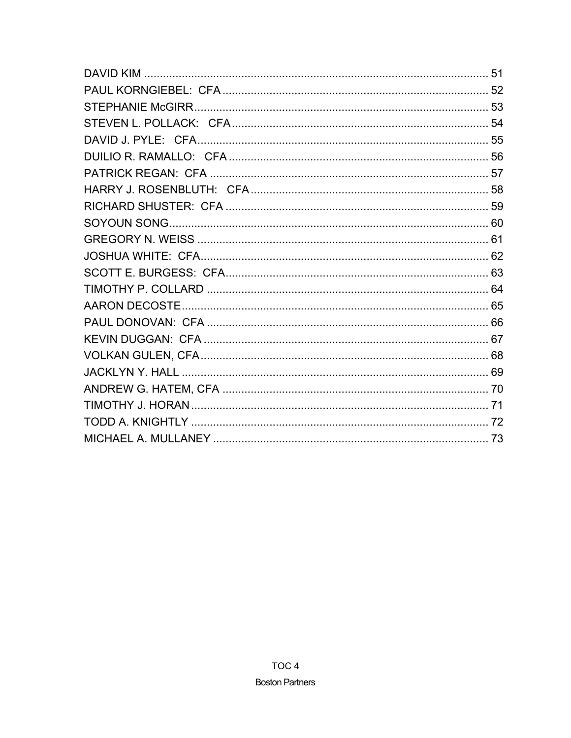DAVID KIM ............................................................................................................. 51
PAUL KORNGIEBEL:  CFA .................................................................................... 52
STEPHANIE McGIRR............................................................................................. 53
STEVEN L. POLLACK:   CFA ................................................................................. 54
DAVID J. PYLE:   CFA............................................................................................ 55
DUILIO R. RAMALLO:   CFA .................................................................................. 56
PATRICK REGAN:  CFA ........................................................................................ 57
HARRY J. ROSENBLUTH:   CFA ............................................................................ 58
RICHARD SHUSTER:  CFA ................................................................................... 59
SOYOUN SONG...................................................................................................... 60
GREGORY N. WEISS ............................................................................................ 61
JOSHUA WHITE:  CFA........................................................................................... 62
SCOTT E. BURGESS:  CFA.................................................................................... 63
TIMOTHY P. COLLARD ......................................................................................... 64
AARON DECOSTE.................................................................................................. 65
PAUL DONOVAN:  CFA ......................................................................................... 66
KEVIN DUGGAN:  CFA .......................................................................................... 67
VOLKAN GULEN, CFA............................................................................................ 68
JACKLYN Y. HALL ................................................................................................. 69
ANDREW G. HATEM, CFA ..................................................................................... 70
TIMOTHY J. HORAN.............................................................................................. 71
TODD A. KNIGHTLY .............................................................................................. 72
MICHAEL A. MULLANEY ....................................................................................... 73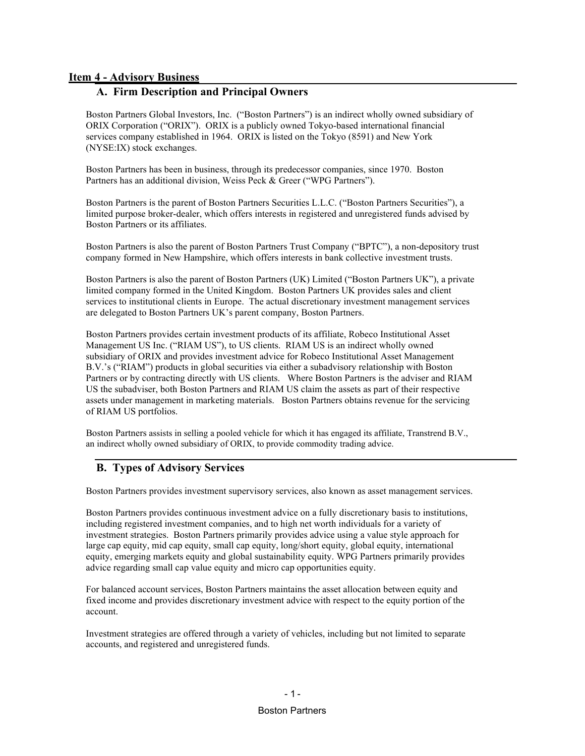## Item 4 - Advisory Business

### A. Firm Description and Principal Owners

Boston Partners Global Investors, Inc. ("Boston Partners") is an indirect wholly owned subsidiary of ORIX Corporation ("ORIX"). ORIX is a publicly owned Tokyo-based international financial services company established in 1964. ORIX is listed on the Tokyo (8591) and New York (NYSE:IX) stock exchanges.

Boston Partners has been in business, through its predecessor companies, since 1970. Boston Partners has an additional division, Weiss Peck & Greer ("WPG Partners").

Boston Partners is the parent of Boston Partners Securities L.L.C. ("Boston Partners Securities"), a limited purpose broker-dealer, which offers interests in registered and unregistered funds advised by Boston Partners or its affiliates.

Boston Partners is also the parent of Boston Partners Trust Company ("BPTC"), a non-depository trust company formed in New Hampshire, which offers interests in bank collective investment trusts.

Boston Partners is also the parent of Boston Partners (UK) Limited ("Boston Partners UK"), a private limited company formed in the United Kingdom. Boston Partners UK provides sales and client services to institutional clients in Europe. The actual discretionary investment management services are delegated to Boston Partners UK's parent company, Boston Partners.

Boston Partners provides certain investment products of its affiliate, Robeco Institutional Asset Management US Inc. ("RIAM US"), to US clients. RIAM US is an indirect wholly owned subsidiary of ORIX and provides investment advice for Robeco Institutional Asset Management B.V.'s ("RIAM") products in global securities via either a subadvisory relationship with Boston Partners or by contracting directly with US clients. Where Boston Partners is the adviser and RIAM US the subadviser, both Boston Partners and RIAM US claim the assets as part of their respective assets under management in marketing materials. Boston Partners obtains revenue for the servicing of RIAM US portfolios.

Boston Partners assists in selling a pooled vehicle for which it has engaged its affiliate, Transtrend B.V., an indirect wholly owned subsidiary of ORIX, to provide commodity trading advice.

### B. Types of Advisory Services

Boston Partners provides investment supervisory services, also known as asset management services.

Boston Partners provides continuous investment advice on a fully discretionary basis to institutions, including registered investment companies, and to high net worth individuals for a variety of investment strategies. Boston Partners primarily provides advice using a value style approach for large cap equity, mid cap equity, small cap equity, long/short equity, global equity, international equity, emerging markets equity and global sustainability equity. WPG Partners primarily provides advice regarding small cap value equity and micro cap opportunities equity.

For balanced account services, Boston Partners maintains the asset allocation between equity and fixed income and provides discretionary investment advice with respect to the equity portion of the account.

Investment strategies are offered through a variety of vehicles, including but not limited to separate accounts, and registered and unregistered funds.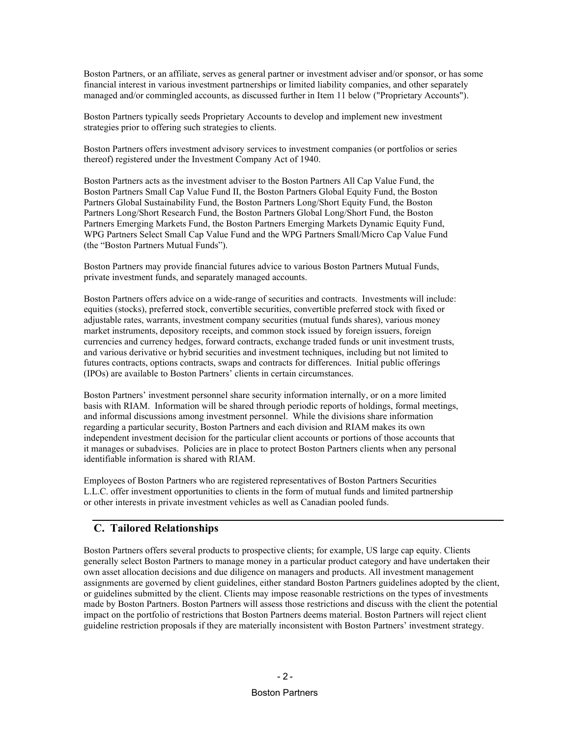Boston Partners, or an affiliate, serves as general partner or investment adviser and/or sponsor, or has some financial interest in various investment partnerships or limited liability companies, and other separately managed and/or commingled accounts, as discussed further in Item 11 below ("Proprietary Accounts").

Boston Partners typically seeds Proprietary Accounts to develop and implement new investment strategies prior to offering such strategies to clients.

Boston Partners offers investment advisory services to investment companies (or portfolios or series thereof) registered under the Investment Company Act of 1940.

Boston Partners acts as the investment adviser to the Boston Partners All Cap Value Fund, the Boston Partners Small Cap Value Fund II, the Boston Partners Global Equity Fund, the Boston Partners Global Sustainability Fund, the Boston Partners Long/Short Equity Fund, the Boston Partners Long/Short Research Fund, the Boston Partners Global Long/Short Fund, the Boston Partners Emerging Markets Fund, the Boston Partners Emerging Markets Dynamic Equity Fund, WPG Partners Select Small Cap Value Fund and the WPG Partners Small/Micro Cap Value Fund (the "Boston Partners Mutual Funds").

Boston Partners may provide financial futures advice to various Boston Partners Mutual Funds, private investment funds, and separately managed accounts.

Boston Partners offers advice on a wide-range of securities and contracts. Investments will include: equities (stocks), preferred stock, convertible securities, convertible preferred stock with fixed or adjustable rates, warrants, investment company securities (mutual funds shares), various money market instruments, depository receipts, and common stock issued by foreign issuers, foreign currencies and currency hedges, forward contracts, exchange traded funds or unit investment trusts, and various derivative or hybrid securities and investment techniques, including but not limited to futures contracts, options contracts, swaps and contracts for differences. Initial public offerings (IPOs) are available to Boston Partners' clients in certain circumstances.

Boston Partners' investment personnel share security information internally, or on a more limited basis with RIAM. Information will be shared through periodic reports of holdings, formal meetings, and informal discussions among investment personnel. While the divisions share information regarding a particular security, Boston Partners and each division and RIAM makes its own independent investment decision for the particular client accounts or portions of those accounts that it manages or subadvises. Policies are in place to protect Boston Partners clients when any personal identifiable information is shared with RIAM.

Employees of Boston Partners who are registered representatives of Boston Partners Securities L.L.C. offer investment opportunities to clients in the form of mutual funds and limited partnership or other interests in private investment vehicles as well as Canadian pooled funds.

## C. Tailored Relationships

Boston Partners offers several products to prospective clients; for example, US large cap equity. Clients generally select Boston Partners to manage money in a particular product category and have undertaken their own asset allocation decisions and due diligence on managers and products. All investment management assignments are governed by client guidelines, either standard Boston Partners guidelines adopted by the client, or guidelines submitted by the client. Clients may impose reasonable restrictions on the types of investments made by Boston Partners. Boston Partners will assess those restrictions and discuss with the client the potential impact on the portfolio of restrictions that Boston Partners deems material. Boston Partners will reject client guideline restriction proposals if they are materially inconsistent with Boston Partners' investment strategy.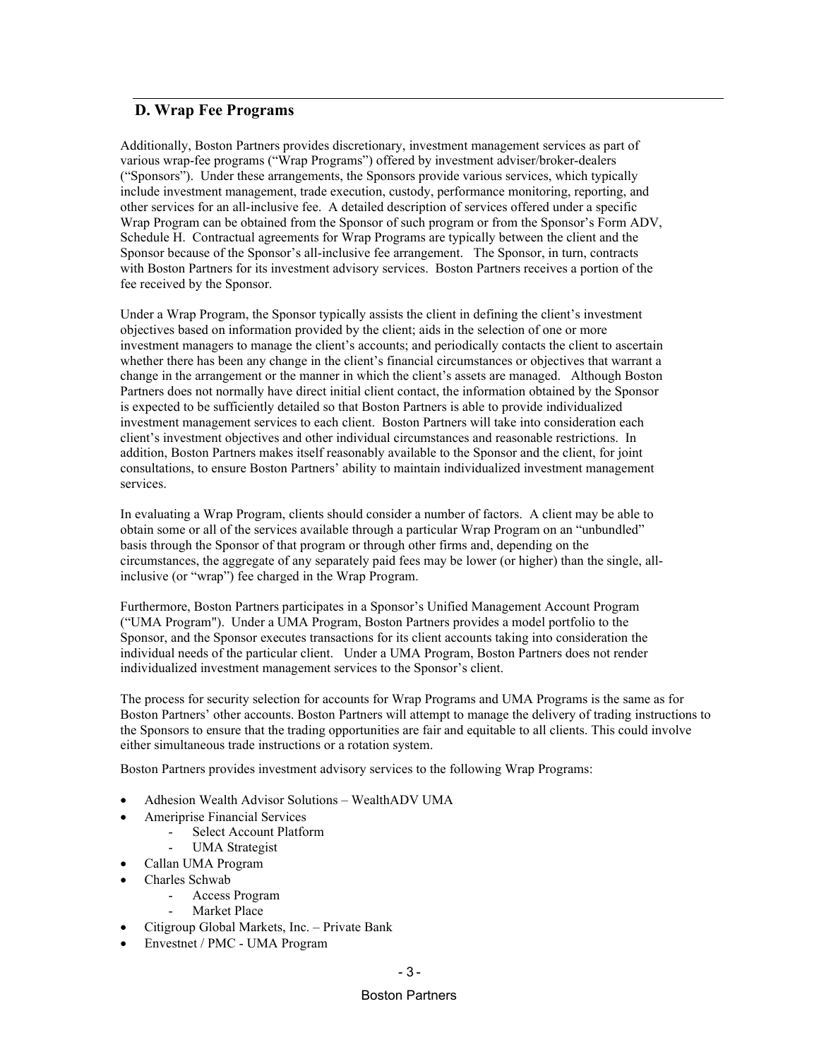## D. Wrap Fee Programs

Additionally, Boston Partners provides discretionary, investment management services as part of various wrap-fee programs ("Wrap Programs") offered by investment adviser/broker-dealers ("Sponsors"). Under these arrangements, the Sponsors provide various services, which typically include investment management, trade execution, custody, performance monitoring, reporting, and other services for an all-inclusive fee. A detailed description of services offered under a specific Wrap Program can be obtained from the Sponsor of such program or from the Sponsor's Form ADV, Schedule H. Contractual agreements for Wrap Programs are typically between the client and the Sponsor because of the Sponsor's all-inclusive fee arrangement. The Sponsor, in turn, contracts with Boston Partners for its investment advisory services. Boston Partners receives a portion of the fee received by the Sponsor.

Under a Wrap Program, the Sponsor typically assists the client in defining the client's investment objectives based on information provided by the client; aids in the selection of one or more investment managers to manage the client's accounts; and periodically contacts the client to ascertain whether there has been any change in the client's financial circumstances or objectives that warrant a change in the arrangement or the manner in which the client's assets are managed. Although Boston Partners does not normally have direct initial client contact, the information obtained by the Sponsor is expected to be sufficiently detailed so that Boston Partners is able to provide individualized investment management services to each client. Boston Partners will take into consideration each client's investment objectives and other individual circumstances and reasonable restrictions. In addition, Boston Partners makes itself reasonably available to the Sponsor and the client, for joint consultations, to ensure Boston Partners' ability to maintain individualized investment management services.

In evaluating a Wrap Program, clients should consider a number of factors. A client may be able to obtain some or all of the services available through a particular Wrap Program on an "unbundled" basis through the Sponsor of that program or through other firms and, depending on the circumstances, the aggregate of any separately paid fees may be lower (or higher) than the single, all-inclusive (or "wrap") fee charged in the Wrap Program.

Furthermore, Boston Partners participates in a Sponsor's Unified Management Account Program ("UMA Program"). Under a UMA Program, Boston Partners provides a model portfolio to the Sponsor, and the Sponsor executes transactions for its client accounts taking into consideration the individual needs of the particular client. Under a UMA Program, Boston Partners does not render individualized investment management services to the Sponsor's client.

The process for security selection for accounts for Wrap Programs and UMA Programs is the same as for Boston Partners' other accounts. Boston Partners will attempt to manage the delivery of trading instructions to the Sponsors to ensure that the trading opportunities are fair and equitable to all clients. This could involve either simultaneous trade instructions or a rotation system.

Boston Partners provides investment advisory services to the following Wrap Programs:

- Adhesion Wealth Advisor Solutions – WealthADV UMA
- Ameriprise Financial Services
  - Select Account Platform
  - UMA Strategist
- Callan UMA Program
- Charles Schwab
  - Access Program
  - Market Place
- Citigroup Global Markets, Inc. – Private Bank
- Envestnet / PMC - UMA Program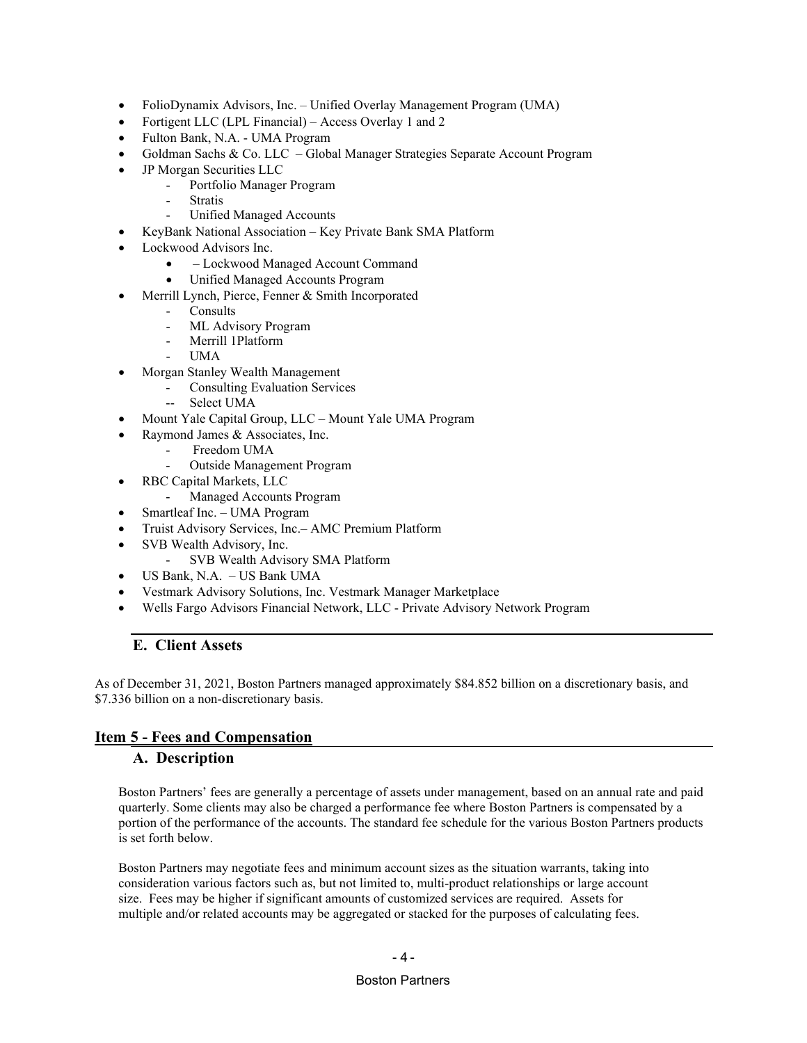- FolioDynamix Advisors, Inc. – Unified Overlay Management Program (UMA)
- Fortigent LLC (LPL Financial) – Access Overlay 1 and 2
- Fulton Bank, N.A. - UMA Program
- Goldman Sachs & Co. LLC – Global Manager Strategies Separate Account Program
- JP Morgan Securities LLC
  - Portfolio Manager Program
  - Stratis
  - Unified Managed Accounts
- KeyBank National Association – Key Private Bank SMA Platform
- Lockwood Advisors Inc.
  - – Lockwood Managed Account Command
  - Unified Managed Accounts Program
- Merrill Lynch, Pierce, Fenner & Smith Incorporated
  - Consults
  - ML Advisory Program
  - Merrill 1Platform
  - UMA
- Morgan Stanley Wealth Management
  - Consulting Evaluation Services
  - -- Select UMA
- Mount Yale Capital Group, LLC – Mount Yale UMA Program
- Raymond James & Associates, Inc.
  - Freedom UMA
  - Outside Management Program
- RBC Capital Markets, LLC
  - Managed Accounts Program
- Smartleaf Inc. – UMA Program
- Truist Advisory Services, Inc.– AMC Premium Platform
- SVB Wealth Advisory, Inc.
  - SVB Wealth Advisory SMA Platform
- US Bank, N.A. – US Bank UMA
- Vestmark Advisory Solutions, Inc. Vestmark Manager Marketplace
- Wells Fargo Advisors Financial Network, LLC - Private Advisory Network Program

### E. Client Assets

As of December 31, 2021, Boston Partners managed approximately $84.852 billion on a discretionary basis, and $7.336 billion on a non-discretionary basis.

## Item 5 - Fees and Compensation

### A. Description

Boston Partners' fees are generally a percentage of assets under management, based on an annual rate and paid quarterly. Some clients may also be charged a performance fee where Boston Partners is compensated by a portion of the performance of the accounts. The standard fee schedule for the various Boston Partners products is set forth below.

Boston Partners may negotiate fees and minimum account sizes as the situation warrants, taking into consideration various factors such as, but not limited to, multi-product relationships or large account size. Fees may be higher if significant amounts of customized services are required. Assets for multiple and/or related accounts may be aggregated or stacked for the purposes of calculating fees.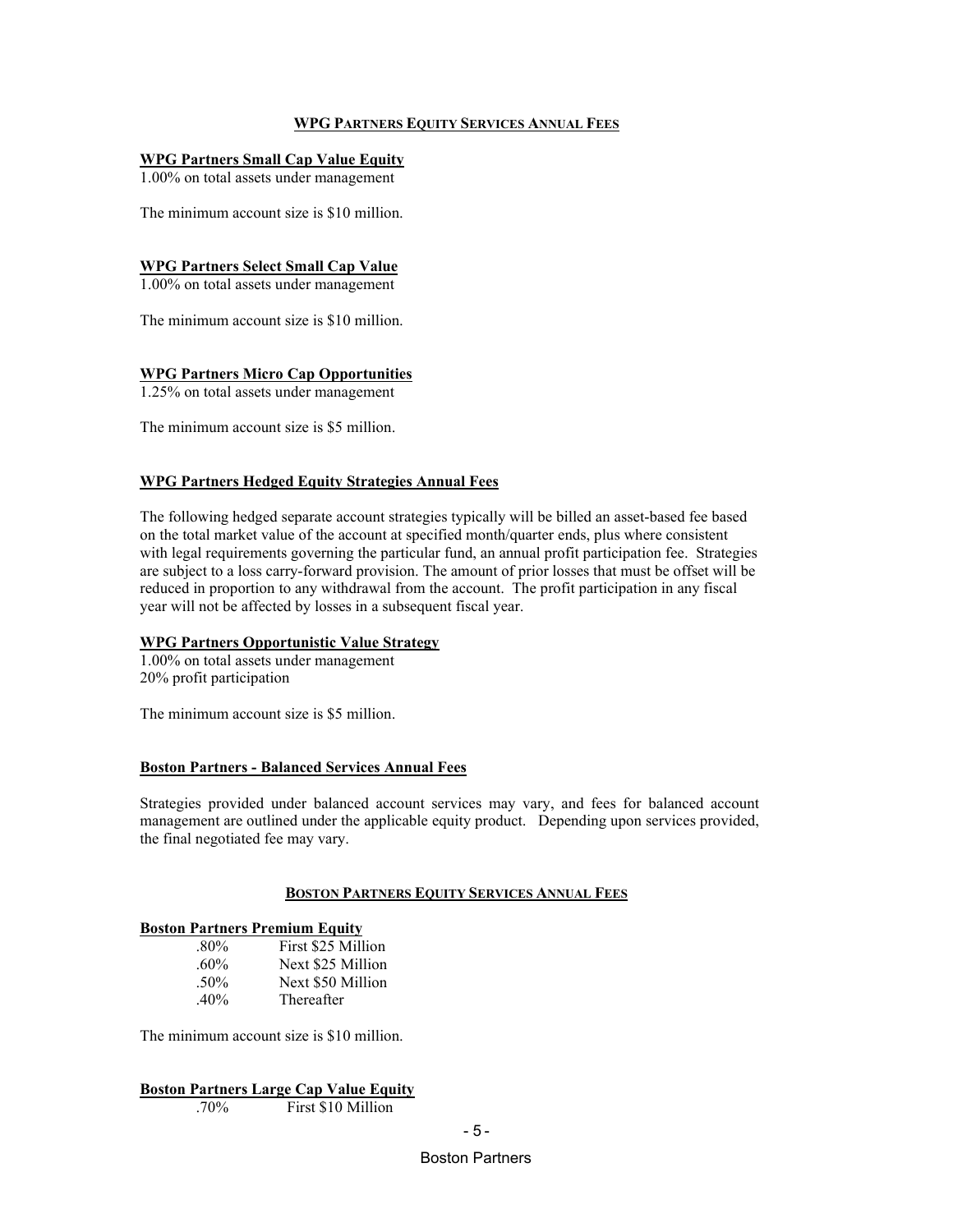## WPG Partners Equity Services Annual Fees

**WPG Partners Small Cap Value Equity**

1.00% on total assets under management

The minimum account size is $10 million.

**WPG Partners Select Small Cap Value**

1.00% on total assets under management

The minimum account size is $10 million.

**WPG Partners Micro Cap Opportunities**

1.25% on total assets under management

The minimum account size is $5 million.

**WPG Partners Hedged Equity Strategies Annual Fees**

The following hedged separate account strategies typically will be billed an asset-based fee based on the total market value of the account at specified month/quarter ends, plus where consistent with legal requirements governing the particular fund, an annual profit participation fee. Strategies are subject to a loss carry-forward provision. The amount of prior losses that must be offset will be reduced in proportion to any withdrawal from the account. The profit participation in any fiscal year will not be affected by losses in a subsequent fiscal year.

**WPG Partners Opportunistic Value Strategy**

1.00% on total assets under management
20% profit participation

The minimum account size is $5 million.

**Boston Partners - Balanced Services Annual Fees**

Strategies provided under balanced account services may vary, and fees for balanced account management are outlined under the applicable equity product. Depending upon services provided, the final negotiated fee may vary.

## Boston Partners Equity Services Annual Fees

**Boston Partners Premium Equity**

| | |
|---|---|
| .80% | First $25 Million |
| .60% | Next $25 Million |
| .50% | Next $50 Million |
| .40% | Thereafter |

The minimum account size is $10 million.

**Boston Partners Large Cap Value Equity**

| | |
|---|---|
| .70% | First $10 Million |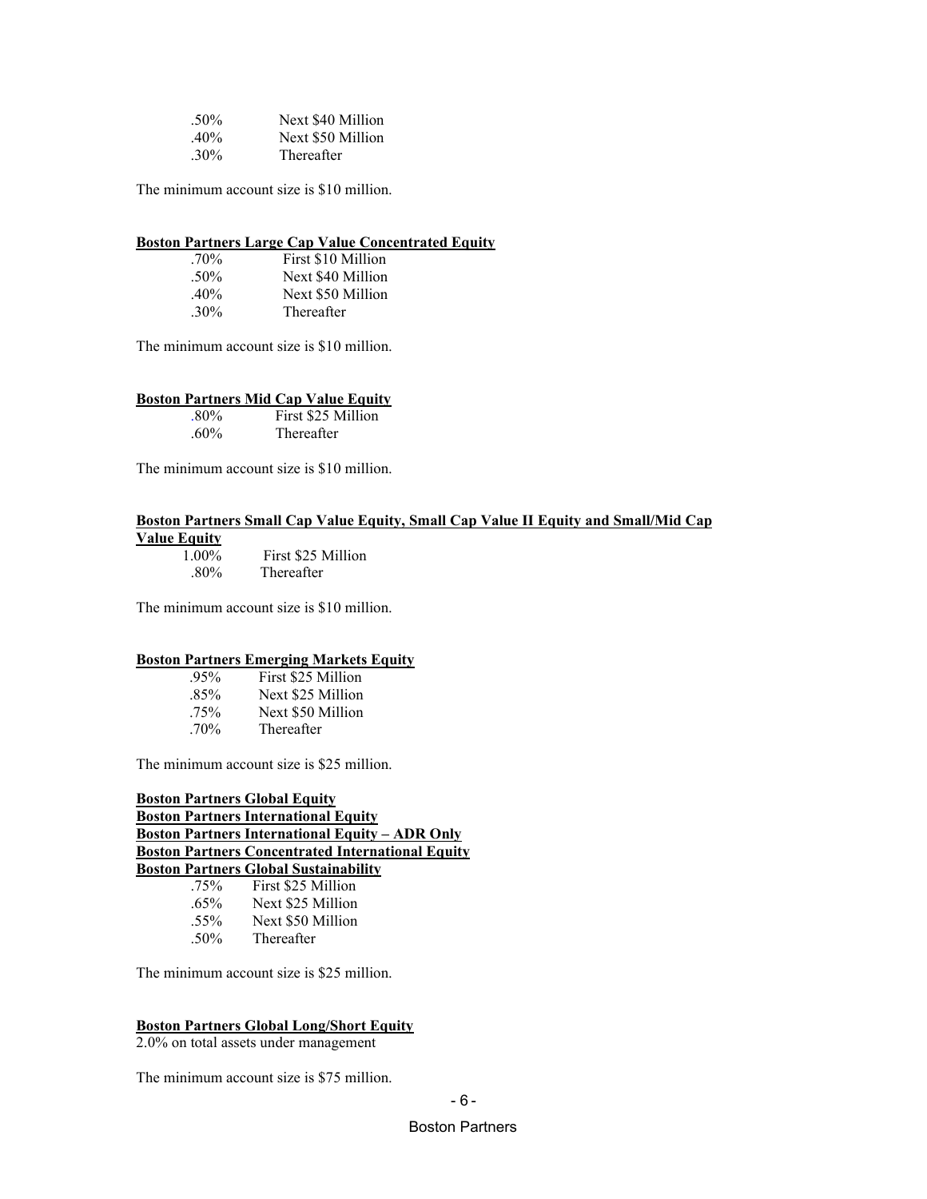| | |
|---|---|
| .50% | Next $40 Million |
| .40% | Next $50 Million |
| .30% | Thereafter |

The minimum account size is $10 million.

**Boston Partners Large Cap Value Concentrated Equity**

| | |
|---|---|
| .70% | First $10 Million |
| .50% | Next $40 Million |
| .40% | Next $50 Million |
| .30% | Thereafter |

The minimum account size is $10 million.

**Boston Partners Mid Cap Value Equity**

| | |
|---|---|
| .80% | First $25 Million |
| .60% | Thereafter |

The minimum account size is $10 million.

**Boston Partners Small Cap Value Equity, Small Cap Value II Equity and Small/Mid Cap Value Equity**

| | |
|---|---|
| 1.00% | First $25 Million |
| .80% | Thereafter |

The minimum account size is $10 million.

**Boston Partners Emerging Markets Equity**

| | |
|---|---|
| .95% | First $25 Million |
| .85% | Next $25 Million |
| .75% | Next $50 Million |
| .70% | Thereafter |

The minimum account size is $25 million.

**Boston Partners Global Equity**
**Boston Partners International Equity**
**Boston Partners International Equity – ADR Only**
**Boston Partners Concentrated International Equity**
**Boston Partners Global Sustainability**

| | |
|---|---|
| .75% | First $25 Million |
| .65% | Next $25 Million |
| .55% | Next $50 Million |
| .50% | Thereafter |

The minimum account size is $25 million.

**Boston Partners Global Long/Short Equity**

2.0% on total assets under management

The minimum account size is $75 million.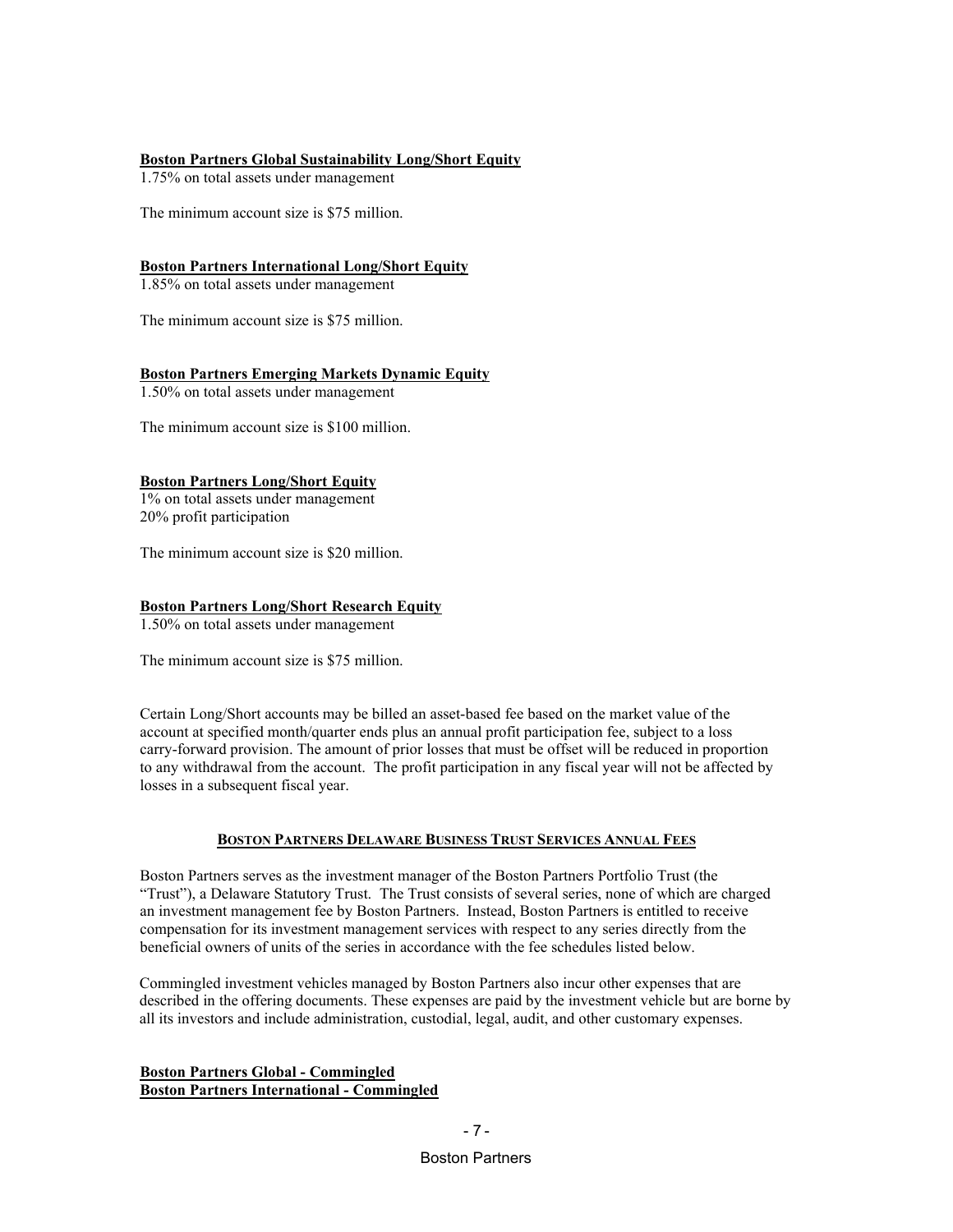**Boston Partners Global Sustainability Long/Short Equity**
1.75% on total assets under management

The minimum account size is $75 million.

**Boston Partners International Long/Short Equity**
1.85% on total assets under management

The minimum account size is $75 million.

**Boston Partners Emerging Markets Dynamic Equity**
1.50% on total assets under management

The minimum account size is $100 million.

**Boston Partners Long/Short Equity**
1% on total assets under management
20% profit participation

The minimum account size is $20 million.

**Boston Partners Long/Short Research Equity**
1.50% on total assets under management

The minimum account size is $75 million.

Certain Long/Short accounts may be billed an asset-based fee based on the market value of the account at specified month/quarter ends plus an annual profit participation fee, subject to a loss carry-forward provision. The amount of prior losses that must be offset will be reduced in proportion to any withdrawal from the account. The profit participation in any fiscal year will not be affected by losses in a subsequent fiscal year.

## BOSTON PARTNERS DELAWARE BUSINESS TRUST SERVICES ANNUAL FEES

Boston Partners serves as the investment manager of the Boston Partners Portfolio Trust (the "Trust"), a Delaware Statutory Trust. The Trust consists of several series, none of which are charged an investment management fee by Boston Partners. Instead, Boston Partners is entitled to receive compensation for its investment management services with respect to any series directly from the beneficial owners of units of the series in accordance with the fee schedules listed below.

Commingled investment vehicles managed by Boston Partners also incur other expenses that are described in the offering documents. These expenses are paid by the investment vehicle but are borne by all its investors and include administration, custodial, legal, audit, and other customary expenses.

**Boston Partners Global - Commingled**
**Boston Partners International - Commingled**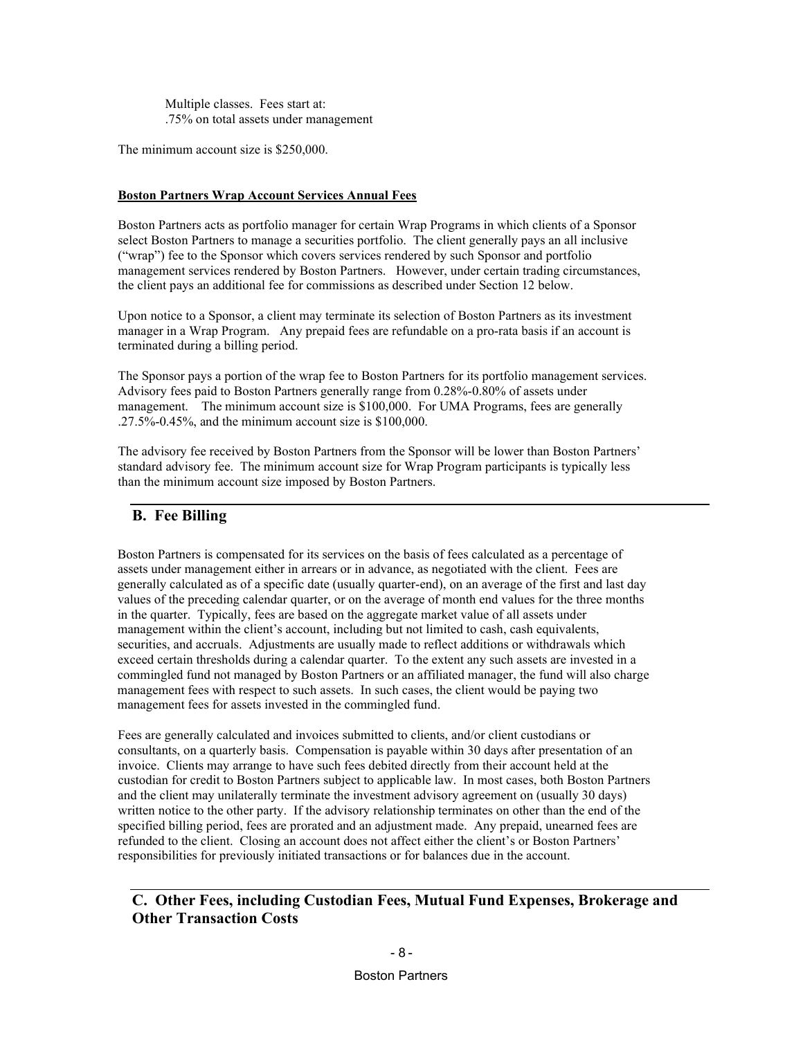Multiple classes. Fees start at:
.75% on total assets under management

The minimum account size is $250,000.

**Boston Partners Wrap Account Services Annual Fees**

Boston Partners acts as portfolio manager for certain Wrap Programs in which clients of a Sponsor select Boston Partners to manage a securities portfolio. The client generally pays an all inclusive ("wrap") fee to the Sponsor which covers services rendered by such Sponsor and portfolio management services rendered by Boston Partners. However, under certain trading circumstances, the client pays an additional fee for commissions as described under Section 12 below.

Upon notice to a Sponsor, a client may terminate its selection of Boston Partners as its investment manager in a Wrap Program. Any prepaid fees are refundable on a pro-rata basis if an account is terminated during a billing period.

The Sponsor pays a portion of the wrap fee to Boston Partners for its portfolio management services. Advisory fees paid to Boston Partners generally range from 0.28%-0.80% of assets under management. The minimum account size is $100,000. For UMA Programs, fees are generally .27.5%-0.45%, and the minimum account size is $100,000.

The advisory fee received by Boston Partners from the Sponsor will be lower than Boston Partners' standard advisory fee. The minimum account size for Wrap Program participants is typically less than the minimum account size imposed by Boston Partners.

## B. Fee Billing

Boston Partners is compensated for its services on the basis of fees calculated as a percentage of assets under management either in arrears or in advance, as negotiated with the client. Fees are generally calculated as of a specific date (usually quarter-end), on an average of the first and last day values of the preceding calendar quarter, or on the average of month end values for the three months in the quarter. Typically, fees are based on the aggregate market value of all assets under management within the client's account, including but not limited to cash, cash equivalents, securities, and accruals. Adjustments are usually made to reflect additions or withdrawals which exceed certain thresholds during a calendar quarter. To the extent any such assets are invested in a commingled fund not managed by Boston Partners or an affiliated manager, the fund will also charge management fees with respect to such assets. In such cases, the client would be paying two management fees for assets invested in the commingled fund.

Fees are generally calculated and invoices submitted to clients, and/or client custodians or consultants, on a quarterly basis. Compensation is payable within 30 days after presentation of an invoice. Clients may arrange to have such fees debited directly from their account held at the custodian for credit to Boston Partners subject to applicable law. In most cases, both Boston Partners and the client may unilaterally terminate the investment advisory agreement on (usually 30 days) written notice to the other party. If the advisory relationship terminates on other than the end of the specified billing period, fees are prorated and an adjustment made. Any prepaid, unearned fees are refunded to the client. Closing an account does not affect either the client's or Boston Partners' responsibilities for previously initiated transactions or for balances due in the account.

## C. Other Fees, including Custodian Fees, Mutual Fund Expenses, Brokerage and Other Transaction Costs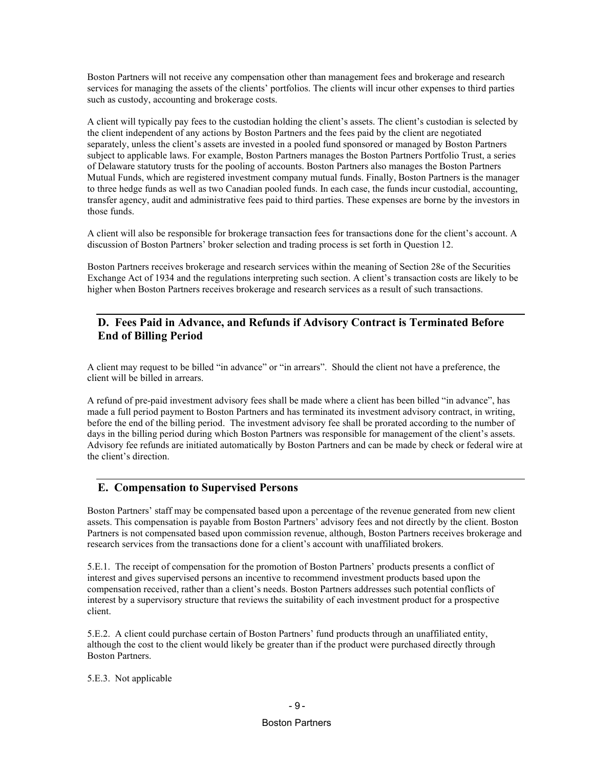Boston Partners will not receive any compensation other than management fees and brokerage and research services for managing the assets of the clients' portfolios. The clients will incur other expenses to third parties such as custody, accounting and brokerage costs.

A client will typically pay fees to the custodian holding the client's assets. The client's custodian is selected by the client independent of any actions by Boston Partners and the fees paid by the client are negotiated separately, unless the client's assets are invested in a pooled fund sponsored or managed by Boston Partners subject to applicable laws. For example, Boston Partners manages the Boston Partners Portfolio Trust, a series of Delaware statutory trusts for the pooling of accounts. Boston Partners also manages the Boston Partners Mutual Funds, which are registered investment company mutual funds. Finally, Boston Partners is the manager to three hedge funds as well as two Canadian pooled funds. In each case, the funds incur custodial, accounting, transfer agency, audit and administrative fees paid to third parties. These expenses are borne by the investors in those funds.

A client will also be responsible for brokerage transaction fees for transactions done for the client's account. A discussion of Boston Partners' broker selection and trading process is set forth in Question 12.

Boston Partners receives brokerage and research services within the meaning of Section 28e of the Securities Exchange Act of 1934 and the regulations interpreting such section. A client's transaction costs are likely to be higher when Boston Partners receives brokerage and research services as a result of such transactions.

## D. Fees Paid in Advance, and Refunds if Advisory Contract is Terminated Before End of Billing Period

A client may request to be billed "in advance" or "in arrears". Should the client not have a preference, the client will be billed in arrears.

A refund of pre-paid investment advisory fees shall be made where a client has been billed "in advance", has made a full period payment to Boston Partners and has terminated its investment advisory contract, in writing, before the end of the billing period. The investment advisory fee shall be prorated according to the number of days in the billing period during which Boston Partners was responsible for management of the client's assets. Advisory fee refunds are initiated automatically by Boston Partners and can be made by check or federal wire at the client's direction.

## E. Compensation to Supervised Persons

Boston Partners' staff may be compensated based upon a percentage of the revenue generated from new client assets. This compensation is payable from Boston Partners' advisory fees and not directly by the client. Boston Partners is not compensated based upon commission revenue, although, Boston Partners receives brokerage and research services from the transactions done for a client's account with unaffiliated brokers.

5.E.1. The receipt of compensation for the promotion of Boston Partners' products presents a conflict of interest and gives supervised persons an incentive to recommend investment products based upon the compensation received, rather than a client's needs. Boston Partners addresses such potential conflicts of interest by a supervisory structure that reviews the suitability of each investment product for a prospective client.

5.E.2. A client could purchase certain of Boston Partners' fund products through an unaffiliated entity, although the cost to the client would likely be greater than if the product were purchased directly through Boston Partners.

5.E.3. Not applicable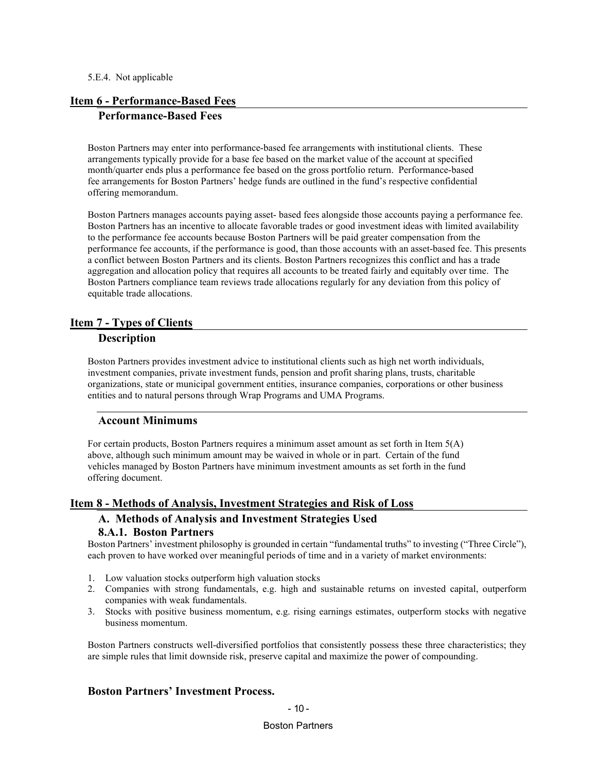5.E.4. Not applicable

## Item 6 - Performance-Based Fees

### Performance-Based Fees

Boston Partners may enter into performance-based fee arrangements with institutional clients. These arrangements typically provide for a base fee based on the market value of the account at specified month/quarter ends plus a performance fee based on the gross portfolio return. Performance-based fee arrangements for Boston Partners' hedge funds are outlined in the fund's respective confidential offering memorandum.

Boston Partners manages accounts paying asset- based fees alongside those accounts paying a performance fee. Boston Partners has an incentive to allocate favorable trades or good investment ideas with limited availability to the performance fee accounts because Boston Partners will be paid greater compensation from the performance fee accounts, if the performance is good, than those accounts with an asset-based fee. This presents a conflict between Boston Partners and its clients. Boston Partners recognizes this conflict and has a trade aggregation and allocation policy that requires all accounts to be treated fairly and equitably over time. The Boston Partners compliance team reviews trade allocations regularly for any deviation from this policy of equitable trade allocations.

## Item 7 - Types of Clients

### Description

Boston Partners provides investment advice to institutional clients such as high net worth individuals, investment companies, private investment funds, pension and profit sharing plans, trusts, charitable organizations, state or municipal government entities, insurance companies, corporations or other business entities and to natural persons through Wrap Programs and UMA Programs.

### Account Minimums

For certain products, Boston Partners requires a minimum asset amount as set forth in Item 5(A) above, although such minimum amount may be waived in whole or in part. Certain of the fund vehicles managed by Boston Partners have minimum investment amounts as set forth in the fund offering document.

## Item 8 - Methods of Analysis, Investment Strategies and Risk of Loss

### A. Methods of Analysis and Investment Strategies Used

#### 8.A.1. Boston Partners

Boston Partners' investment philosophy is grounded in certain "fundamental truths" to investing ("Three Circle"), each proven to have worked over meaningful periods of time and in a variety of market environments:

1. Low valuation stocks outperform high valuation stocks
2. Companies with strong fundamentals, e.g. high and sustainable returns on invested capital, outperform companies with weak fundamentals.
3. Stocks with positive business momentum, e.g. rising earnings estimates, outperform stocks with negative business momentum.

Boston Partners constructs well-diversified portfolios that consistently possess these three characteristics; they are simple rules that limit downside risk, preserve capital and maximize the power of compounding.

### Boston Partners' Investment Process.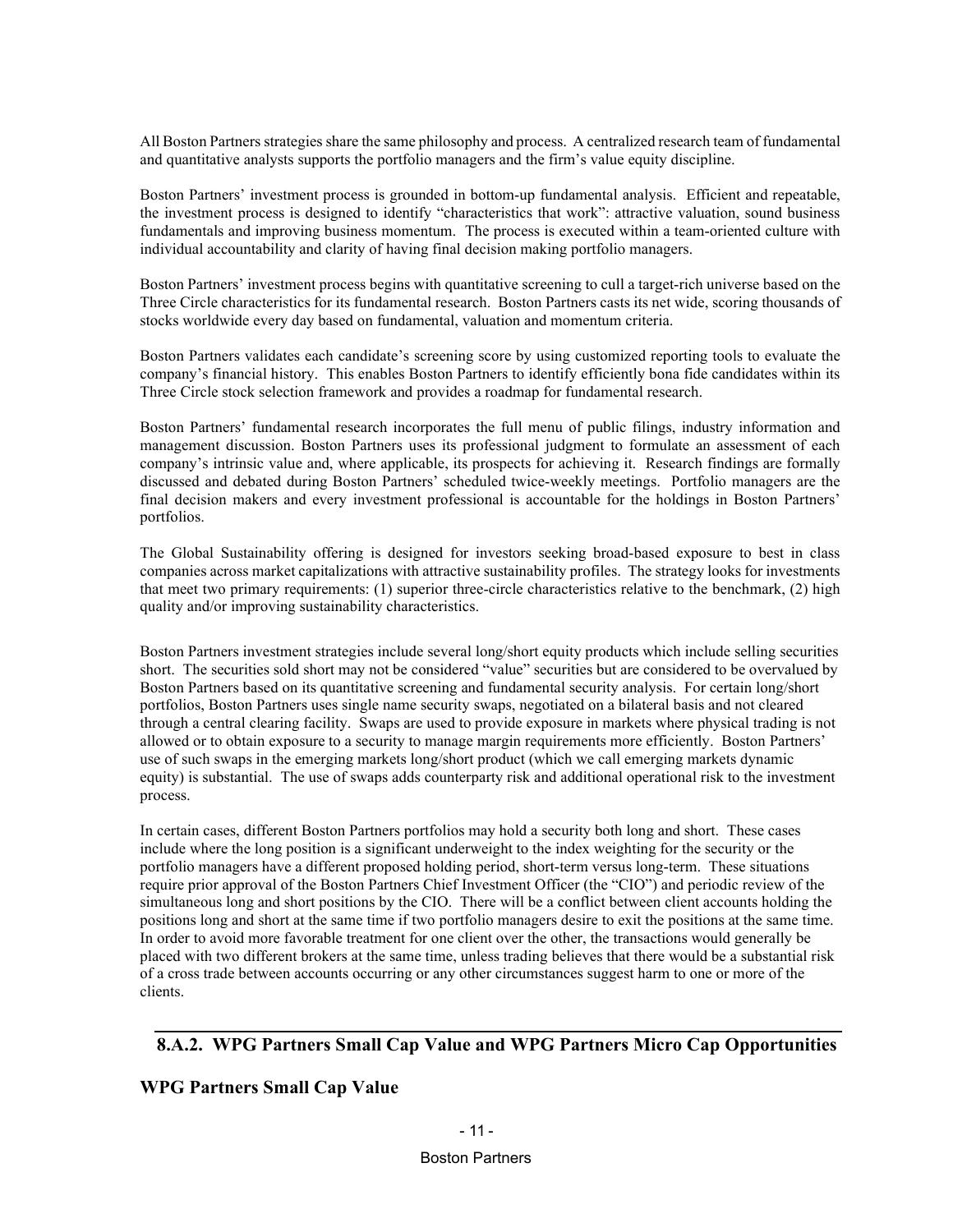All Boston Partners strategies share the same philosophy and process. A centralized research team of fundamental and quantitative analysts supports the portfolio managers and the firm's value equity discipline.

Boston Partners' investment process is grounded in bottom-up fundamental analysis. Efficient and repeatable, the investment process is designed to identify "characteristics that work": attractive valuation, sound business fundamentals and improving business momentum. The process is executed within a team-oriented culture with individual accountability and clarity of having final decision making portfolio managers.

Boston Partners' investment process begins with quantitative screening to cull a target-rich universe based on the Three Circle characteristics for its fundamental research. Boston Partners casts its net wide, scoring thousands of stocks worldwide every day based on fundamental, valuation and momentum criteria.

Boston Partners validates each candidate's screening score by using customized reporting tools to evaluate the company's financial history. This enables Boston Partners to identify efficiently bona fide candidates within its Three Circle stock selection framework and provides a roadmap for fundamental research.

Boston Partners' fundamental research incorporates the full menu of public filings, industry information and management discussion. Boston Partners uses its professional judgment to formulate an assessment of each company's intrinsic value and, where applicable, its prospects for achieving it. Research findings are formally discussed and debated during Boston Partners' scheduled twice-weekly meetings. Portfolio managers are the final decision makers and every investment professional is accountable for the holdings in Boston Partners' portfolios.

The Global Sustainability offering is designed for investors seeking broad-based exposure to best in class companies across market capitalizations with attractive sustainability profiles. The strategy looks for investments that meet two primary requirements: (1) superior three-circle characteristics relative to the benchmark, (2) high quality and/or improving sustainability characteristics.

Boston Partners investment strategies include several long/short equity products which include selling securities short. The securities sold short may not be considered "value" securities but are considered to be overvalued by Boston Partners based on its quantitative screening and fundamental security analysis. For certain long/short portfolios, Boston Partners uses single name security swaps, negotiated on a bilateral basis and not cleared through a central clearing facility. Swaps are used to provide exposure in markets where physical trading is not allowed or to obtain exposure to a security to manage margin requirements more efficiently. Boston Partners' use of such swaps in the emerging markets long/short product (which we call emerging markets dynamic equity) is substantial. The use of swaps adds counterparty risk and additional operational risk to the investment process.

In certain cases, different Boston Partners portfolios may hold a security both long and short. These cases include where the long position is a significant underweight to the index weighting for the security or the portfolio managers have a different proposed holding period, short-term versus long-term. These situations require prior approval of the Boston Partners Chief Investment Officer (the "CIO") and periodic review of the simultaneous long and short positions by the CIO. There will be a conflict between client accounts holding the positions long and short at the same time if two portfolio managers desire to exit the positions at the same time. In order to avoid more favorable treatment for one client over the other, the transactions would generally be placed with two different brokers at the same time, unless trading believes that there would be a substantial risk of a cross trade between accounts occurring or any other circumstances suggest harm to one or more of the clients.

## 8.A.2. WPG Partners Small Cap Value and WPG Partners Micro Cap Opportunities

### WPG Partners Small Cap Value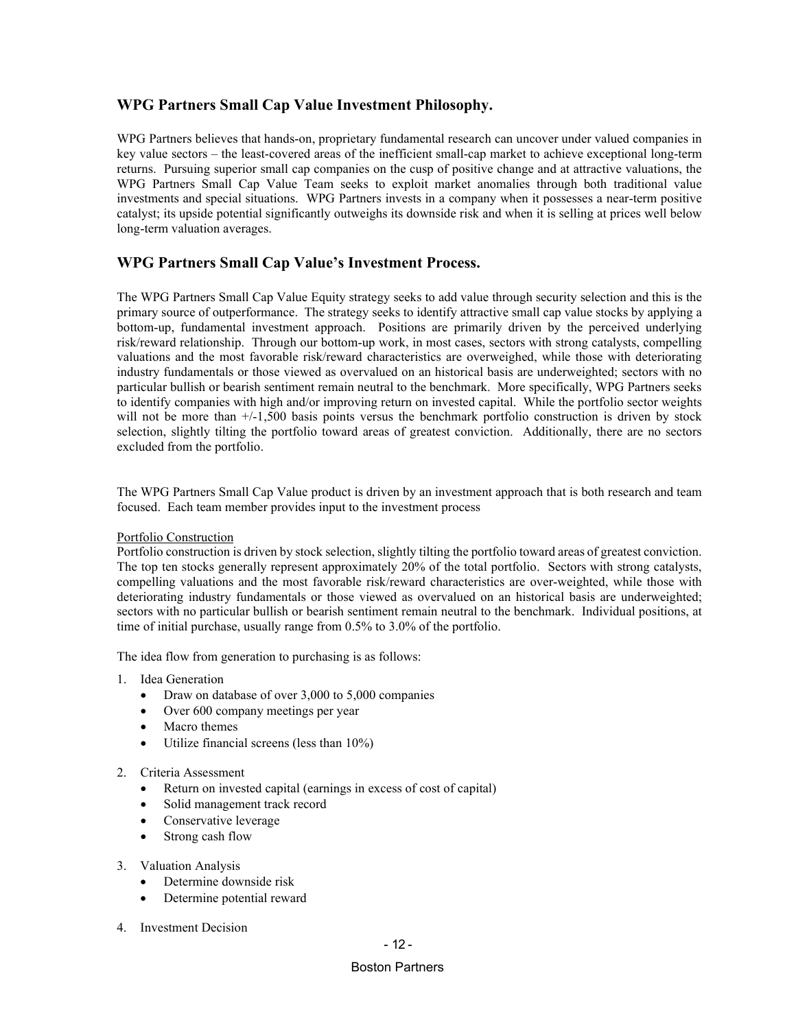## WPG Partners Small Cap Value Investment Philosophy.

WPG Partners believes that hands-on, proprietary fundamental research can uncover under valued companies in key value sectors – the least-covered areas of the inefficient small-cap market to achieve exceptional long-term returns. Pursuing superior small cap companies on the cusp of positive change and at attractive valuations, the WPG Partners Small Cap Value Team seeks to exploit market anomalies through both traditional value investments and special situations. WPG Partners invests in a company when it possesses a near-term positive catalyst; its upside potential significantly outweighs its downside risk and when it is selling at prices well below long-term valuation averages.

## WPG Partners Small Cap Value's Investment Process.

The WPG Partners Small Cap Value Equity strategy seeks to add value through security selection and this is the primary source of outperformance. The strategy seeks to identify attractive small cap value stocks by applying a bottom-up, fundamental investment approach. Positions are primarily driven by the perceived underlying risk/reward relationship. Through our bottom-up work, in most cases, sectors with strong catalysts, compelling valuations and the most favorable risk/reward characteristics are overweighed, while those with deteriorating industry fundamentals or those viewed as overvalued on an historical basis are underweighted; sectors with no particular bullish or bearish sentiment remain neutral to the benchmark. More specifically, WPG Partners seeks to identify companies with high and/or improving return on invested capital. While the portfolio sector weights will not be more than +/-1,500 basis points versus the benchmark portfolio construction is driven by stock selection, slightly tilting the portfolio toward areas of greatest conviction. Additionally, there are no sectors excluded from the portfolio.

The WPG Partners Small Cap Value product is driven by an investment approach that is both research and team focused. Each team member provides input to the investment process

Portfolio Construction

Portfolio construction is driven by stock selection, slightly tilting the portfolio toward areas of greatest conviction. The top ten stocks generally represent approximately 20% of the total portfolio. Sectors with strong catalysts, compelling valuations and the most favorable risk/reward characteristics are over-weighted, while those with deteriorating industry fundamentals or those viewed as overvalued on an historical basis are underweighted; sectors with no particular bullish or bearish sentiment remain neutral to the benchmark. Individual positions, at time of initial purchase, usually range from 0.5% to 3.0% of the portfolio.

The idea flow from generation to purchasing is as follows:

1. Idea Generation
   - Draw on database of over 3,000 to 5,000 companies
   - Over 600 company meetings per year
   - Macro themes
   - Utilize financial screens (less than 10%)
2. Criteria Assessment
   - Return on invested capital (earnings in excess of cost of capital)
   - Solid management track record
   - Conservative leverage
   - Strong cash flow
3. Valuation Analysis
   - Determine downside risk
   - Determine potential reward
4. Investment Decision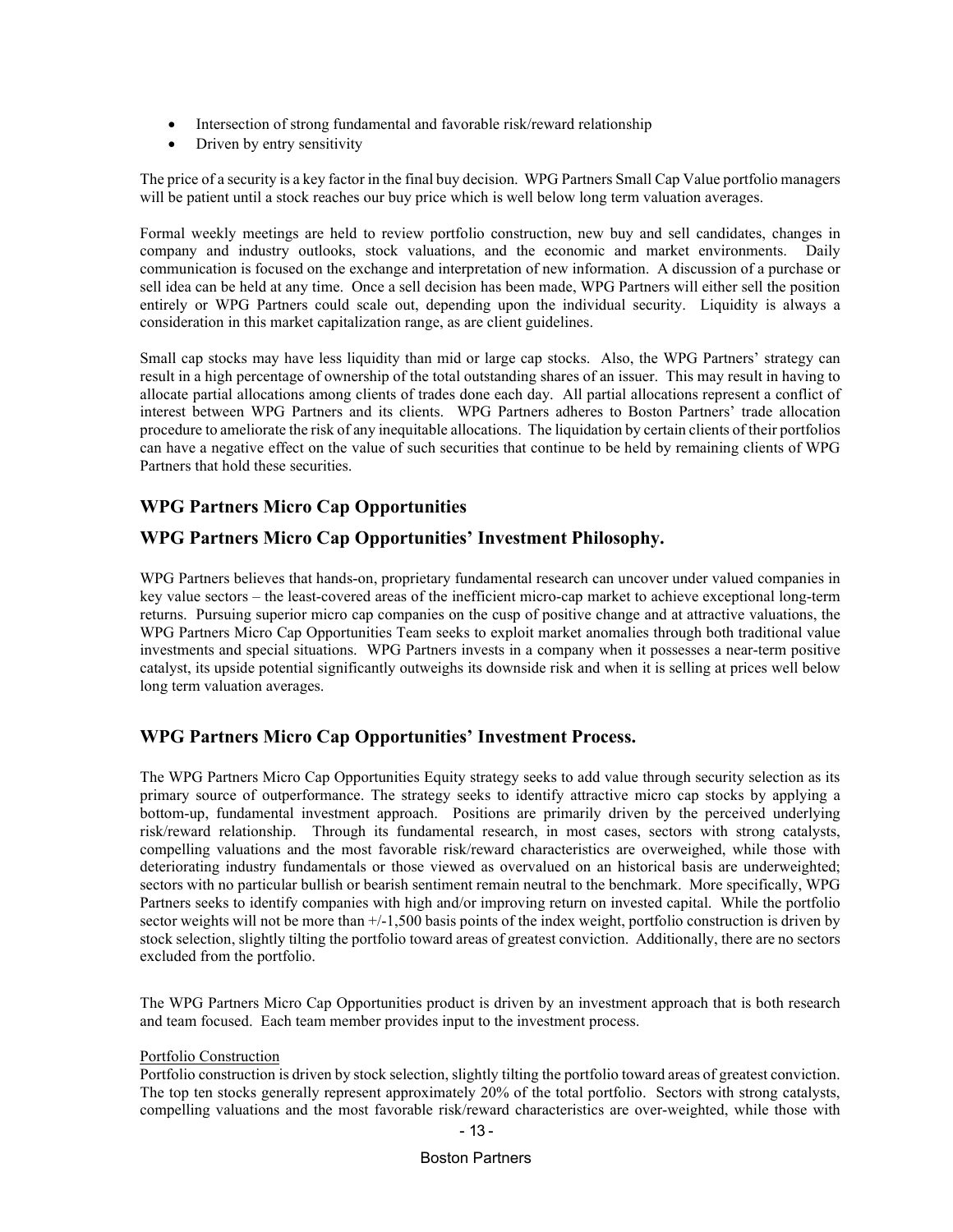- Intersection of strong fundamental and favorable risk/reward relationship
- Driven by entry sensitivity

The price of a security is a key factor in the final buy decision. WPG Partners Small Cap Value portfolio managers will be patient until a stock reaches our buy price which is well below long term valuation averages.

Formal weekly meetings are held to review portfolio construction, new buy and sell candidates, changes in company and industry outlooks, stock valuations, and the economic and market environments. Daily communication is focused on the exchange and interpretation of new information. A discussion of a purchase or sell idea can be held at any time. Once a sell decision has been made, WPG Partners will either sell the position entirely or WPG Partners could scale out, depending upon the individual security. Liquidity is always a consideration in this market capitalization range, as are client guidelines.

Small cap stocks may have less liquidity than mid or large cap stocks. Also, the WPG Partners' strategy can result in a high percentage of ownership of the total outstanding shares of an issuer. This may result in having to allocate partial allocations among clients of trades done each day. All partial allocations represent a conflict of interest between WPG Partners and its clients. WPG Partners adheres to Boston Partners' trade allocation procedure to ameliorate the risk of any inequitable allocations. The liquidation by certain clients of their portfolios can have a negative effect on the value of such securities that continue to be held by remaining clients of WPG Partners that hold these securities.

## WPG Partners Micro Cap Opportunities

## WPG Partners Micro Cap Opportunities' Investment Philosophy.

WPG Partners believes that hands-on, proprietary fundamental research can uncover under valued companies in key value sectors – the least-covered areas of the inefficient micro-cap market to achieve exceptional long-term returns. Pursuing superior micro cap companies on the cusp of positive change and at attractive valuations, the WPG Partners Micro Cap Opportunities Team seeks to exploit market anomalies through both traditional value investments and special situations. WPG Partners invests in a company when it possesses a near-term positive catalyst, its upside potential significantly outweighs its downside risk and when it is selling at prices well below long term valuation averages.

## WPG Partners Micro Cap Opportunities' Investment Process.

The WPG Partners Micro Cap Opportunities Equity strategy seeks to add value through security selection as its primary source of outperformance. The strategy seeks to identify attractive micro cap stocks by applying a bottom-up, fundamental investment approach. Positions are primarily driven by the perceived underlying risk/reward relationship. Through its fundamental research, in most cases, sectors with strong catalysts, compelling valuations and the most favorable risk/reward characteristics are overweighed, while those with deteriorating industry fundamentals or those viewed as overvalued on an historical basis are underweighted; sectors with no particular bullish or bearish sentiment remain neutral to the benchmark. More specifically, WPG Partners seeks to identify companies with high and/or improving return on invested capital. While the portfolio sector weights will not be more than +/-1,500 basis points of the index weight, portfolio construction is driven by stock selection, slightly tilting the portfolio toward areas of greatest conviction. Additionally, there are no sectors excluded from the portfolio.

The WPG Partners Micro Cap Opportunities product is driven by an investment approach that is both research and team focused. Each team member provides input to the investment process.

Portfolio Construction

Portfolio construction is driven by stock selection, slightly tilting the portfolio toward areas of greatest conviction. The top ten stocks generally represent approximately 20% of the total portfolio. Sectors with strong catalysts, compelling valuations and the most favorable risk/reward characteristics are over-weighted, while those with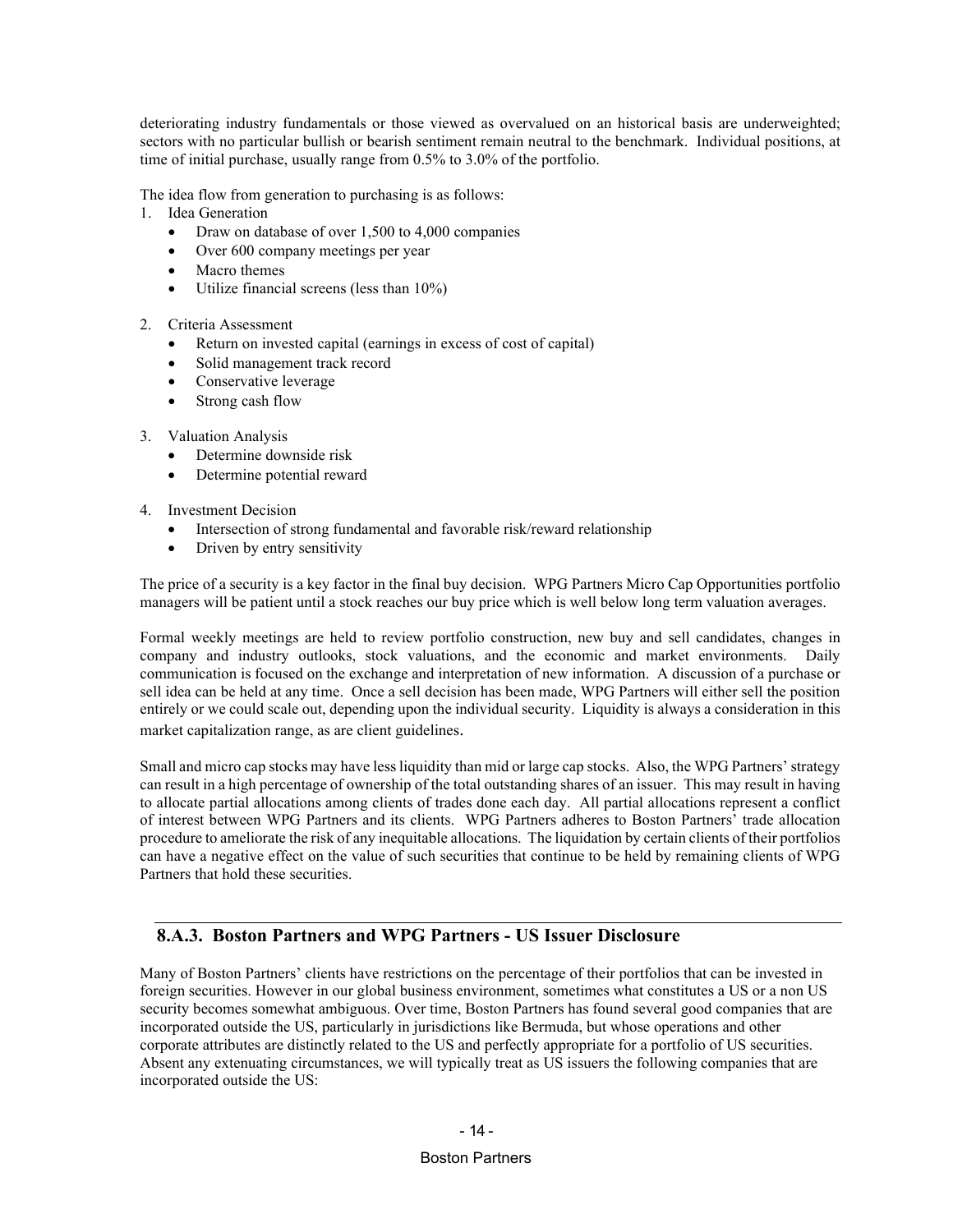deteriorating industry fundamentals or those viewed as overvalued on an historical basis are underweighted; sectors with no particular bullish or bearish sentiment remain neutral to the benchmark. Individual positions, at time of initial purchase, usually range from 0.5% to 3.0% of the portfolio.

The idea flow from generation to purchasing is as follows:

1. Idea Generation
   - Draw on database of over 1,500 to 4,000 companies
   - Over 600 company meetings per year
   - Macro themes
   - Utilize financial screens (less than 10%)
2. Criteria Assessment
   - Return on invested capital (earnings in excess of cost of capital)
   - Solid management track record
   - Conservative leverage
   - Strong cash flow
3. Valuation Analysis
   - Determine downside risk
   - Determine potential reward
4. Investment Decision
   - Intersection of strong fundamental and favorable risk/reward relationship
   - Driven by entry sensitivity

The price of a security is a key factor in the final buy decision. WPG Partners Micro Cap Opportunities portfolio managers will be patient until a stock reaches our buy price which is well below long term valuation averages.

Formal weekly meetings are held to review portfolio construction, new buy and sell candidates, changes in company and industry outlooks, stock valuations, and the economic and market environments. Daily communication is focused on the exchange and interpretation of new information. A discussion of a purchase or sell idea can be held at any time. Once a sell decision has been made, WPG Partners will either sell the position entirely or we could scale out, depending upon the individual security. Liquidity is always a consideration in this market capitalization range, as are client guidelines.

Small and micro cap stocks may have less liquidity than mid or large cap stocks. Also, the WPG Partners' strategy can result in a high percentage of ownership of the total outstanding shares of an issuer. This may result in having to allocate partial allocations among clients of trades done each day. All partial allocations represent a conflict of interest between WPG Partners and its clients. WPG Partners adheres to Boston Partners' trade allocation procedure to ameliorate the risk of any inequitable allocations. The liquidation by certain clients of their portfolios can have a negative effect on the value of such securities that continue to be held by remaining clients of WPG Partners that hold these securities.

## 8.A.3. Boston Partners and WPG Partners - US Issuer Disclosure

Many of Boston Partners' clients have restrictions on the percentage of their portfolios that can be invested in foreign securities. However in our global business environment, sometimes what constitutes a US or a non US security becomes somewhat ambiguous. Over time, Boston Partners has found several good companies that are incorporated outside the US, particularly in jurisdictions like Bermuda, but whose operations and other corporate attributes are distinctly related to the US and perfectly appropriate for a portfolio of US securities. Absent any extenuating circumstances, we will typically treat as US issuers the following companies that are incorporated outside the US: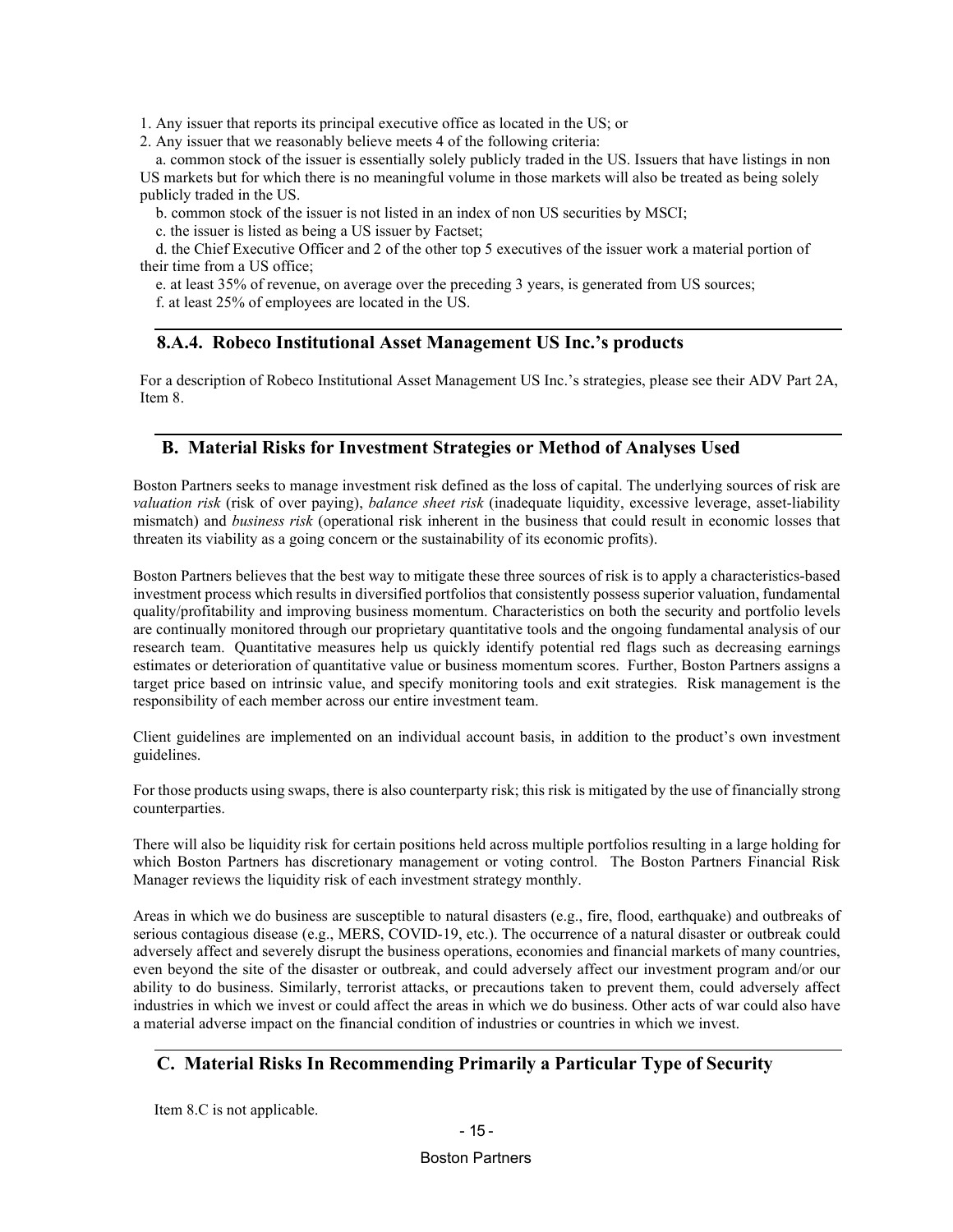1. Any issuer that reports its principal executive office as located in the US; or
2. Any issuer that we reasonably believe meets 4 of the following criteria:
   a. common stock of the issuer is essentially solely publicly traded in the US. Issuers that have listings in non US markets but for which there is no meaningful volume in those markets will also be treated as being solely publicly traded in the US.
   b. common stock of the issuer is not listed in an index of non US securities by MSCI;
   c. the issuer is listed as being a US issuer by Factset;
   d. the Chief Executive Officer and 2 of the other top 5 executives of the issuer work a material portion of their time from a US office;
   e. at least 35% of revenue, on average over the preceding 3 years, is generated from US sources;
   f. at least 25% of employees are located in the US.

### 8.A.4. Robeco Institutional Asset Management US Inc.'s products

For a description of Robeco Institutional Asset Management US Inc.'s strategies, please see their ADV Part 2A, Item 8.

## B. Material Risks for Investment Strategies or Method of Analyses Used

Boston Partners seeks to manage investment risk defined as the loss of capital. The underlying sources of risk are *valuation risk* (risk of over paying), *balance sheet risk* (inadequate liquidity, excessive leverage, asset-liability mismatch) and *business risk* (operational risk inherent in the business that could result in economic losses that threaten its viability as a going concern or the sustainability of its economic profits).

Boston Partners believes that the best way to mitigate these three sources of risk is to apply a characteristics-based investment process which results in diversified portfolios that consistently possess superior valuation, fundamental quality/profitability and improving business momentum. Characteristics on both the security and portfolio levels are continually monitored through our proprietary quantitative tools and the ongoing fundamental analysis of our research team. Quantitative measures help us quickly identify potential red flags such as decreasing earnings estimates or deterioration of quantitative value or business momentum scores. Further, Boston Partners assigns a target price based on intrinsic value, and specify monitoring tools and exit strategies. Risk management is the responsibility of each member across our entire investment team.

Client guidelines are implemented on an individual account basis, in addition to the product's own investment guidelines.

For those products using swaps, there is also counterparty risk; this risk is mitigated by the use of financially strong counterparties.

There will also be liquidity risk for certain positions held across multiple portfolios resulting in a large holding for which Boston Partners has discretionary management or voting control. The Boston Partners Financial Risk Manager reviews the liquidity risk of each investment strategy monthly.

Areas in which we do business are susceptible to natural disasters (e.g., fire, flood, earthquake) and outbreaks of serious contagious disease (e.g., MERS, COVID-19, etc.). The occurrence of a natural disaster or outbreak could adversely affect and severely disrupt the business operations, economies and financial markets of many countries, even beyond the site of the disaster or outbreak, and could adversely affect our investment program and/or our ability to do business. Similarly, terrorist attacks, or precautions taken to prevent them, could adversely affect industries in which we invest or could affect the areas in which we do business. Other acts of war could also have a material adverse impact on the financial condition of industries or countries in which we invest.

## C. Material Risks In Recommending Primarily a Particular Type of Security

Item 8.C is not applicable.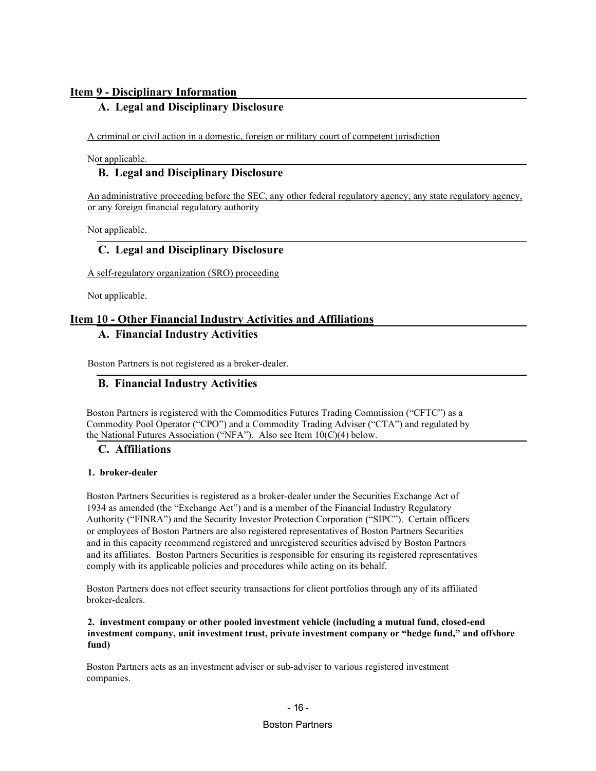## Item 9 - Disciplinary Information

### A. Legal and Disciplinary Disclosure

A criminal or civil action in a domestic, foreign or military court of competent jurisdiction

Not applicable.

### B. Legal and Disciplinary Disclosure

An administrative proceeding before the SEC, any other federal regulatory agency, any state regulatory agency, or any foreign financial regulatory authority

Not applicable.

### C. Legal and Disciplinary Disclosure

A self-regulatory organization (SRO) proceeding

Not applicable.

## Item 10 - Other Financial Industry Activities and Affiliations

### A. Financial Industry Activities

Boston Partners is not registered as a broker-dealer.

### B. Financial Industry Activities

Boston Partners is registered with the Commodities Futures Trading Commission ("CFTC") as a Commodity Pool Operator ("CPO") and a Commodity Trading Adviser ("CTA") and regulated by the National Futures Association ("NFA"). Also see Item 10(C)(4) below.

### C. Affiliations

**1. broker-dealer**

Boston Partners Securities is registered as a broker-dealer under the Securities Exchange Act of 1934 as amended (the "Exchange Act") and is a member of the Financial Industry Regulatory Authority ("FINRA") and the Security Investor Protection Corporation ("SIPC"). Certain officers or employees of Boston Partners are also registered representatives of Boston Partners Securities and in this capacity recommend registered and unregistered securities advised by Boston Partners and its affiliates. Boston Partners Securities is responsible for ensuring its registered representatives comply with its applicable policies and procedures while acting on its behalf.

Boston Partners does not effect security transactions for client portfolios through any of its affiliated broker-dealers.

**2. investment company or other pooled investment vehicle (including a mutual fund, closed-end investment company, unit investment trust, private investment company or "hedge fund," and offshore fund)**

Boston Partners acts as an investment adviser or sub-adviser to various registered investment companies.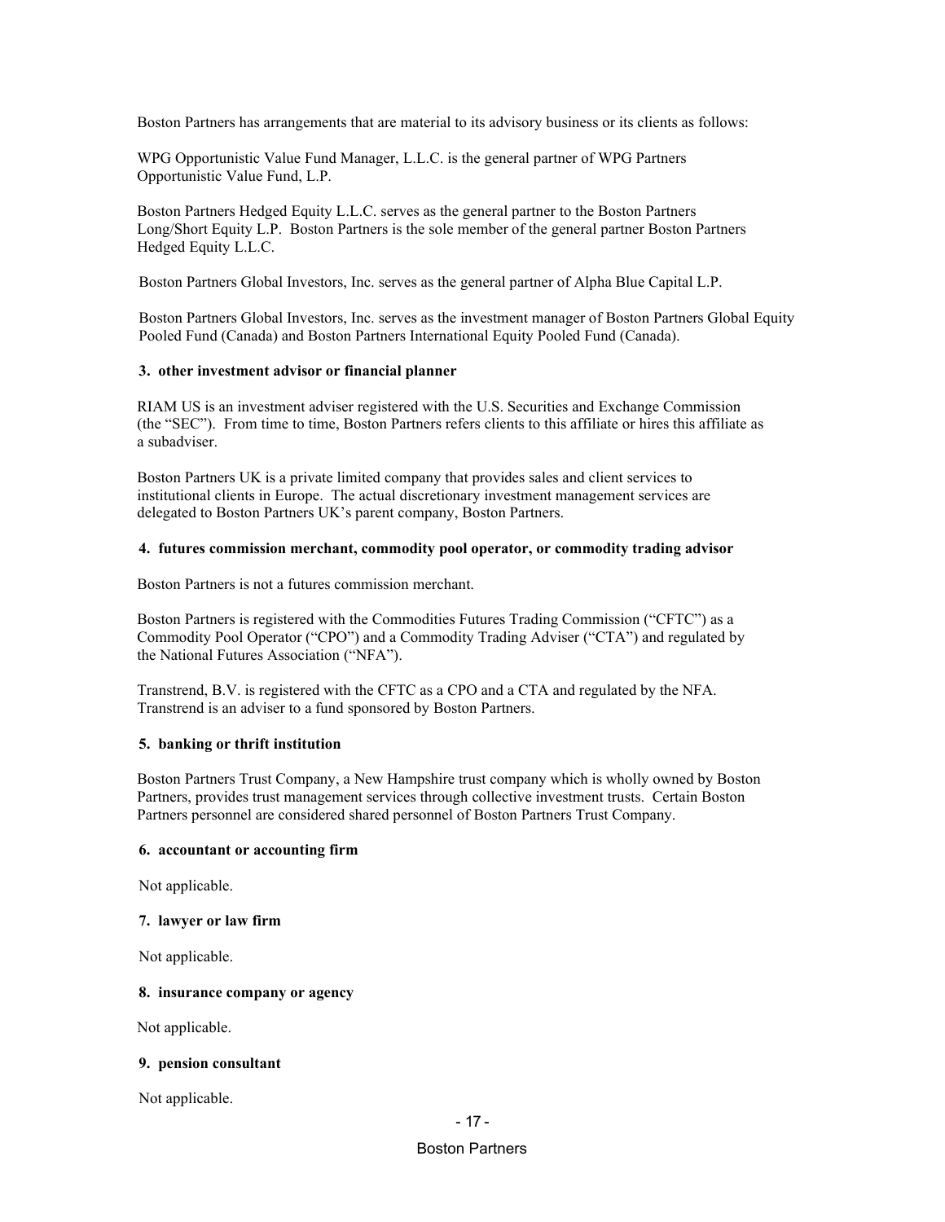Boston Partners has arrangements that are material to its advisory business or its clients as follows:

WPG Opportunistic Value Fund Manager, L.L.C. is the general partner of WPG Partners Opportunistic Value Fund, L.P.

Boston Partners Hedged Equity L.L.C. serves as the general partner to the Boston Partners Long/Short Equity L.P. Boston Partners is the sole member of the general partner Boston Partners Hedged Equity L.L.C.

Boston Partners Global Investors, Inc. serves as the general partner of Alpha Blue Capital L.P.

Boston Partners Global Investors, Inc. serves as the investment manager of Boston Partners Global Equity Pooled Fund (Canada) and Boston Partners International Equity Pooled Fund (Canada).

**3. other investment advisor or financial planner**

RIAM US is an investment adviser registered with the U.S. Securities and Exchange Commission (the "SEC"). From time to time, Boston Partners refers clients to this affiliate or hires this affiliate as a subadviser.

Boston Partners UK is a private limited company that provides sales and client services to institutional clients in Europe. The actual discretionary investment management services are delegated to Boston Partners UK's parent company, Boston Partners.

**4. futures commission merchant, commodity pool operator, or commodity trading advisor**

Boston Partners is not a futures commission merchant.

Boston Partners is registered with the Commodities Futures Trading Commission ("CFTC") as a Commodity Pool Operator ("CPO") and a Commodity Trading Adviser ("CTA") and regulated by the National Futures Association ("NFA").

Transtrend, B.V. is registered with the CFTC as a CPO and a CTA and regulated by the NFA. Transtrend is an adviser to a fund sponsored by Boston Partners.

**5. banking or thrift institution**

Boston Partners Trust Company, a New Hampshire trust company which is wholly owned by Boston Partners, provides trust management services through collective investment trusts. Certain Boston Partners personnel are considered shared personnel of Boston Partners Trust Company.

**6. accountant or accounting firm**

Not applicable.

**7. lawyer or law firm**

Not applicable.

**8. insurance company or agency**

Not applicable.

**9. pension consultant**

Not applicable.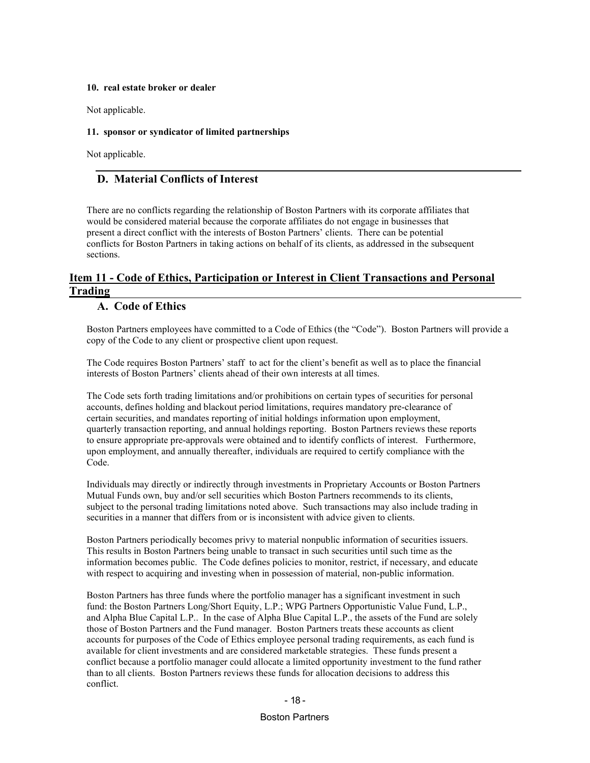**10. real estate broker or dealer**

Not applicable.

**11. sponsor or syndicator of limited partnerships**

Not applicable.

### D. Material Conflicts of Interest

There are no conflicts regarding the relationship of Boston Partners with its corporate affiliates that would be considered material because the corporate affiliates do not engage in businesses that present a direct conflict with the interests of Boston Partners' clients. There can be potential conflicts for Boston Partners in taking actions on behalf of its clients, as addressed in the subsequent sections.

## Item 11 - Code of Ethics, Participation or Interest in Client Transactions and Personal Trading

### A. Code of Ethics

Boston Partners employees have committed to a Code of Ethics (the "Code"). Boston Partners will provide a copy of the Code to any client or prospective client upon request.

The Code requires Boston Partners' staff to act for the client's benefit as well as to place the financial interests of Boston Partners' clients ahead of their own interests at all times.

The Code sets forth trading limitations and/or prohibitions on certain types of securities for personal accounts, defines holding and blackout period limitations, requires mandatory pre-clearance of certain securities, and mandates reporting of initial holdings information upon employment, quarterly transaction reporting, and annual holdings reporting. Boston Partners reviews these reports to ensure appropriate pre-approvals were obtained and to identify conflicts of interest. Furthermore, upon employment, and annually thereafter, individuals are required to certify compliance with the Code.

Individuals may directly or indirectly through investments in Proprietary Accounts or Boston Partners Mutual Funds own, buy and/or sell securities which Boston Partners recommends to its clients, subject to the personal trading limitations noted above. Such transactions may also include trading in securities in a manner that differs from or is inconsistent with advice given to clients.

Boston Partners periodically becomes privy to material nonpublic information of securities issuers. This results in Boston Partners being unable to transact in such securities until such time as the information becomes public. The Code defines policies to monitor, restrict, if necessary, and educate with respect to acquiring and investing when in possession of material, non-public information.

Boston Partners has three funds where the portfolio manager has a significant investment in such fund: the Boston Partners Long/Short Equity, L.P.; WPG Partners Opportunistic Value Fund, L.P., and Alpha Blue Capital L.P.. In the case of Alpha Blue Capital L.P., the assets of the Fund are solely those of Boston Partners and the Fund manager. Boston Partners treats these accounts as client accounts for purposes of the Code of Ethics employee personal trading requirements, as each fund is available for client investments and are considered marketable strategies. These funds present a conflict because a portfolio manager could allocate a limited opportunity investment to the fund rather than to all clients. Boston Partners reviews these funds for allocation decisions to address this conflict.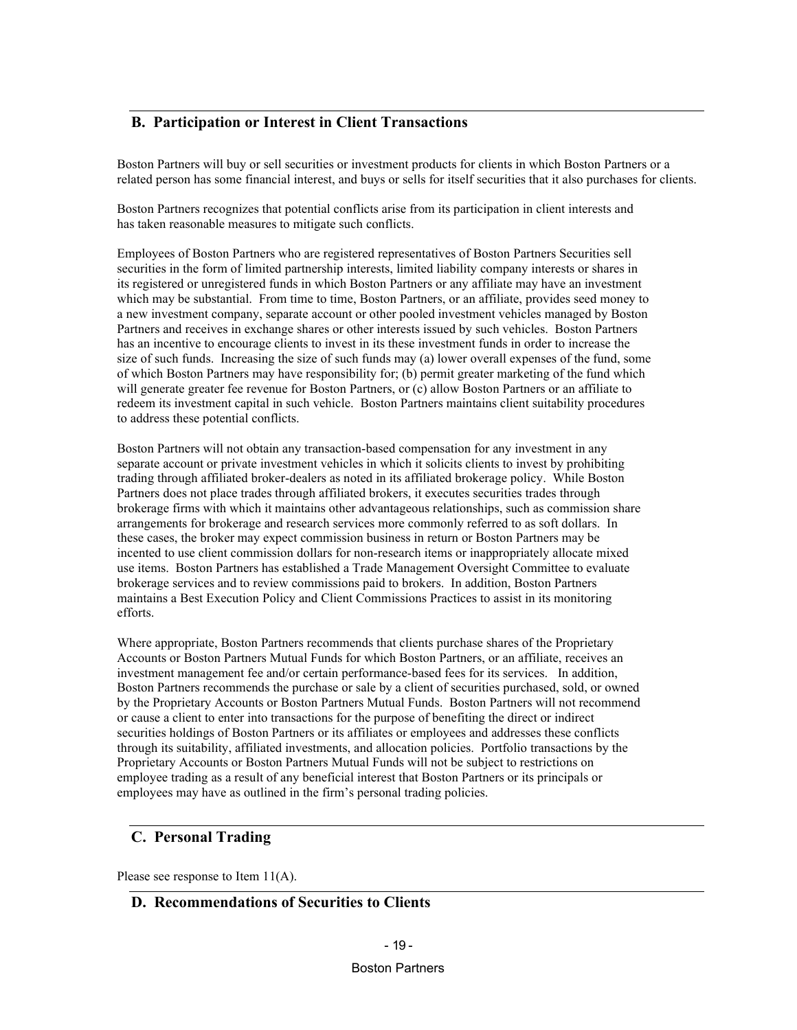## B. Participation or Interest in Client Transactions

Boston Partners will buy or sell securities or investment products for clients in which Boston Partners or a related person has some financial interest, and buys or sells for itself securities that it also purchases for clients.

Boston Partners recognizes that potential conflicts arise from its participation in client interests and has taken reasonable measures to mitigate such conflicts.

Employees of Boston Partners who are registered representatives of Boston Partners Securities sell securities in the form of limited partnership interests, limited liability company interests or shares in its registered or unregistered funds in which Boston Partners or any affiliate may have an investment which may be substantial. From time to time, Boston Partners, or an affiliate, provides seed money to a new investment company, separate account or other pooled investment vehicles managed by Boston Partners and receives in exchange shares or other interests issued by such vehicles. Boston Partners has an incentive to encourage clients to invest in its these investment funds in order to increase the size of such funds. Increasing the size of such funds may (a) lower overall expenses of the fund, some of which Boston Partners may have responsibility for; (b) permit greater marketing of the fund which will generate greater fee revenue for Boston Partners, or (c) allow Boston Partners or an affiliate to redeem its investment capital in such vehicle. Boston Partners maintains client suitability procedures to address these potential conflicts.

Boston Partners will not obtain any transaction-based compensation for any investment in any separate account or private investment vehicles in which it solicits clients to invest by prohibiting trading through affiliated broker-dealers as noted in its affiliated brokerage policy. While Boston Partners does not place trades through affiliated brokers, it executes securities trades through brokerage firms with which it maintains other advantageous relationships, such as commission share arrangements for brokerage and research services more commonly referred to as soft dollars. In these cases, the broker may expect commission business in return or Boston Partners may be incented to use client commission dollars for non-research items or inappropriately allocate mixed use items. Boston Partners has established a Trade Management Oversight Committee to evaluate brokerage services and to review commissions paid to brokers. In addition, Boston Partners maintains a Best Execution Policy and Client Commissions Practices to assist in its monitoring efforts.

Where appropriate, Boston Partners recommends that clients purchase shares of the Proprietary Accounts or Boston Partners Mutual Funds for which Boston Partners, or an affiliate, receives an investment management fee and/or certain performance-based fees for its services. In addition, Boston Partners recommends the purchase or sale by a client of securities purchased, sold, or owned by the Proprietary Accounts or Boston Partners Mutual Funds. Boston Partners will not recommend or cause a client to enter into transactions for the purpose of benefiting the direct or indirect securities holdings of Boston Partners or its affiliates or employees and addresses these conflicts through its suitability, affiliated investments, and allocation policies. Portfolio transactions by the Proprietary Accounts or Boston Partners Mutual Funds will not be subject to restrictions on employee trading as a result of any beneficial interest that Boston Partners or its principals or employees may have as outlined in the firm's personal trading policies.

## C. Personal Trading

Please see response to Item 11(A).

## D. Recommendations of Securities to Clients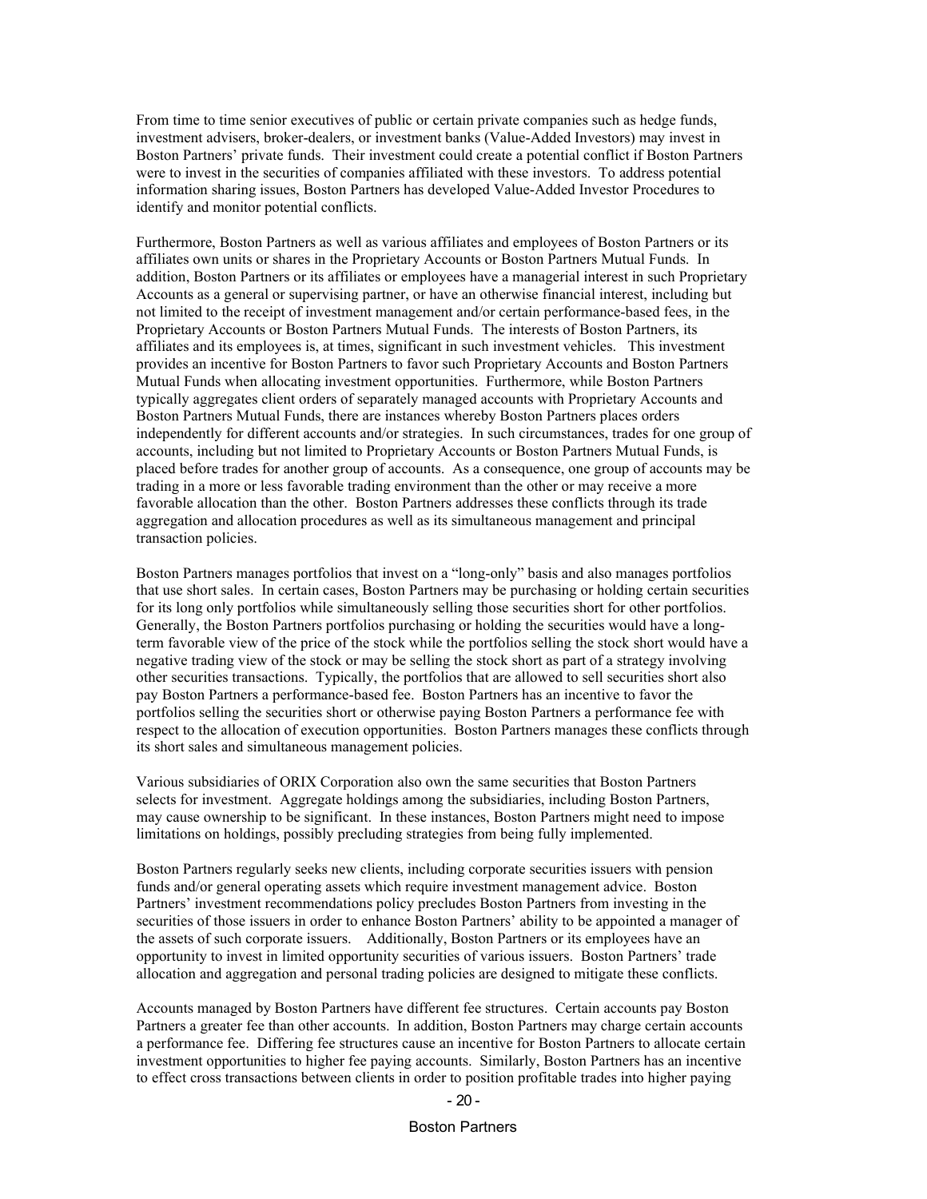From time to time senior executives of public or certain private companies such as hedge funds, investment advisers, broker-dealers, or investment banks (Value-Added Investors) may invest in Boston Partners' private funds. Their investment could create a potential conflict if Boston Partners were to invest in the securities of companies affiliated with these investors. To address potential information sharing issues, Boston Partners has developed Value-Added Investor Procedures to identify and monitor potential conflicts.

Furthermore, Boston Partners as well as various affiliates and employees of Boston Partners or its affiliates own units or shares in the Proprietary Accounts or Boston Partners Mutual Funds. In addition, Boston Partners or its affiliates or employees have a managerial interest in such Proprietary Accounts as a general or supervising partner, or have an otherwise financial interest, including but not limited to the receipt of investment management and/or certain performance-based fees, in the Proprietary Accounts or Boston Partners Mutual Funds. The interests of Boston Partners, its affiliates and its employees is, at times, significant in such investment vehicles. This investment provides an incentive for Boston Partners to favor such Proprietary Accounts and Boston Partners Mutual Funds when allocating investment opportunities. Furthermore, while Boston Partners typically aggregates client orders of separately managed accounts with Proprietary Accounts and Boston Partners Mutual Funds, there are instances whereby Boston Partners places orders independently for different accounts and/or strategies. In such circumstances, trades for one group of accounts, including but not limited to Proprietary Accounts or Boston Partners Mutual Funds, is placed before trades for another group of accounts. As a consequence, one group of accounts may be trading in a more or less favorable trading environment than the other or may receive a more favorable allocation than the other. Boston Partners addresses these conflicts through its trade aggregation and allocation procedures as well as its simultaneous management and principal transaction policies.

Boston Partners manages portfolios that invest on a "long-only" basis and also manages portfolios that use short sales. In certain cases, Boston Partners may be purchasing or holding certain securities for its long only portfolios while simultaneously selling those securities short for other portfolios. Generally, the Boston Partners portfolios purchasing or holding the securities would have a long-term favorable view of the price of the stock while the portfolios selling the stock short would have a negative trading view of the stock or may be selling the stock short as part of a strategy involving other securities transactions. Typically, the portfolios that are allowed to sell securities short also pay Boston Partners a performance-based fee. Boston Partners has an incentive to favor the portfolios selling the securities short or otherwise paying Boston Partners a performance fee with respect to the allocation of execution opportunities. Boston Partners manages these conflicts through its short sales and simultaneous management policies.

Various subsidiaries of ORIX Corporation also own the same securities that Boston Partners selects for investment. Aggregate holdings among the subsidiaries, including Boston Partners, may cause ownership to be significant. In these instances, Boston Partners might need to impose limitations on holdings, possibly precluding strategies from being fully implemented.

Boston Partners regularly seeks new clients, including corporate securities issuers with pension funds and/or general operating assets which require investment management advice. Boston Partners' investment recommendations policy precludes Boston Partners from investing in the securities of those issuers in order to enhance Boston Partners' ability to be appointed a manager of the assets of such corporate issuers. Additionally, Boston Partners or its employees have an opportunity to invest in limited opportunity securities of various issuers. Boston Partners' trade allocation and aggregation and personal trading policies are designed to mitigate these conflicts.

Accounts managed by Boston Partners have different fee structures. Certain accounts pay Boston Partners a greater fee than other accounts. In addition, Boston Partners may charge certain accounts a performance fee. Differing fee structures cause an incentive for Boston Partners to allocate certain investment opportunities to higher fee paying accounts. Similarly, Boston Partners has an incentive to effect cross transactions between clients in order to position profitable trades into higher paying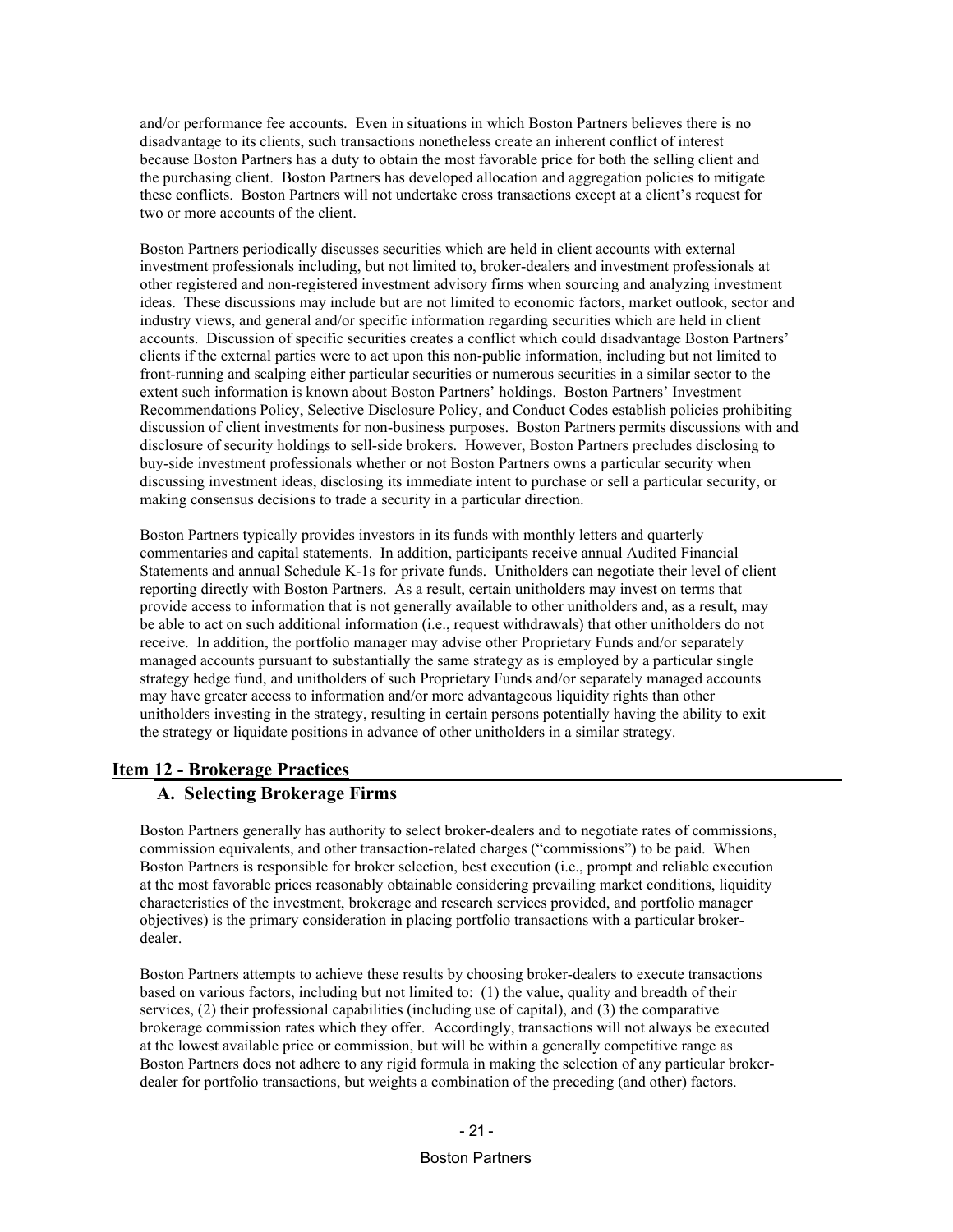and/or performance fee accounts. Even in situations in which Boston Partners believes there is no disadvantage to its clients, such transactions nonetheless create an inherent conflict of interest because Boston Partners has a duty to obtain the most favorable price for both the selling client and the purchasing client. Boston Partners has developed allocation and aggregation policies to mitigate these conflicts. Boston Partners will not undertake cross transactions except at a client's request for two or more accounts of the client.

Boston Partners periodically discusses securities which are held in client accounts with external investment professionals including, but not limited to, broker-dealers and investment professionals at other registered and non-registered investment advisory firms when sourcing and analyzing investment ideas. These discussions may include but are not limited to economic factors, market outlook, sector and industry views, and general and/or specific information regarding securities which are held in client accounts. Discussion of specific securities creates a conflict which could disadvantage Boston Partners' clients if the external parties were to act upon this non-public information, including but not limited to front-running and scalping either particular securities or numerous securities in a similar sector to the extent such information is known about Boston Partners' holdings. Boston Partners' Investment Recommendations Policy, Selective Disclosure Policy, and Conduct Codes establish policies prohibiting discussion of client investments for non-business purposes. Boston Partners permits discussions with and disclosure of security holdings to sell-side brokers. However, Boston Partners precludes disclosing to buy-side investment professionals whether or not Boston Partners owns a particular security when discussing investment ideas, disclosing its immediate intent to purchase or sell a particular security, or making consensus decisions to trade a security in a particular direction.

Boston Partners typically provides investors in its funds with monthly letters and quarterly commentaries and capital statements. In addition, participants receive annual Audited Financial Statements and annual Schedule K-1s for private funds. Unitholders can negotiate their level of client reporting directly with Boston Partners. As a result, certain unitholders may invest on terms that provide access to information that is not generally available to other unitholders and, as a result, may be able to act on such additional information (i.e., request withdrawals) that other unitholders do not receive. In addition, the portfolio manager may advise other Proprietary Funds and/or separately managed accounts pursuant to substantially the same strategy as is employed by a particular single strategy hedge fund, and unitholders of such Proprietary Funds and/or separately managed accounts may have greater access to information and/or more advantageous liquidity rights than other unitholders investing in the strategy, resulting in certain persons potentially having the ability to exit the strategy or liquidate positions in advance of other unitholders in a similar strategy.

## Item 12 - Brokerage Practices

### A. Selecting Brokerage Firms

Boston Partners generally has authority to select broker-dealers and to negotiate rates of commissions, commission equivalents, and other transaction-related charges ("commissions") to be paid. When Boston Partners is responsible for broker selection, best execution (i.e., prompt and reliable execution at the most favorable prices reasonably obtainable considering prevailing market conditions, liquidity characteristics of the investment, brokerage and research services provided, and portfolio manager objectives) is the primary consideration in placing portfolio transactions with a particular broker-dealer.

Boston Partners attempts to achieve these results by choosing broker-dealers to execute transactions based on various factors, including but not limited to: (1) the value, quality and breadth of their services, (2) their professional capabilities (including use of capital), and (3) the comparative brokerage commission rates which they offer. Accordingly, transactions will not always be executed at the lowest available price or commission, but will be within a generally competitive range as Boston Partners does not adhere to any rigid formula in making the selection of any particular broker-dealer for portfolio transactions, but weights a combination of the preceding (and other) factors.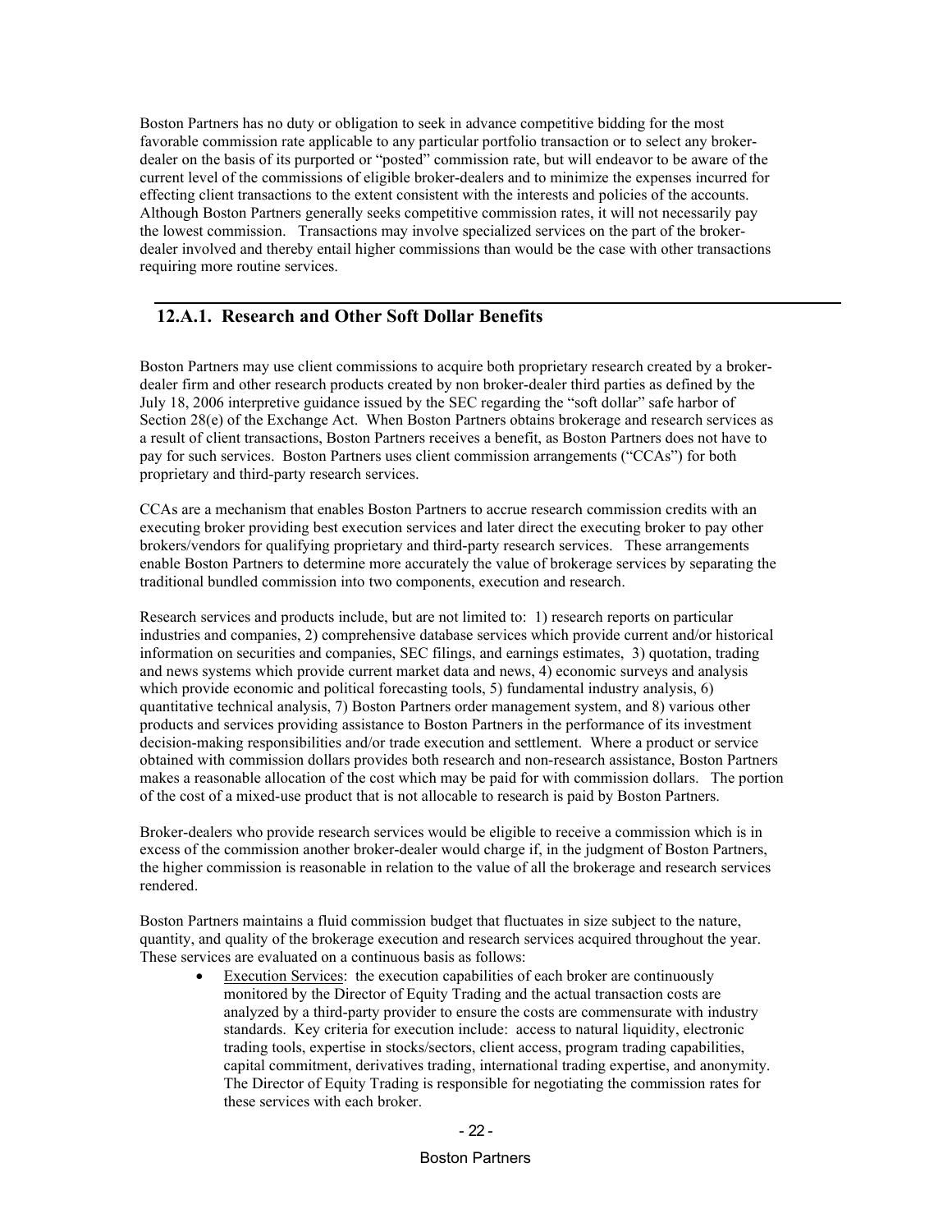Boston Partners has no duty or obligation to seek in advance competitive bidding for the most favorable commission rate applicable to any particular portfolio transaction or to select any broker-dealer on the basis of its purported or "posted" commission rate, but will endeavor to be aware of the current level of the commissions of eligible broker-dealers and to minimize the expenses incurred for effecting client transactions to the extent consistent with the interests and policies of the accounts. Although Boston Partners generally seeks competitive commission rates, it will not necessarily pay the lowest commission. Transactions may involve specialized services on the part of the broker-dealer involved and thereby entail higher commissions than would be the case with other transactions requiring more routine services.

## 12.A.1. Research and Other Soft Dollar Benefits

Boston Partners may use client commissions to acquire both proprietary research created by a broker-dealer firm and other research products created by non broker-dealer third parties as defined by the July 18, 2006 interpretive guidance issued by the SEC regarding the "soft dollar" safe harbor of Section 28(e) of the Exchange Act. When Boston Partners obtains brokerage and research services as a result of client transactions, Boston Partners receives a benefit, as Boston Partners does not have to pay for such services. Boston Partners uses client commission arrangements ("CCAs") for both proprietary and third-party research services.

CCAs are a mechanism that enables Boston Partners to accrue research commission credits with an executing broker providing best execution services and later direct the executing broker to pay other brokers/vendors for qualifying proprietary and third-party research services. These arrangements enable Boston Partners to determine more accurately the value of brokerage services by separating the traditional bundled commission into two components, execution and research.

Research services and products include, but are not limited to: 1) research reports on particular industries and companies, 2) comprehensive database services which provide current and/or historical information on securities and companies, SEC filings, and earnings estimates, 3) quotation, trading and news systems which provide current market data and news, 4) economic surveys and analysis which provide economic and political forecasting tools, 5) fundamental industry analysis, 6) quantitative technical analysis, 7) Boston Partners order management system, and 8) various other products and services providing assistance to Boston Partners in the performance of its investment decision-making responsibilities and/or trade execution and settlement. Where a product or service obtained with commission dollars provides both research and non-research assistance, Boston Partners makes a reasonable allocation of the cost which may be paid for with commission dollars. The portion of the cost of a mixed-use product that is not allocable to research is paid by Boston Partners.

Broker-dealers who provide research services would be eligible to receive a commission which is in excess of the commission another broker-dealer would charge if, in the judgment of Boston Partners, the higher commission is reasonable in relation to the value of all the brokerage and research services rendered.

Boston Partners maintains a fluid commission budget that fluctuates in size subject to the nature, quantity, and quality of the brokerage execution and research services acquired throughout the year. These services are evaluated on a continuous basis as follows:

- Execution Services: the execution capabilities of each broker are continuously monitored by the Director of Equity Trading and the actual transaction costs are analyzed by a third-party provider to ensure the costs are commensurate with industry standards. Key criteria for execution include: access to natural liquidity, electronic trading tools, expertise in stocks/sectors, client access, program trading capabilities, capital commitment, derivatives trading, international trading expertise, and anonymity. The Director of Equity Trading is responsible for negotiating the commission rates for these services with each broker.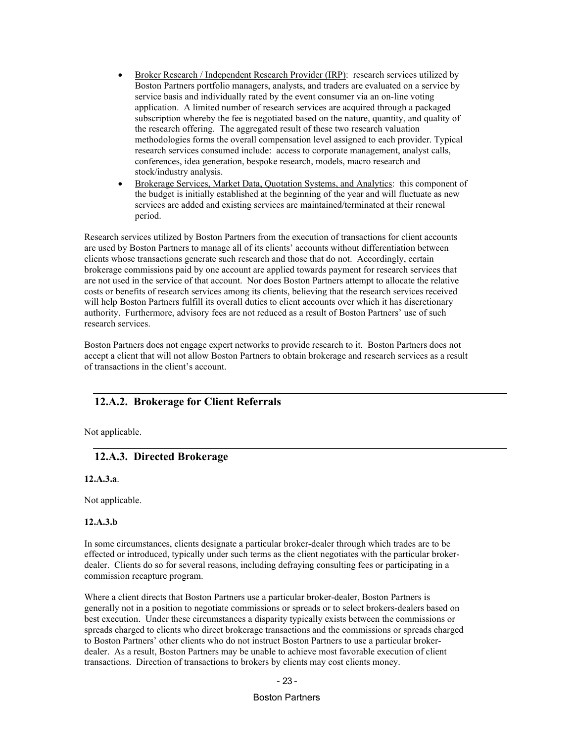- Broker Research / Independent Research Provider (IRP): research services utilized by Boston Partners portfolio managers, analysts, and traders are evaluated on a service by service basis and individually rated by the event consumer via an on-line voting application. A limited number of research services are acquired through a packaged subscription whereby the fee is negotiated based on the nature, quantity, and quality of the research offering. The aggregated result of these two research valuation methodologies forms the overall compensation level assigned to each provider. Typical research services consumed include: access to corporate management, analyst calls, conferences, idea generation, bespoke research, models, macro research and stock/industry analysis.
- Brokerage Services, Market Data, Quotation Systems, and Analytics: this component of the budget is initially established at the beginning of the year and will fluctuate as new services are added and existing services are maintained/terminated at their renewal period.

Research services utilized by Boston Partners from the execution of transactions for client accounts are used by Boston Partners to manage all of its clients' accounts without differentiation between clients whose transactions generate such research and those that do not. Accordingly, certain brokerage commissions paid by one account are applied towards payment for research services that are not used in the service of that account. Nor does Boston Partners attempt to allocate the relative costs or benefits of research services among its clients, believing that the research services received will help Boston Partners fulfill its overall duties to client accounts over which it has discretionary authority. Furthermore, advisory fees are not reduced as a result of Boston Partners' use of such research services.

Boston Partners does not engage expert networks to provide research to it. Boston Partners does not accept a client that will not allow Boston Partners to obtain brokerage and research services as a result of transactions in the client's account.

## 12.A.2. Brokerage for Client Referrals

Not applicable.

## 12.A.3. Directed Brokerage

**12.A.3.a**.

Not applicable.

**12.A.3.b**

In some circumstances, clients designate a particular broker-dealer through which trades are to be effected or introduced, typically under such terms as the client negotiates with the particular broker-dealer. Clients do so for several reasons, including defraying consulting fees or participating in a commission recapture program.

Where a client directs that Boston Partners use a particular broker-dealer, Boston Partners is generally not in a position to negotiate commissions or spreads or to select brokers-dealers based on best execution. Under these circumstances a disparity typically exists between the commissions or spreads charged to clients who direct brokerage transactions and the commissions or spreads charged to Boston Partners' other clients who do not instruct Boston Partners to use a particular broker-dealer. As a result, Boston Partners may be unable to achieve most favorable execution of client transactions. Direction of transactions to brokers by clients may cost clients money.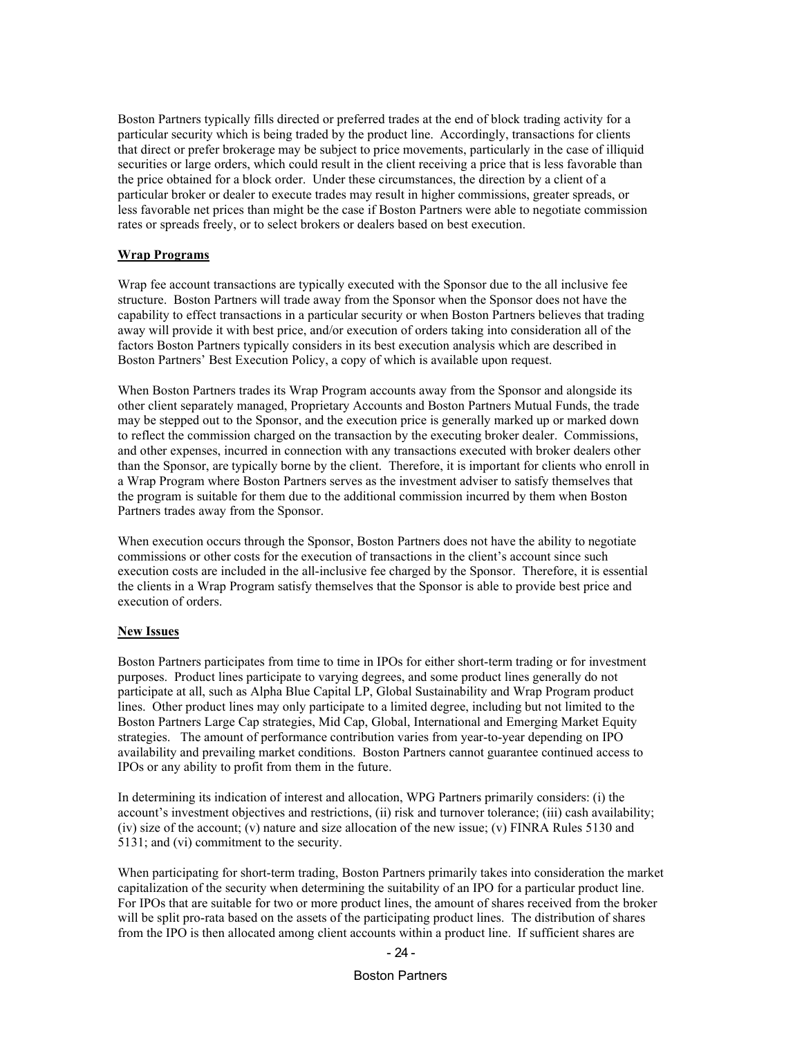Boston Partners typically fills directed or preferred trades at the end of block trading activity for a particular security which is being traded by the product line. Accordingly, transactions for clients that direct or prefer brokerage may be subject to price movements, particularly in the case of illiquid securities or large orders, which could result in the client receiving a price that is less favorable than the price obtained for a block order. Under these circumstances, the direction by a client of a particular broker or dealer to execute trades may result in higher commissions, greater spreads, or less favorable net prices than might be the case if Boston Partners were able to negotiate commission rates or spreads freely, or to select brokers or dealers based on best execution.

**Wrap Programs**

Wrap fee account transactions are typically executed with the Sponsor due to the all inclusive fee structure. Boston Partners will trade away from the Sponsor when the Sponsor does not have the capability to effect transactions in a particular security or when Boston Partners believes that trading away will provide it with best price, and/or execution of orders taking into consideration all of the factors Boston Partners typically considers in its best execution analysis which are described in Boston Partners' Best Execution Policy, a copy of which is available upon request.

When Boston Partners trades its Wrap Program accounts away from the Sponsor and alongside its other client separately managed, Proprietary Accounts and Boston Partners Mutual Funds, the trade may be stepped out to the Sponsor, and the execution price is generally marked up or marked down to reflect the commission charged on the transaction by the executing broker dealer. Commissions, and other expenses, incurred in connection with any transactions executed with broker dealers other than the Sponsor, are typically borne by the client. Therefore, it is important for clients who enroll in a Wrap Program where Boston Partners serves as the investment adviser to satisfy themselves that the program is suitable for them due to the additional commission incurred by them when Boston Partners trades away from the Sponsor.

When execution occurs through the Sponsor, Boston Partners does not have the ability to negotiate commissions or other costs for the execution of transactions in the client's account since such execution costs are included in the all-inclusive fee charged by the Sponsor. Therefore, it is essential the clients in a Wrap Program satisfy themselves that the Sponsor is able to provide best price and execution of orders.

**New Issues**

Boston Partners participates from time to time in IPOs for either short-term trading or for investment purposes. Product lines participate to varying degrees, and some product lines generally do not participate at all, such as Alpha Blue Capital LP, Global Sustainability and Wrap Program product lines. Other product lines may only participate to a limited degree, including but not limited to the Boston Partners Large Cap strategies, Mid Cap, Global, International and Emerging Market Equity strategies. The amount of performance contribution varies from year-to-year depending on IPO availability and prevailing market conditions. Boston Partners cannot guarantee continued access to IPOs or any ability to profit from them in the future.

In determining its indication of interest and allocation, WPG Partners primarily considers: (i) the account's investment objectives and restrictions, (ii) risk and turnover tolerance; (iii) cash availability; (iv) size of the account; (v) nature and size allocation of the new issue; (v) FINRA Rules 5130 and 5131; and (vi) commitment to the security.

When participating for short-term trading, Boston Partners primarily takes into consideration the market capitalization of the security when determining the suitability of an IPO for a particular product line. For IPOs that are suitable for two or more product lines, the amount of shares received from the broker will be split pro-rata based on the assets of the participating product lines. The distribution of shares from the IPO is then allocated among client accounts within a product line. If sufficient shares are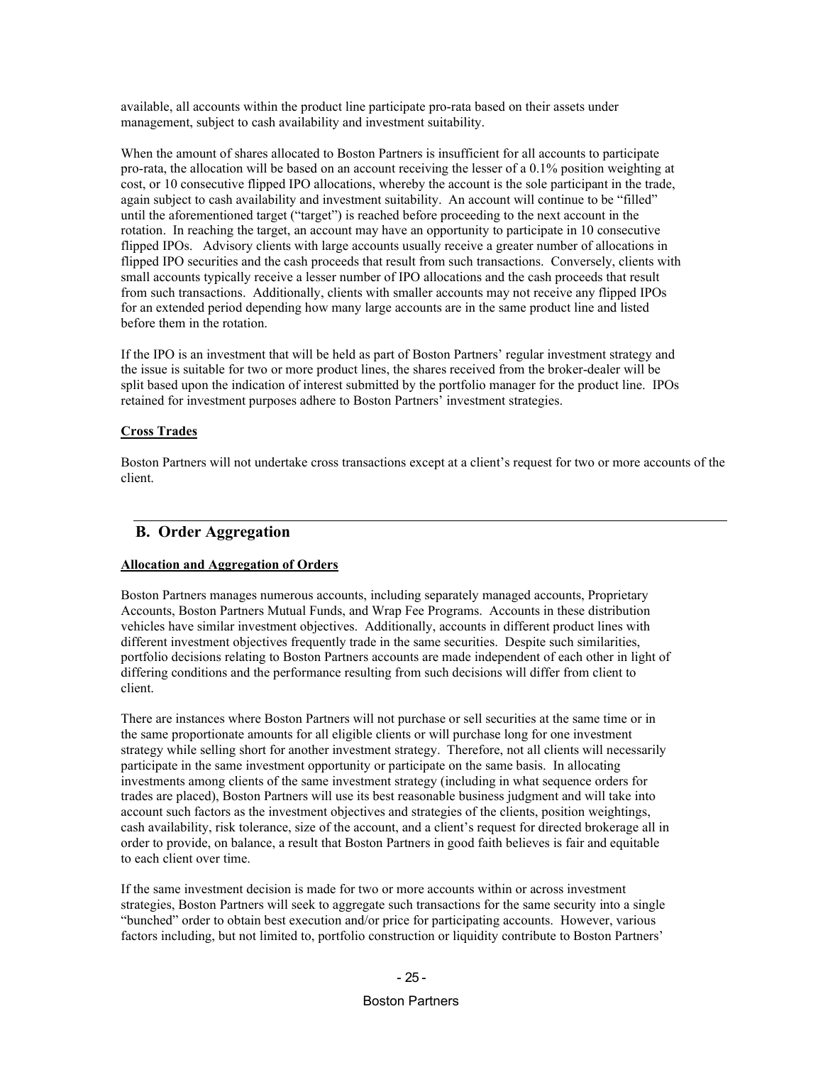available, all accounts within the product line participate pro-rata based on their assets under management, subject to cash availability and investment suitability.

When the amount of shares allocated to Boston Partners is insufficient for all accounts to participate pro-rata, the allocation will be based on an account receiving the lesser of a 0.1% position weighting at cost, or 10 consecutive flipped IPO allocations, whereby the account is the sole participant in the trade, again subject to cash availability and investment suitability. An account will continue to be "filled" until the aforementioned target ("target") is reached before proceeding to the next account in the rotation. In reaching the target, an account may have an opportunity to participate in 10 consecutive flipped IPOs. Advisory clients with large accounts usually receive a greater number of allocations in flipped IPO securities and the cash proceeds that result from such transactions. Conversely, clients with small accounts typically receive a lesser number of IPO allocations and the cash proceeds that result from such transactions. Additionally, clients with smaller accounts may not receive any flipped IPOs for an extended period depending how many large accounts are in the same product line and listed before them in the rotation.

If the IPO is an investment that will be held as part of Boston Partners' regular investment strategy and the issue is suitable for two or more product lines, the shares received from the broker-dealer will be split based upon the indication of interest submitted by the portfolio manager for the product line. IPOs retained for investment purposes adhere to Boston Partners' investment strategies.

**Cross Trades**

Boston Partners will not undertake cross transactions except at a client's request for two or more accounts of the client.

## B. Order Aggregation

**Allocation and Aggregation of Orders**

Boston Partners manages numerous accounts, including separately managed accounts, Proprietary Accounts, Boston Partners Mutual Funds, and Wrap Fee Programs. Accounts in these distribution vehicles have similar investment objectives. Additionally, accounts in different product lines with different investment objectives frequently trade in the same securities. Despite such similarities, portfolio decisions relating to Boston Partners accounts are made independent of each other in light of differing conditions and the performance resulting from such decisions will differ from client to client.

There are instances where Boston Partners will not purchase or sell securities at the same time or in the same proportionate amounts for all eligible clients or will purchase long for one investment strategy while selling short for another investment strategy. Therefore, not all clients will necessarily participate in the same investment opportunity or participate on the same basis. In allocating investments among clients of the same investment strategy (including in what sequence orders for trades are placed), Boston Partners will use its best reasonable business judgment and will take into account such factors as the investment objectives and strategies of the clients, position weightings, cash availability, risk tolerance, size of the account, and a client's request for directed brokerage all in order to provide, on balance, a result that Boston Partners in good faith believes is fair and equitable to each client over time.

If the same investment decision is made for two or more accounts within or across investment strategies, Boston Partners will seek to aggregate such transactions for the same security into a single "bunched" order to obtain best execution and/or price for participating accounts. However, various factors including, but not limited to, portfolio construction or liquidity contribute to Boston Partners'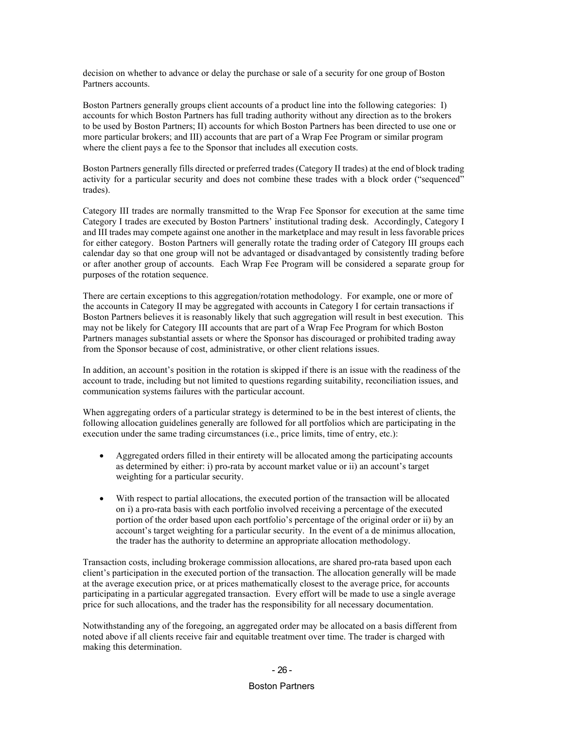decision on whether to advance or delay the purchase or sale of a security for one group of Boston Partners accounts.

Boston Partners generally groups client accounts of a product line into the following categories: I) accounts for which Boston Partners has full trading authority without any direction as to the brokers to be used by Boston Partners; II) accounts for which Boston Partners has been directed to use one or more particular brokers; and III) accounts that are part of a Wrap Fee Program or similar program where the client pays a fee to the Sponsor that includes all execution costs.

Boston Partners generally fills directed or preferred trades (Category II trades) at the end of block trading activity for a particular security and does not combine these trades with a block order ("sequenced" trades).

Category III trades are normally transmitted to the Wrap Fee Sponsor for execution at the same time Category I trades are executed by Boston Partners' institutional trading desk. Accordingly, Category I and III trades may compete against one another in the marketplace and may result in less favorable prices for either category. Boston Partners will generally rotate the trading order of Category III groups each calendar day so that one group will not be advantaged or disadvantaged by consistently trading before or after another group of accounts. Each Wrap Fee Program will be considered a separate group for purposes of the rotation sequence.

There are certain exceptions to this aggregation/rotation methodology. For example, one or more of the accounts in Category II may be aggregated with accounts in Category I for certain transactions if Boston Partners believes it is reasonably likely that such aggregation will result in best execution. This may not be likely for Category III accounts that are part of a Wrap Fee Program for which Boston Partners manages substantial assets or where the Sponsor has discouraged or prohibited trading away from the Sponsor because of cost, administrative, or other client relations issues.

In addition, an account's position in the rotation is skipped if there is an issue with the readiness of the account to trade, including but not limited to questions regarding suitability, reconciliation issues, and communication systems failures with the particular account.

When aggregating orders of a particular strategy is determined to be in the best interest of clients, the following allocation guidelines generally are followed for all portfolios which are participating in the execution under the same trading circumstances (i.e., price limits, time of entry, etc.):

- Aggregated orders filled in their entirety will be allocated among the participating accounts as determined by either: i) pro-rata by account market value or ii) an account's target weighting for a particular security.

- With respect to partial allocations, the executed portion of the transaction will be allocated on i) a pro-rata basis with each portfolio involved receiving a percentage of the executed portion of the order based upon each portfolio's percentage of the original order or ii) by an account's target weighting for a particular security. In the event of a de minimus allocation, the trader has the authority to determine an appropriate allocation methodology.

Transaction costs, including brokerage commission allocations, are shared pro-rata based upon each client's participation in the executed portion of the transaction. The allocation generally will be made at the average execution price, or at prices mathematically closest to the average price, for accounts participating in a particular aggregated transaction. Every effort will be made to use a single average price for such allocations, and the trader has the responsibility for all necessary documentation.

Notwithstanding any of the foregoing, an aggregated order may be allocated on a basis different from noted above if all clients receive fair and equitable treatment over time. The trader is charged with making this determination.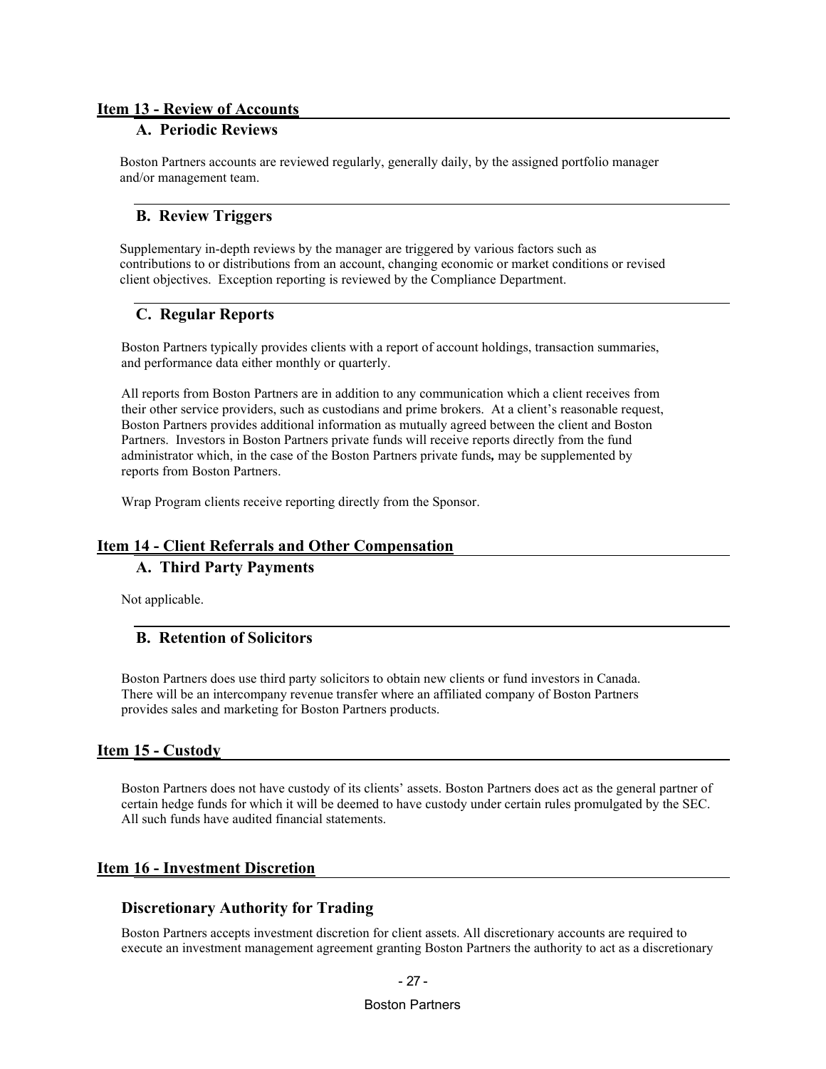## Item 13 - Review of Accounts

### A. Periodic Reviews

Boston Partners accounts are reviewed regularly, generally daily, by the assigned portfolio manager and/or management team.

### B. Review Triggers

Supplementary in-depth reviews by the manager are triggered by various factors such as contributions to or distributions from an account, changing economic or market conditions or revised client objectives. Exception reporting is reviewed by the Compliance Department.

### C. Regular Reports

Boston Partners typically provides clients with a report of account holdings, transaction summaries, and performance data either monthly or quarterly.

All reports from Boston Partners are in addition to any communication which a client receives from their other service providers, such as custodians and prime brokers. At a client's reasonable request, Boston Partners provides additional information as mutually agreed between the client and Boston Partners. Investors in Boston Partners private funds will receive reports directly from the fund administrator which, in the case of the Boston Partners private funds**,** may be supplemented by reports from Boston Partners.

Wrap Program clients receive reporting directly from the Sponsor.

## Item 14 - Client Referrals and Other Compensation

### A. Third Party Payments

Not applicable.

### B. Retention of Solicitors

Boston Partners does use third party solicitors to obtain new clients or fund investors in Canada. There will be an intercompany revenue transfer where an affiliated company of Boston Partners provides sales and marketing for Boston Partners products.

## Item 15 - Custody

Boston Partners does not have custody of its clients' assets. Boston Partners does act as the general partner of certain hedge funds for which it will be deemed to have custody under certain rules promulgated by the SEC. All such funds have audited financial statements.

## Item 16 - Investment Discretion

### Discretionary Authority for Trading

Boston Partners accepts investment discretion for client assets. All discretionary accounts are required to execute an investment management agreement granting Boston Partners the authority to act as a discretionary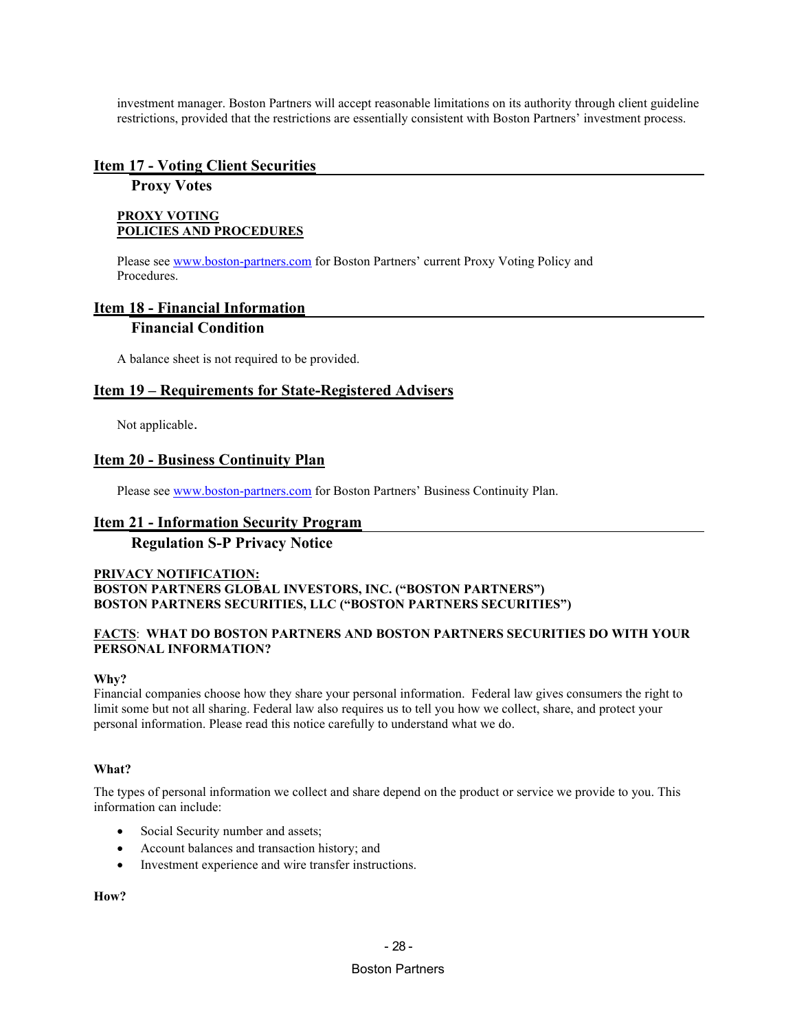investment manager. Boston Partners will accept reasonable limitations on its authority through client guideline restrictions, provided that the restrictions are essentially consistent with Boston Partners' investment process.

## Item 17 - Voting Client Securities

### Proxy Votes

**PROXY VOTING**
**POLICIES AND PROCEDURES**

Please see www.boston-partners.com for Boston Partners' current Proxy Voting Policy and Procedures.

## Item 18 - Financial Information

### Financial Condition

A balance sheet is not required to be provided.

## Item 19 – Requirements for State-Registered Advisers

Not applicable.

## Item 20 - Business Continuity Plan

Please see www.boston-partners.com for Boston Partners' Business Continuity Plan.

## Item 21 - Information Security Program

### Regulation S-P Privacy Notice

**PRIVACY NOTIFICATION:**
**BOSTON PARTNERS GLOBAL INVESTORS, INC. ("BOSTON PARTNERS")**
**BOSTON PARTNERS SECURITIES, LLC ("BOSTON PARTNERS SECURITIES")**

**FACTS: WHAT DO BOSTON PARTNERS AND BOSTON PARTNERS SECURITIES DO WITH YOUR PERSONAL INFORMATION?**

**Why?**
Financial companies choose how they share your personal information. Federal law gives consumers the right to limit some but not all sharing. Federal law also requires us to tell you how we collect, share, and protect your personal information. Please read this notice carefully to understand what we do.

**What?**

The types of personal information we collect and share depend on the product or service we provide to you. This information can include:

- Social Security number and assets;
- Account balances and transaction history; and
- Investment experience and wire transfer instructions.

**How?**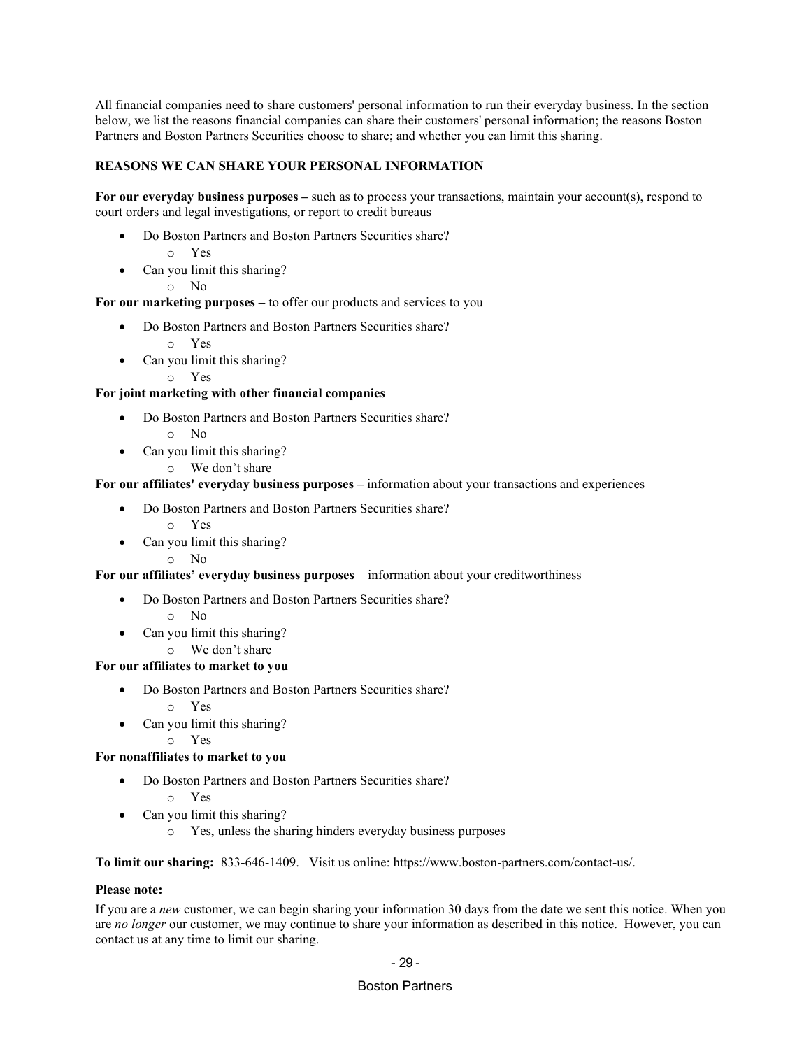All financial companies need to share customers' personal information to run their everyday business. In the section below, we list the reasons financial companies can share their customers' personal information; the reasons Boston Partners and Boston Partners Securities choose to share; and whether you can limit this sharing.

**REASONS WE CAN SHARE YOUR PERSONAL INFORMATION**

**For our everyday business purposes –** such as to process your transactions, maintain your account(s), respond to court orders and legal investigations, or report to credit bureaus

- Do Boston Partners and Boston Partners Securities share?
    - Yes
- Can you limit this sharing?
    - No

**For our marketing purposes –** to offer our products and services to you

- Do Boston Partners and Boston Partners Securities share?
    - Yes
- Can you limit this sharing?
    - Yes

**For joint marketing with other financial companies**

- Do Boston Partners and Boston Partners Securities share?
    - No
- Can you limit this sharing?
    - We don't share

**For our affiliates' everyday business purposes –** information about your transactions and experiences

- Do Boston Partners and Boston Partners Securities share?
    - Yes
- Can you limit this sharing?
    - No

**For our affiliates' everyday business purposes** – information about your creditworthiness

- Do Boston Partners and Boston Partners Securities share?
    - No
- Can you limit this sharing?
    - We don't share

**For our affiliates to market to you**

- Do Boston Partners and Boston Partners Securities share?
    - Yes
- Can you limit this sharing?
    - Yes

**For nonaffiliates to market to you**

- Do Boston Partners and Boston Partners Securities share?
    - Yes
- Can you limit this sharing?
    - Yes, unless the sharing hinders everyday business purposes

**To limit our sharing:** 833-646-1409. Visit us online: https://www.boston-partners.com/contact-us/.

**Please note:**

If you are a *new* customer, we can begin sharing your information 30 days from the date we sent this notice. When you are *no longer* our customer, we may continue to share your information as described in this notice. However, you can contact us at any time to limit our sharing.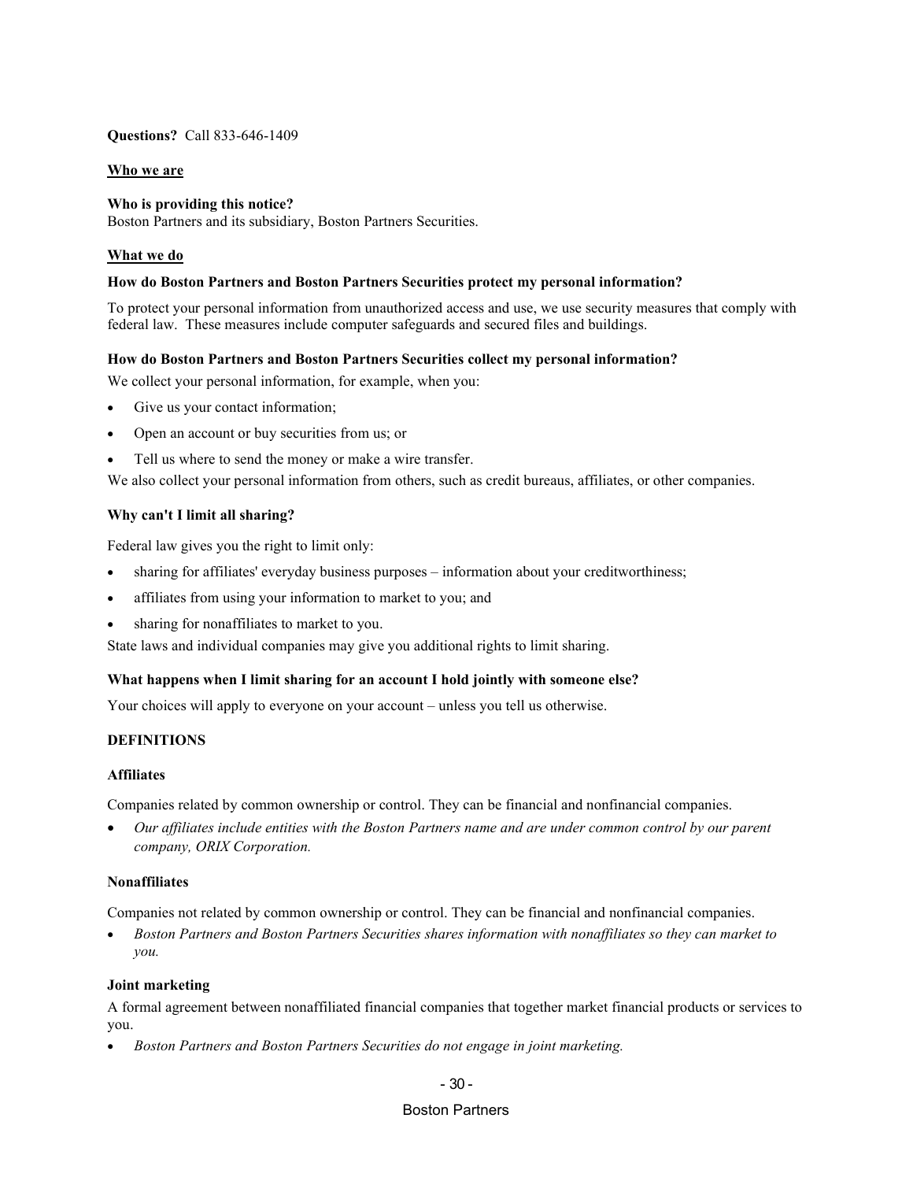**Questions?** Call 833-646-1409

## Who we are

**Who is providing this notice?**
Boston Partners and its subsidiary, Boston Partners Securities.

## What we do

**How do Boston Partners and Boston Partners Securities protect my personal information?**

To protect your personal information from unauthorized access and use, we use security measures that comply with federal law. These measures include computer safeguards and secured files and buildings.

**How do Boston Partners and Boston Partners Securities collect my personal information?**

We collect your personal information, for example, when you:

- Give us your contact information;
- Open an account or buy securities from us; or
- Tell us where to send the money or make a wire transfer.

We also collect your personal information from others, such as credit bureaus, affiliates, or other companies.

**Why can't I limit all sharing?**

Federal law gives you the right to limit only:

- sharing for affiliates' everyday business purposes – information about your creditworthiness;
- affiliates from using your information to market to you; and
- sharing for nonaffiliates to market to you.

State laws and individual companies may give you additional rights to limit sharing.

**What happens when I limit sharing for an account I hold jointly with someone else?**

Your choices will apply to everyone on your account – unless you tell us otherwise.

## DEFINITIONS

**Affiliates**

Companies related by common ownership or control. They can be financial and nonfinancial companies.

- *Our affiliates include entities with the Boston Partners name and are under common control by our parent company, ORIX Corporation.*

**Nonaffiliates**

Companies not related by common ownership or control. They can be financial and nonfinancial companies.

- *Boston Partners and Boston Partners Securities shares information with nonaffiliates so they can market to you.*

**Joint marketing**

A formal agreement between nonaffiliated financial companies that together market financial products or services to you.

- *Boston Partners and Boston Partners Securities do not engage in joint marketing.*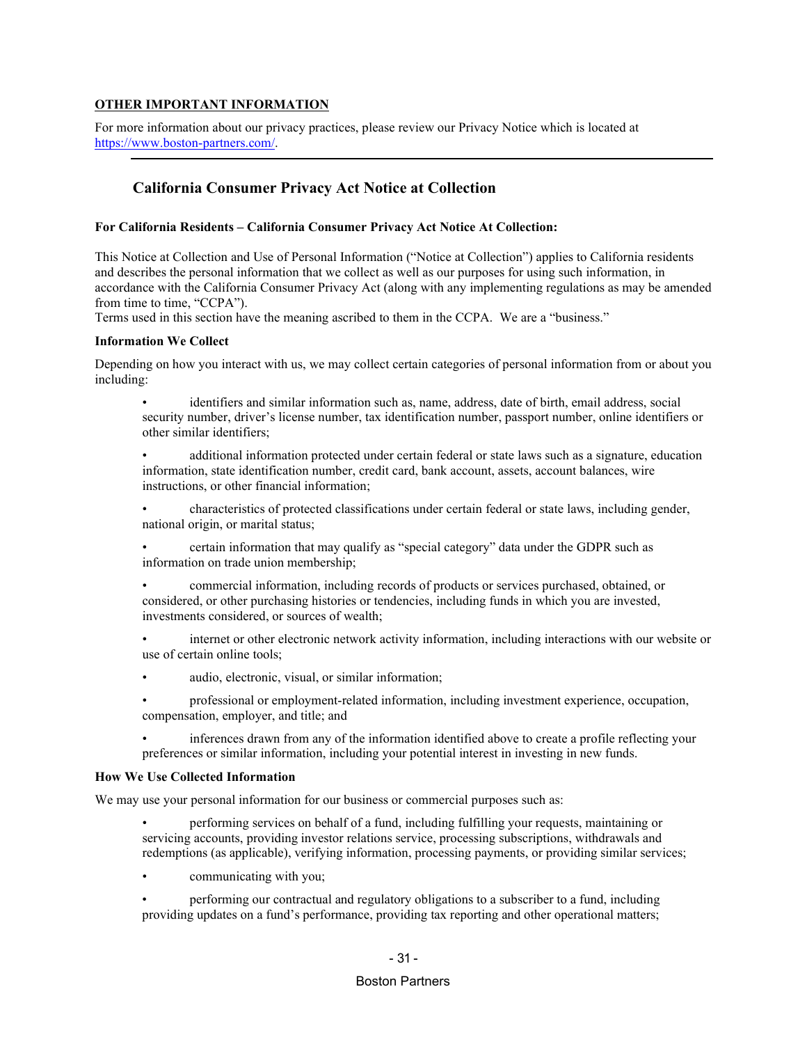**OTHER IMPORTANT INFORMATION**

For more information about our privacy practices, please review our Privacy Notice which is located at [https://www.boston-partners.com/](https://www.boston-partners.com/).

---

## California Consumer Privacy Act Notice at Collection

**For California Residents – California Consumer Privacy Act Notice At Collection:**

This Notice at Collection and Use of Personal Information ("Notice at Collection") applies to California residents and describes the personal information that we collect as well as our purposes for using such information, in accordance with the California Consumer Privacy Act (along with any implementing regulations as may be amended from time to time, "CCPA").
Terms used in this section have the meaning ascribed to them in the CCPA. We are a "business."

**Information We Collect**

Depending on how you interact with us, we may collect certain categories of personal information from or about you including:

- identifiers and similar information such as, name, address, date of birth, email address, social security number, driver's license number, tax identification number, passport number, online identifiers or other similar identifiers;
- additional information protected under certain federal or state laws such as a signature, education information, state identification number, credit card, bank account, assets, account balances, wire instructions, or other financial information;
- characteristics of protected classifications under certain federal or state laws, including gender, national origin, or marital status;
- certain information that may qualify as "special category" data under the GDPR such as information on trade union membership;
- commercial information, including records of products or services purchased, obtained, or considered, or other purchasing histories or tendencies, including funds in which you are invested, investments considered, or sources of wealth;
- internet or other electronic network activity information, including interactions with our website or use of certain online tools;
- audio, electronic, visual, or similar information;
- professional or employment-related information, including investment experience, occupation, compensation, employer, and title; and
- inferences drawn from any of the information identified above to create a profile reflecting your preferences or similar information, including your potential interest in investing in new funds.

**How We Use Collected Information**

We may use your personal information for our business or commercial purposes such as:

- performing services on behalf of a fund, including fulfilling your requests, maintaining or servicing accounts, providing investor relations service, processing subscriptions, withdrawals and redemptions (as applicable), verifying information, processing payments, or providing similar services;
- communicating with you;
- performing our contractual and regulatory obligations to a subscriber to a fund, including providing updates on a fund's performance, providing tax reporting and other operational matters;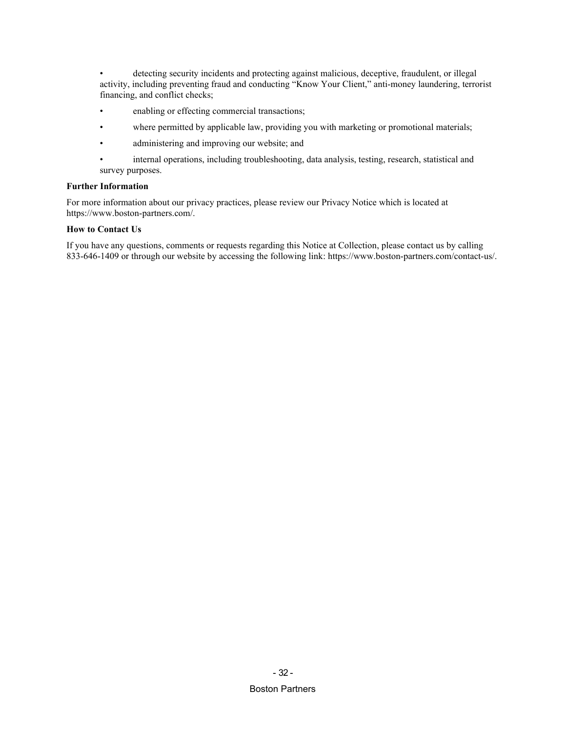- detecting security incidents and protecting against malicious, deceptive, fraudulent, or illegal activity, including preventing fraud and conducting "Know Your Client," anti-money laundering, terrorist financing, and conflict checks;
- enabling or effecting commercial transactions;
- where permitted by applicable law, providing you with marketing or promotional materials;
- administering and improving our website; and
- internal operations, including troubleshooting, data analysis, testing, research, statistical and survey purposes.

**Further Information**

For more information about our privacy practices, please review our Privacy Notice which is located at https://www.boston-partners.com/.

**How to Contact Us**

If you have any questions, comments or requests regarding this Notice at Collection, please contact us by calling 833-646-1409 or through our website by accessing the following link: https://www.boston-partners.com/contact-us/.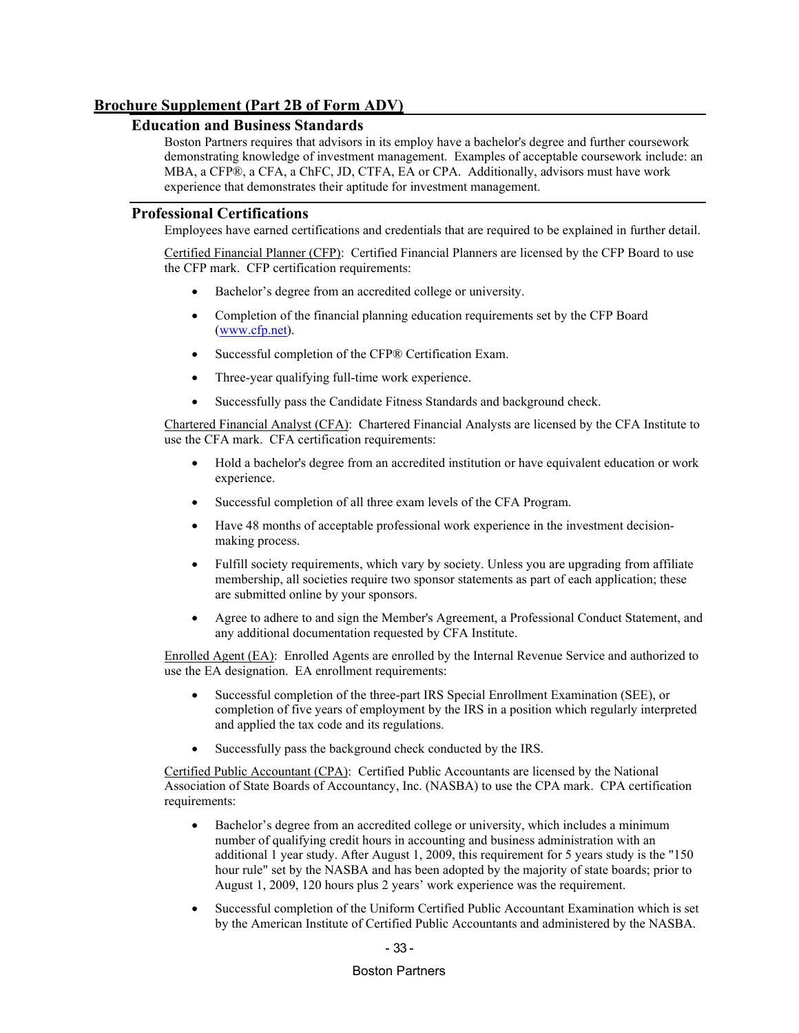## Brochure Supplement (Part 2B of Form ADV)

### Education and Business Standards

Boston Partners requires that advisors in its employ have a bachelor's degree and further coursework demonstrating knowledge of investment management. Examples of acceptable coursework include: an MBA, a CFP®, a CFA, a ChFC, JD, CTFA, EA or CPA. Additionally, advisors must have work experience that demonstrates their aptitude for investment management.

### Professional Certifications

Employees have earned certifications and credentials that are required to be explained in further detail.

Certified Financial Planner (CFP): Certified Financial Planners are licensed by the CFP Board to use the CFP mark. CFP certification requirements:

- Bachelor's degree from an accredited college or university.
- Completion of the financial planning education requirements set by the CFP Board (www.cfp.net).
- Successful completion of the CFP® Certification Exam.
- Three-year qualifying full-time work experience.
- Successfully pass the Candidate Fitness Standards and background check.

Chartered Financial Analyst (CFA): Chartered Financial Analysts are licensed by the CFA Institute to use the CFA mark. CFA certification requirements:

- Hold a bachelor's degree from an accredited institution or have equivalent education or work experience.
- Successful completion of all three exam levels of the CFA Program.
- Have 48 months of acceptable professional work experience in the investment decision-making process.
- Fulfill society requirements, which vary by society. Unless you are upgrading from affiliate membership, all societies require two sponsor statements as part of each application; these are submitted online by your sponsors.
- Agree to adhere to and sign the Member's Agreement, a Professional Conduct Statement, and any additional documentation requested by CFA Institute.

Enrolled Agent (EA): Enrolled Agents are enrolled by the Internal Revenue Service and authorized to use the EA designation. EA enrollment requirements:

- Successful completion of the three-part IRS Special Enrollment Examination (SEE), or completion of five years of employment by the IRS in a position which regularly interpreted and applied the tax code and its regulations.
- Successfully pass the background check conducted by the IRS.

Certified Public Accountant (CPA): Certified Public Accountants are licensed by the National Association of State Boards of Accountancy, Inc. (NASBA) to use the CPA mark. CPA certification requirements:

- Bachelor's degree from an accredited college or university, which includes a minimum number of qualifying credit hours in accounting and business administration with an additional 1 year study. After August 1, 2009, this requirement for 5 years study is the "150 hour rule" set by the NASBA and has been adopted by the majority of state boards; prior to August 1, 2009, 120 hours plus 2 years' work experience was the requirement.
- Successful completion of the Uniform Certified Public Accountant Examination which is set by the American Institute of Certified Public Accountants and administered by the NASBA.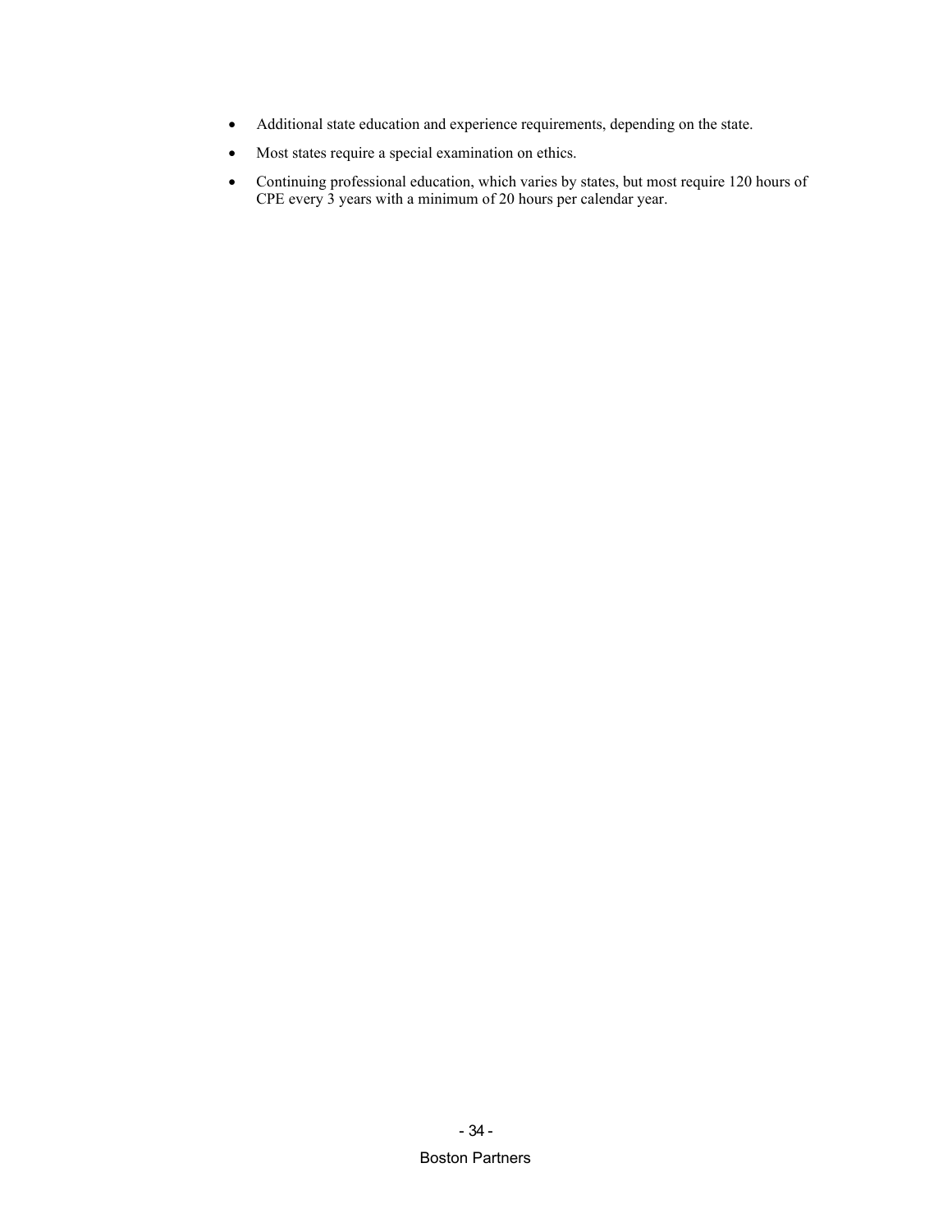- Additional state education and experience requirements, depending on the state.
- Most states require a special examination on ethics.
- Continuing professional education, which varies by states, but most require 120 hours of CPE every 3 years with a minimum of 20 hours per calendar year.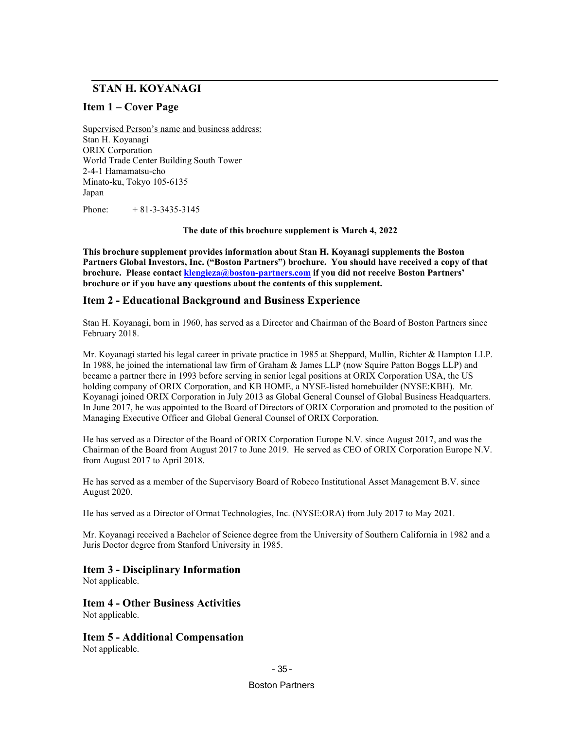## STAN H. KOYANAGI

### Item 1 – Cover Page

Supervised Person's name and business address:
Stan H. Koyanagi
ORIX Corporation
World Trade Center Building South Tower
2-4-1 Hamamatsu-cho
Minato-ku, Tokyo 105-6135
Japan

Phone: + 81-3-3435-3145

**The date of this brochure supplement is March 4, 2022**

**This brochure supplement provides information about Stan H. Koyanagi supplements the Boston Partners Global Investors, Inc. ("Boston Partners") brochure. You should have received a copy of that brochure. Please contact klengieza@boston-partners.com if you did not receive Boston Partners' brochure or if you have any questions about the contents of this supplement.**

### Item 2 - Educational Background and Business Experience

Stan H. Koyanagi, born in 1960, has served as a Director and Chairman of the Board of Boston Partners since February 2018.

Mr. Koyanagi started his legal career in private practice in 1985 at Sheppard, Mullin, Richter & Hampton LLP. In 1988, he joined the international law firm of Graham & James LLP (now Squire Patton Boggs LLP) and became a partner there in 1993 before serving in senior legal positions at ORIX Corporation USA, the US holding company of ORIX Corporation, and KB HOME, a NYSE-listed homebuilder (NYSE:KBH). Mr. Koyanagi joined ORIX Corporation in July 2013 as Global General Counsel of Global Business Headquarters. In June 2017, he was appointed to the Board of Directors of ORIX Corporation and promoted to the position of Managing Executive Officer and Global General Counsel of ORIX Corporation.

He has served as a Director of the Board of ORIX Corporation Europe N.V. since August 2017, and was the Chairman of the Board from August 2017 to June 2019. He served as CEO of ORIX Corporation Europe N.V. from August 2017 to April 2018.

He has served as a member of the Supervisory Board of Robeco Institutional Asset Management B.V. since August 2020.

He has served as a Director of Ormat Technologies, Inc. (NYSE:ORA) from July 2017 to May 2021.

Mr. Koyanagi received a Bachelor of Science degree from the University of Southern California in 1982 and a Juris Doctor degree from Stanford University in 1985.

### Item 3 - Disciplinary Information

Not applicable.

### Item 4 - Other Business Activities

Not applicable.

### Item 5 - Additional Compensation

Not applicable.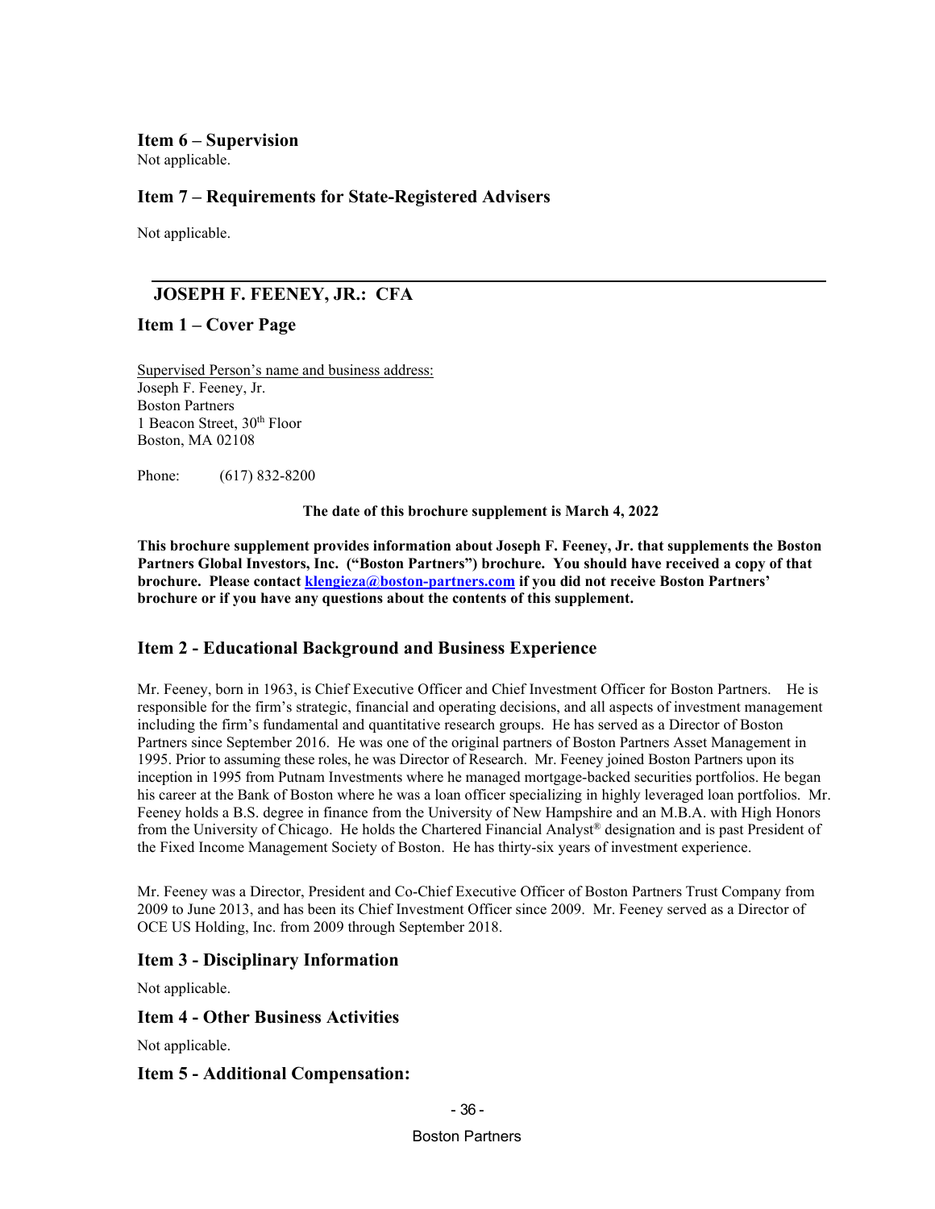## Item 6 – Supervision

Not applicable.

## Item 7 – Requirements for State-Registered Advisers

Not applicable.

---

# JOSEPH F. FEENEY, JR.: CFA

## Item 1 – Cover Page

Supervised Person's name and business address:
Joseph F. Feeney, Jr.
Boston Partners
1 Beacon Street, 30th Floor
Boston, MA 02108

Phone: (617) 832-8200

**The date of this brochure supplement is March 4, 2022**

**This brochure supplement provides information about Joseph F. Feeney, Jr. that supplements the Boston Partners Global Investors, Inc. ("Boston Partners") brochure. You should have received a copy of that brochure. Please contact klengieza@boston-partners.com if you did not receive Boston Partners' brochure or if you have any questions about the contents of this supplement.**

## Item 2 - Educational Background and Business Experience

Mr. Feeney, born in 1963, is Chief Executive Officer and Chief Investment Officer for Boston Partners. He is responsible for the firm's strategic, financial and operating decisions, and all aspects of investment management including the firm's fundamental and quantitative research groups. He has served as a Director of Boston Partners since September 2016. He was one of the original partners of Boston Partners Asset Management in 1995. Prior to assuming these roles, he was Director of Research. Mr. Feeney joined Boston Partners upon its inception in 1995 from Putnam Investments where he managed mortgage-backed securities portfolios. He began his career at the Bank of Boston where he was a loan officer specializing in highly leveraged loan portfolios. Mr. Feeney holds a B.S. degree in finance from the University of New Hampshire and an M.B.A. with High Honors from the University of Chicago. He holds the Chartered Financial Analyst® designation and is past President of the Fixed Income Management Society of Boston. He has thirty-six years of investment experience.

Mr. Feeney was a Director, President and Co-Chief Executive Officer of Boston Partners Trust Company from 2009 to June 2013, and has been its Chief Investment Officer since 2009. Mr. Feeney served as a Director of OCE US Holding, Inc. from 2009 through September 2018.

## Item 3 - Disciplinary Information

Not applicable.

## Item 4 - Other Business Activities

Not applicable.

## Item 5 - Additional Compensation: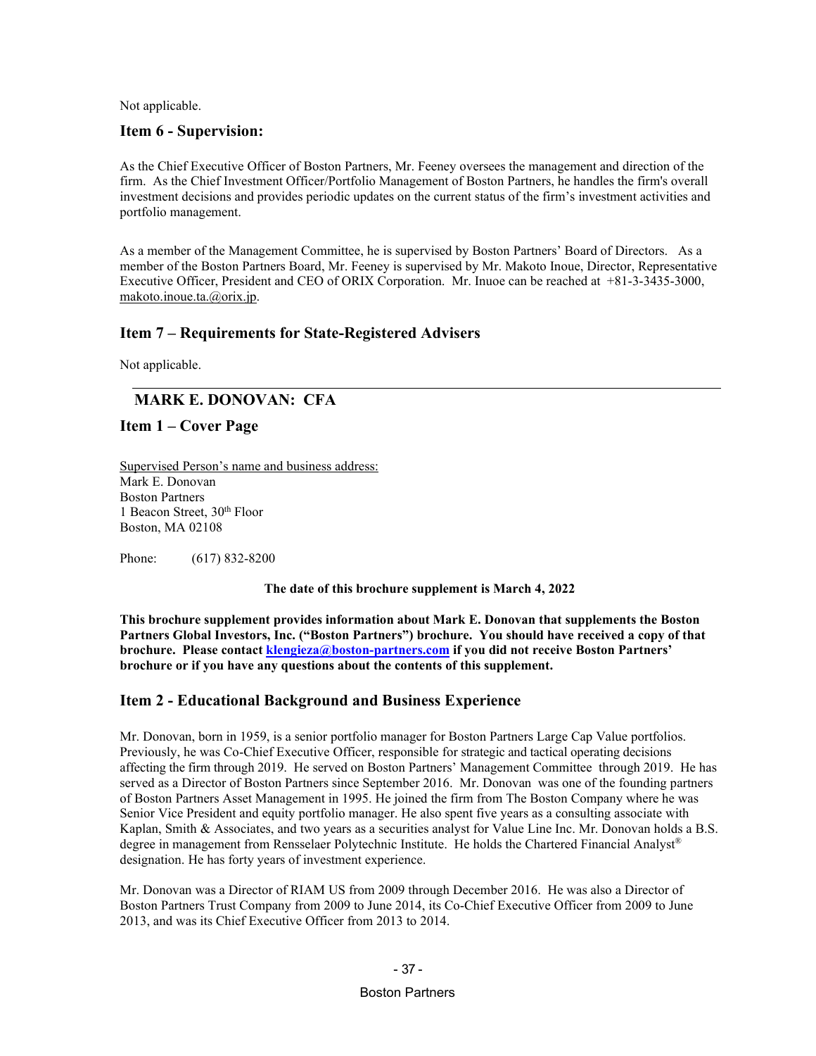Not applicable.

## Item 6 - Supervision:

As the Chief Executive Officer of Boston Partners, Mr. Feeney oversees the management and direction of the firm. As the Chief Investment Officer/Portfolio Management of Boston Partners, he handles the firm's overall investment decisions and provides periodic updates on the current status of the firm's investment activities and portfolio management.

As a member of the Management Committee, he is supervised by Boston Partners' Board of Directors. As a member of the Boston Partners Board, Mr. Feeney is supervised by Mr. Makoto Inoue, Director, Representative Executive Officer, President and CEO of ORIX Corporation. Mr. Inuoe can be reached at +81-3-3435-3000, makoto.inoue.ta.@orix.jp.

## Item 7 – Requirements for State-Registered Advisers

Not applicable.

---

# MARK E. DONOVAN: CFA

## Item 1 – Cover Page

Supervised Person's name and business address:
Mark E. Donovan
Boston Partners
1 Beacon Street, 30th Floor
Boston, MA 02108

Phone: (617) 832-8200

**The date of this brochure supplement is March 4, 2022**

**This brochure supplement provides information about Mark E. Donovan that supplements the Boston Partners Global Investors, Inc. ("Boston Partners") brochure. You should have received a copy of that brochure. Please contact klengieza@boston-partners.com if you did not receive Boston Partners' brochure or if you have any questions about the contents of this supplement.**

## Item 2 - Educational Background and Business Experience

Mr. Donovan, born in 1959, is a senior portfolio manager for Boston Partners Large Cap Value portfolios. Previously, he was Co-Chief Executive Officer, responsible for strategic and tactical operating decisions affecting the firm through 2019. He served on Boston Partners' Management Committee through 2019. He has served as a Director of Boston Partners since September 2016. Mr. Donovan was one of the founding partners of Boston Partners Asset Management in 1995. He joined the firm from The Boston Company where he was Senior Vice President and equity portfolio manager. He also spent five years as a consulting associate with Kaplan, Smith & Associates, and two years as a securities analyst for Value Line Inc. Mr. Donovan holds a B.S. degree in management from Rensselaer Polytechnic Institute. He holds the Chartered Financial Analyst® designation. He has forty years of investment experience.

Mr. Donovan was a Director of RIAM US from 2009 through December 2016. He was also a Director of Boston Partners Trust Company from 2009 to June 2014, its Co-Chief Executive Officer from 2009 to June 2013, and was its Chief Executive Officer from 2013 to 2014.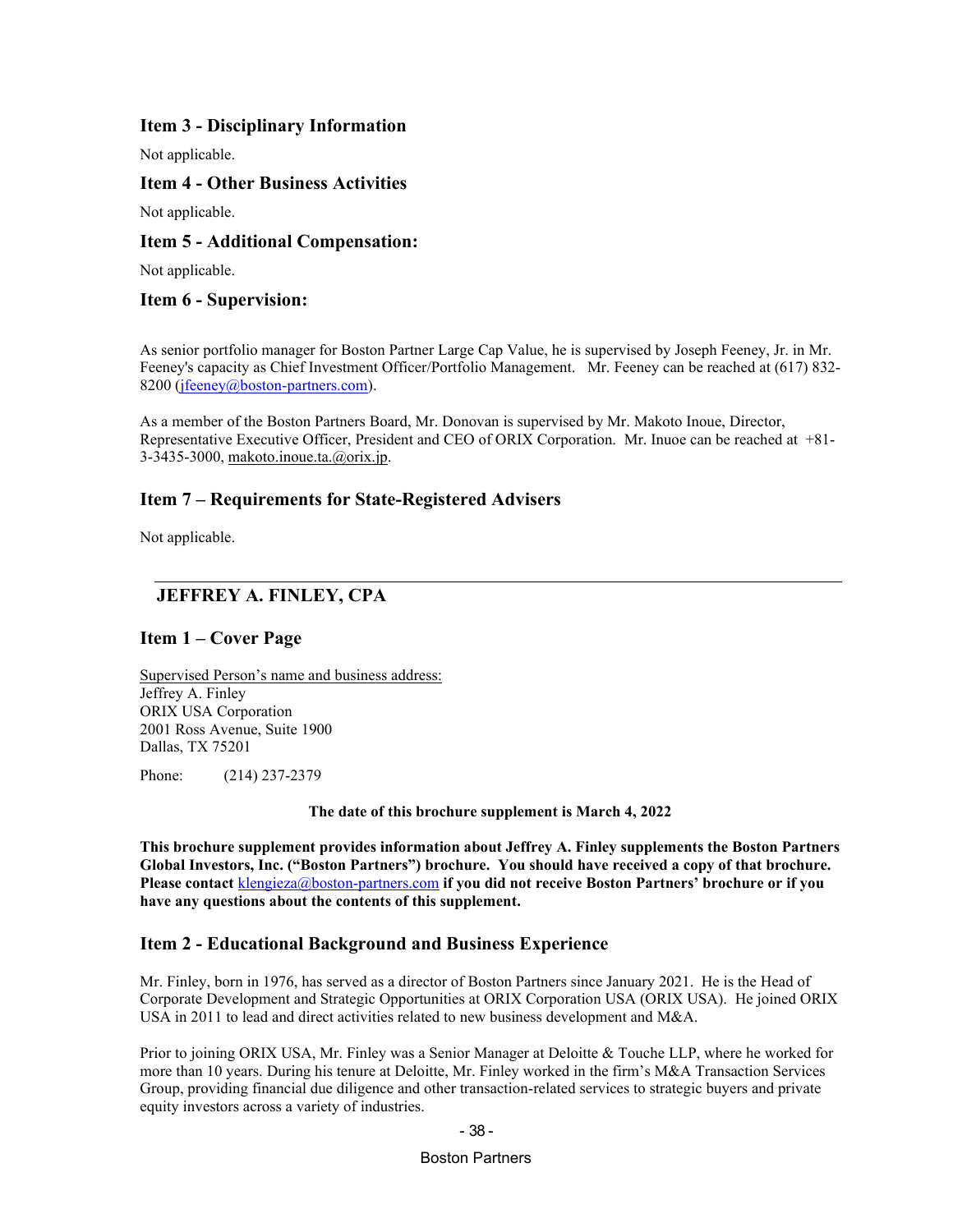## Item 3 - Disciplinary Information

Not applicable.

## Item 4 - Other Business Activities

Not applicable.

## Item 5 - Additional Compensation:

Not applicable.

## Item 6 - Supervision:

As senior portfolio manager for Boston Partner Large Cap Value, he is supervised by Joseph Feeney, Jr. in Mr. Feeney's capacity as Chief Investment Officer/Portfolio Management. Mr. Feeney can be reached at (617) 832-8200 (jfeeney@boston-partners.com).

As a member of the Boston Partners Board, Mr. Donovan is supervised by Mr. Makoto Inoue, Director, Representative Executive Officer, President and CEO of ORIX Corporation. Mr. Inuoe can be reached at +81-3-3435-3000, makoto.inoue.ta.@orix.jp.

## Item 7 – Requirements for State-Registered Advisers

Not applicable.

---

# JEFFREY A. FINLEY, CPA

## Item 1 – Cover Page

Supervised Person's name and business address:
Jeffrey A. Finley
ORIX USA Corporation
2001 Ross Avenue, Suite 1900
Dallas, TX 75201

Phone: (214) 237-2379

**The date of this brochure supplement is March 4, 2022**

**This brochure supplement provides information about Jeffrey A. Finley supplements the Boston Partners Global Investors, Inc. ("Boston Partners") brochure. You should have received a copy of that brochure. Please contact klengieza@boston-partners.com if you did not receive Boston Partners' brochure or if you have any questions about the contents of this supplement.**

## Item 2 - Educational Background and Business Experience

Mr. Finley, born in 1976, has served as a director of Boston Partners since January 2021. He is the Head of Corporate Development and Strategic Opportunities at ORIX Corporation USA (ORIX USA). He joined ORIX USA in 2011 to lead and direct activities related to new business development and M&A.

Prior to joining ORIX USA, Mr. Finley was a Senior Manager at Deloitte & Touche LLP, where he worked for more than 10 years. During his tenure at Deloitte, Mr. Finley worked in the firm's M&A Transaction Services Group, providing financial due diligence and other transaction-related services to strategic buyers and private equity investors across a variety of industries.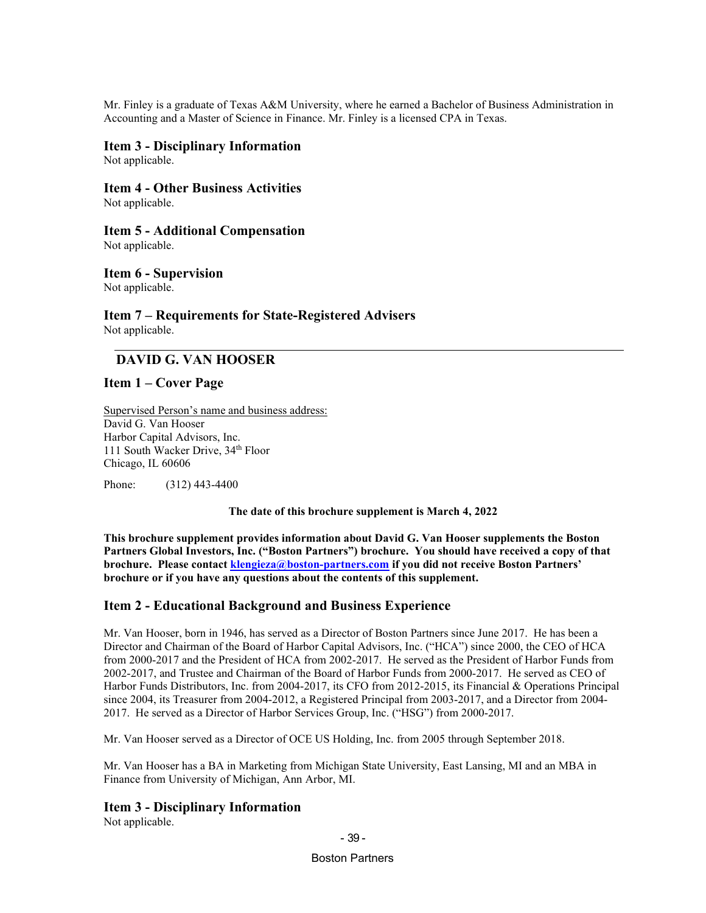Mr. Finley is a graduate of Texas A&M University, where he earned a Bachelor of Business Administration in Accounting and a Master of Science in Finance. Mr. Finley is a licensed CPA in Texas.

### Item 3 - Disciplinary Information

Not applicable.

### Item 4 - Other Business Activities

Not applicable.

### Item 5 - Additional Compensation

Not applicable.

### Item 6 - Supervision

Not applicable.

### Item 7 – Requirements for State-Registered Advisers

Not applicable.

---

## DAVID G. VAN HOOSER

### Item 1 – Cover Page

Supervised Person's name and business address:
David G. Van Hooser
Harbor Capital Advisors, Inc.
111 South Wacker Drive, 34th Floor
Chicago, IL 60606

Phone: (312) 443-4400

**The date of this brochure supplement is March 4, 2022**

**This brochure supplement provides information about David G. Van Hooser supplements the Boston Partners Global Investors, Inc. ("Boston Partners") brochure. You should have received a copy of that brochure. Please contact klengieza@boston-partners.com if you did not receive Boston Partners' brochure or if you have any questions about the contents of this supplement.**

### Item 2 - Educational Background and Business Experience

Mr. Van Hooser, born in 1946, has served as a Director of Boston Partners since June 2017. He has been a Director and Chairman of the Board of Harbor Capital Advisors, Inc. ("HCA") since 2000, the CEO of HCA from 2000-2017 and the President of HCA from 2002-2017. He served as the President of Harbor Funds from 2002-2017, and Trustee and Chairman of the Board of Harbor Funds from 2000-2017. He served as CEO of Harbor Funds Distributors, Inc. from 2004-2017, its CFO from 2012-2015, its Financial & Operations Principal since 2004, its Treasurer from 2004-2012, a Registered Principal from 2003-2017, and a Director from 2004-2017. He served as a Director of Harbor Services Group, Inc. ("HSG") from 2000-2017.

Mr. Van Hooser served as a Director of OCE US Holding, Inc. from 2005 through September 2018.

Mr. Van Hooser has a BA in Marketing from Michigan State University, East Lansing, MI and an MBA in Finance from University of Michigan, Ann Arbor, MI.

### Item 3 - Disciplinary Information

Not applicable.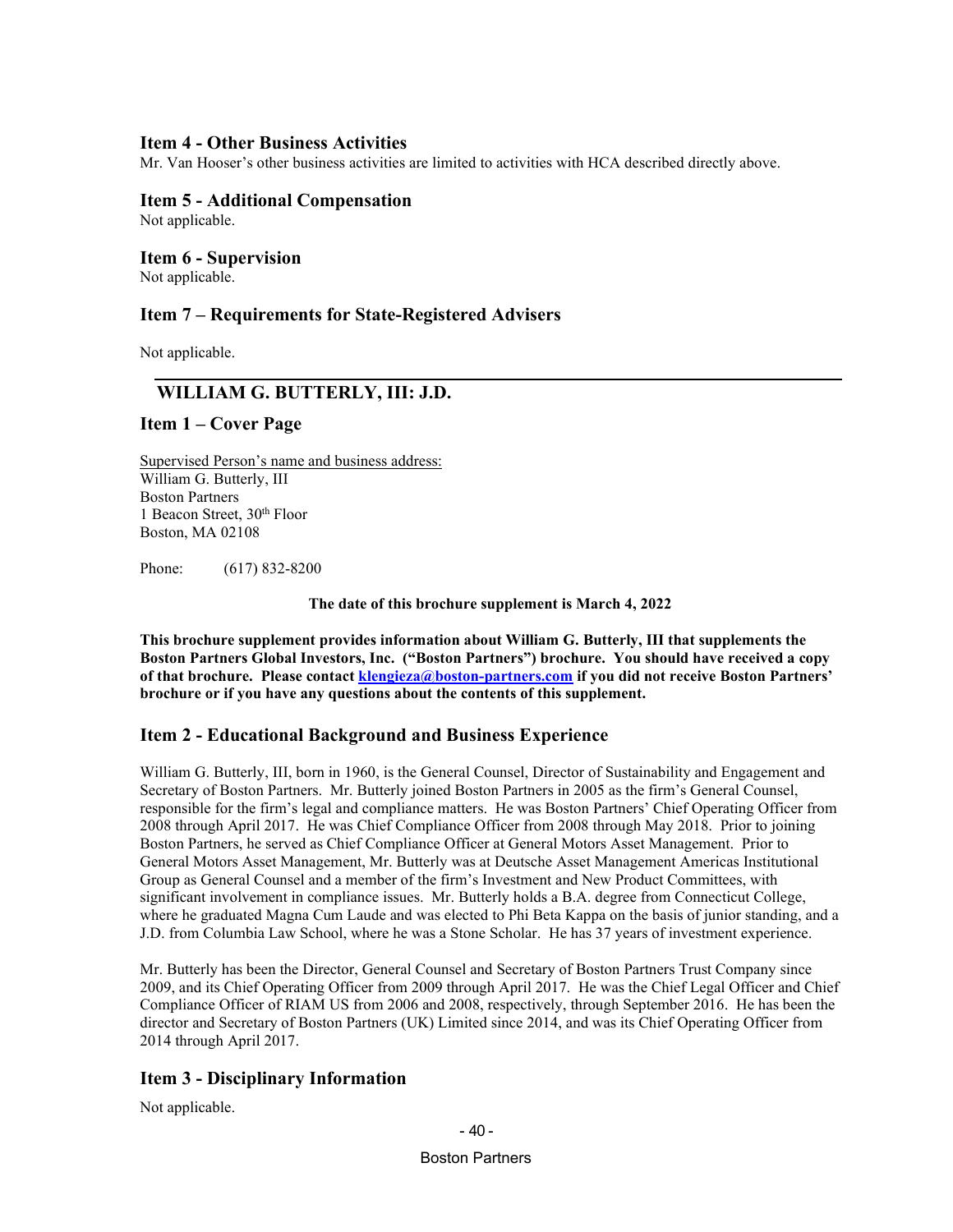## Item 4 - Other Business Activities

Mr. Van Hooser's other business activities are limited to activities with HCA described directly above.

## Item 5 - Additional Compensation

Not applicable.

## Item 6 - Supervision

Not applicable.

## Item 7 – Requirements for State-Registered Advisers

Not applicable.

---

# WILLIAM G. BUTTERLY, III: J.D.

## Item 1 – Cover Page

Supervised Person's name and business address:
William G. Butterly, III
Boston Partners
1 Beacon Street, 30th Floor
Boston, MA 02108

Phone: (617) 832-8200

**The date of this brochure supplement is March 4, 2022**

**This brochure supplement provides information about William G. Butterly, III that supplements the Boston Partners Global Investors, Inc. ("Boston Partners") brochure. You should have received a copy of that brochure. Please contact klengieza@boston-partners.com if you did not receive Boston Partners' brochure or if you have any questions about the contents of this supplement.**

## Item 2 - Educational Background and Business Experience

William G. Butterly, III, born in 1960, is the General Counsel, Director of Sustainability and Engagement and Secretary of Boston Partners. Mr. Butterly joined Boston Partners in 2005 as the firm's General Counsel, responsible for the firm's legal and compliance matters. He was Boston Partners' Chief Operating Officer from 2008 through April 2017. He was Chief Compliance Officer from 2008 through May 2018. Prior to joining Boston Partners, he served as Chief Compliance Officer at General Motors Asset Management. Prior to General Motors Asset Management, Mr. Butterly was at Deutsche Asset Management Americas Institutional Group as General Counsel and a member of the firm's Investment and New Product Committees, with significant involvement in compliance issues. Mr. Butterly holds a B.A. degree from Connecticut College, where he graduated Magna Cum Laude and was elected to Phi Beta Kappa on the basis of junior standing, and a J.D. from Columbia Law School, where he was a Stone Scholar. He has 37 years of investment experience.

Mr. Butterly has been the Director, General Counsel and Secretary of Boston Partners Trust Company since 2009, and its Chief Operating Officer from 2009 through April 2017. He was the Chief Legal Officer and Chief Compliance Officer of RIAM US from 2006 and 2008, respectively, through September 2016. He has been the director and Secretary of Boston Partners (UK) Limited since 2014, and was its Chief Operating Officer from 2014 through April 2017.

## Item 3 - Disciplinary Information

Not applicable.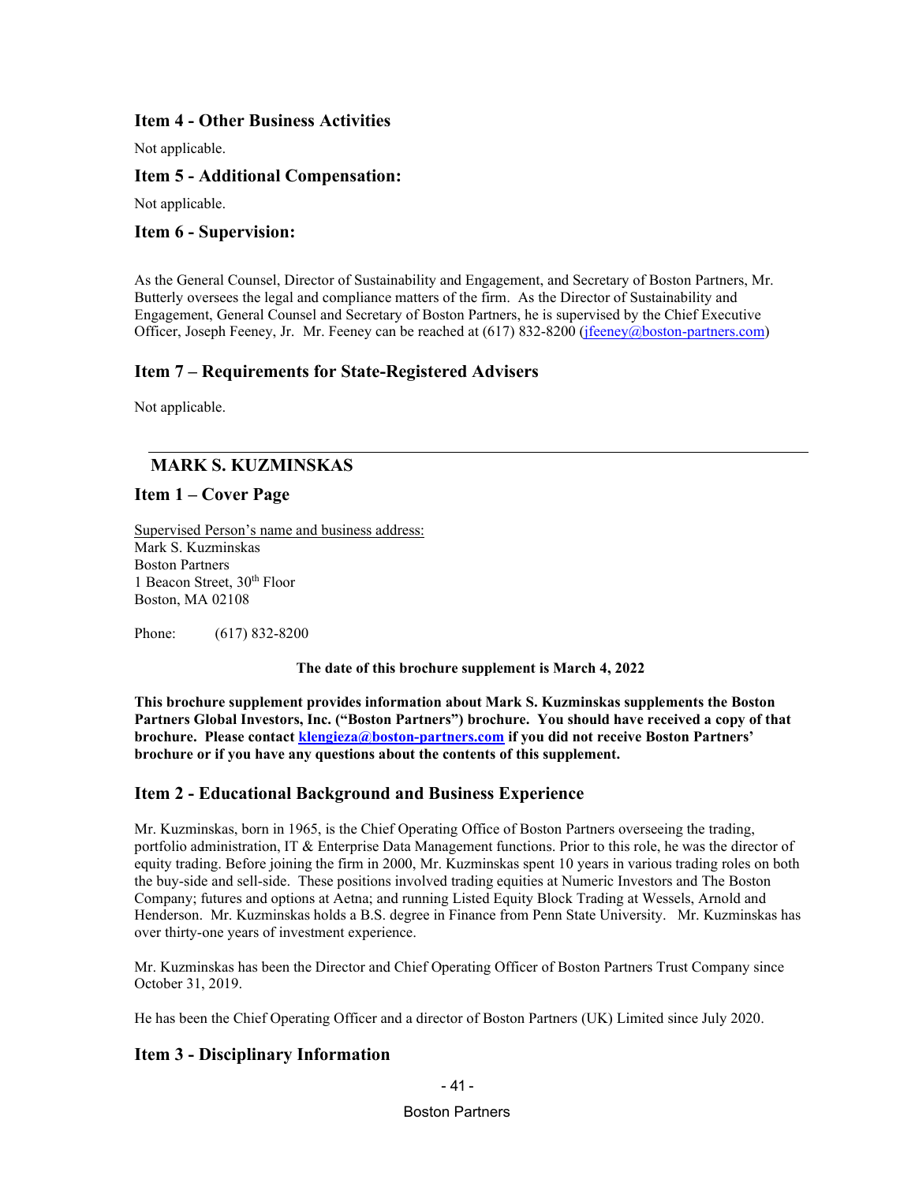## Item 4 - Other Business Activities

Not applicable.

## Item 5 - Additional Compensation:

Not applicable.

## Item 6 - Supervision:

As the General Counsel, Director of Sustainability and Engagement, and Secretary of Boston Partners, Mr. Butterly oversees the legal and compliance matters of the firm. As the Director of Sustainability and Engagement, General Counsel and Secretary of Boston Partners, he is supervised by the Chief Executive Officer, Joseph Feeney, Jr. Mr. Feeney can be reached at (617) 832-8200 (jfeeney@boston-partners.com)

## Item 7 – Requirements for State-Registered Advisers

Not applicable.

---

# MARK S. KUZMINSKAS

## Item 1 – Cover Page

Supervised Person's name and business address:
Mark S. Kuzminskas
Boston Partners
1 Beacon Street, 30th Floor
Boston, MA 02108

Phone: (617) 832-8200

**The date of this brochure supplement is March 4, 2022**

**This brochure supplement provides information about Mark S. Kuzminskas supplements the Boston Partners Global Investors, Inc. ("Boston Partners") brochure. You should have received a copy of that brochure. Please contact klengieza@boston-partners.com if you did not receive Boston Partners' brochure or if you have any questions about the contents of this supplement.**

## Item 2 - Educational Background and Business Experience

Mr. Kuzminskas, born in 1965, is the Chief Operating Office of Boston Partners overseeing the trading, portfolio administration, IT & Enterprise Data Management functions. Prior to this role, he was the director of equity trading. Before joining the firm in 2000, Mr. Kuzminskas spent 10 years in various trading roles on both the buy-side and sell-side. These positions involved trading equities at Numeric Investors and The Boston Company; futures and options at Aetna; and running Listed Equity Block Trading at Wessels, Arnold and Henderson. Mr. Kuzminskas holds a B.S. degree in Finance from Penn State University. Mr. Kuzminskas has over thirty-one years of investment experience.

Mr. Kuzminskas has been the Director and Chief Operating Officer of Boston Partners Trust Company since October 31, 2019.

He has been the Chief Operating Officer and a director of Boston Partners (UK) Limited since July 2020.

## Item 3 - Disciplinary Information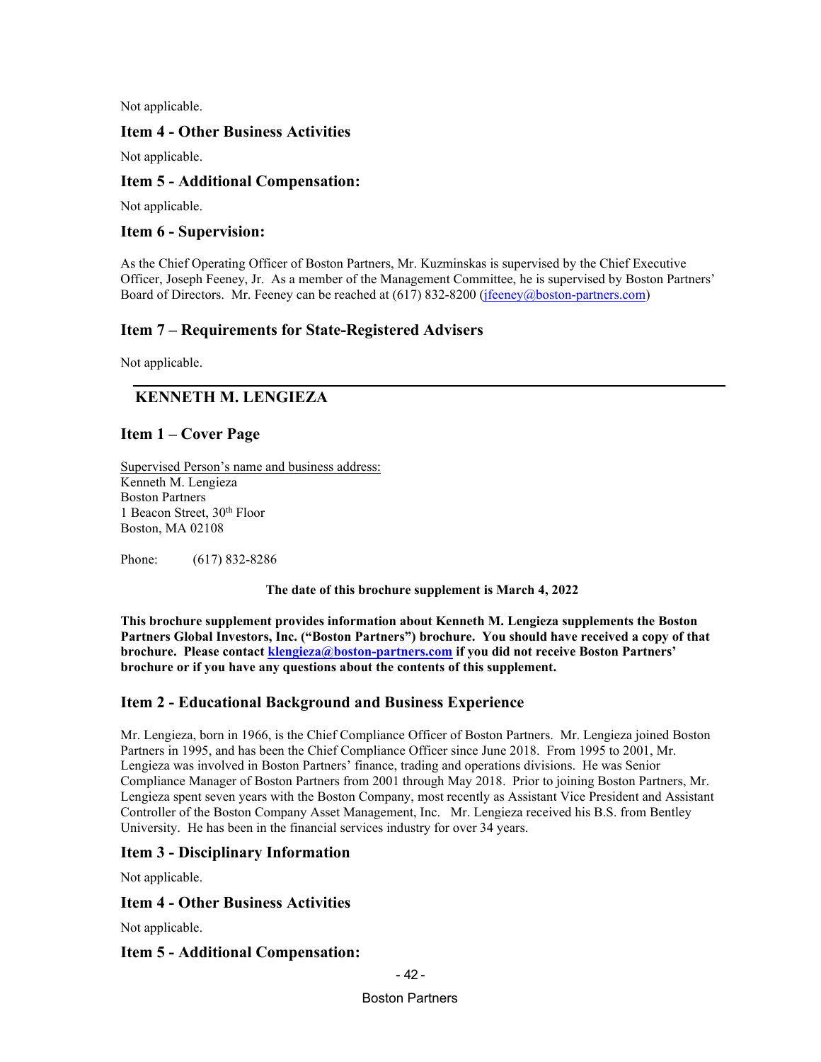Not applicable.

### Item 4 - Other Business Activities

Not applicable.

### Item 5 - Additional Compensation:

Not applicable.

### Item 6 - Supervision:

As the Chief Operating Officer of Boston Partners, Mr. Kuzminskas is supervised by the Chief Executive Officer, Joseph Feeney, Jr. As a member of the Management Committee, he is supervised by Boston Partners' Board of Directors. Mr. Feeney can be reached at (617) 832-8200 (jfeeney@boston-partners.com)

### Item 7 – Requirements for State-Registered Advisers

Not applicable.

---

## KENNETH M. LENGIEZA

### Item 1 – Cover Page

Supervised Person's name and business address:
Kenneth M. Lengieza
Boston Partners
1 Beacon Street, 30th Floor
Boston, MA 02108

Phone: (617) 832-8286

**The date of this brochure supplement is March 4, 2022**

**This brochure supplement provides information about Kenneth M. Lengieza supplements the Boston Partners Global Investors, Inc. ("Boston Partners") brochure. You should have received a copy of that brochure. Please contact klengieza@boston-partners.com if you did not receive Boston Partners' brochure or if you have any questions about the contents of this supplement.**

### Item 2 - Educational Background and Business Experience

Mr. Lengieza, born in 1966, is the Chief Compliance Officer of Boston Partners. Mr. Lengieza joined Boston Partners in 1995, and has been the Chief Compliance Officer since June 2018. From 1995 to 2001, Mr. Lengieza was involved in Boston Partners' finance, trading and operations divisions. He was Senior Compliance Manager of Boston Partners from 2001 through May 2018. Prior to joining Boston Partners, Mr. Lengieza spent seven years with the Boston Company, most recently as Assistant Vice President and Assistant Controller of the Boston Company Asset Management, Inc. Mr. Lengieza received his B.S. from Bentley University. He has been in the financial services industry for over 34 years.

### Item 3 - Disciplinary Information

Not applicable.

### Item 4 - Other Business Activities

Not applicable.

### Item 5 - Additional Compensation: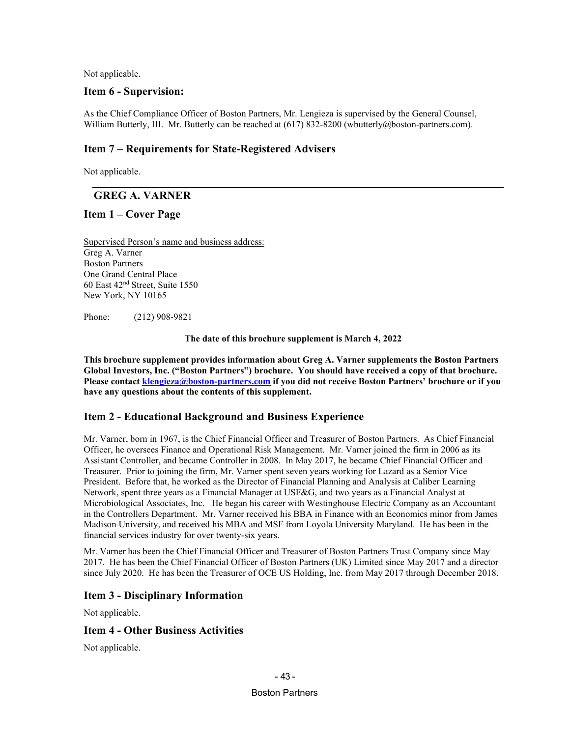Not applicable.

## Item 6 - Supervision:

As the Chief Compliance Officer of Boston Partners, Mr. Lengieza is supervised by the General Counsel, William Butterly, III. Mr. Butterly can be reached at (617) 832-8200 (wbutterly@boston-partners.com).

## Item 7 – Requirements for State-Registered Advisers

Not applicable.

---

# GREG A. VARNER

## Item 1 – Cover Page

Supervised Person's name and business address:
Greg A. Varner
Boston Partners
One Grand Central Place
60 East 42nd Street, Suite 1550
New York, NY 10165

Phone: (212) 908-9821

**The date of this brochure supplement is March 4, 2022**

**This brochure supplement provides information about Greg A. Varner supplements the Boston Partners Global Investors, Inc. ("Boston Partners") brochure. You should have received a copy of that brochure. Please contact klengieza@boston-partners.com if you did not receive Boston Partners' brochure or if you have any questions about the contents of this supplement.**

## Item 2 - Educational Background and Business Experience

Mr. Varner, born in 1967, is the Chief Financial Officer and Treasurer of Boston Partners. As Chief Financial Officer, he oversees Finance and Operational Risk Management. Mr. Varner joined the firm in 2006 as its Assistant Controller, and became Controller in 2008. In May 2017, he became Chief Financial Officer and Treasurer. Prior to joining the firm, Mr. Varner spent seven years working for Lazard as a Senior Vice President. Before that, he worked as the Director of Financial Planning and Analysis at Caliber Learning Network, spent three years as a Financial Manager at USF&G, and two years as a Financial Analyst at Microbiological Associates, Inc. He began his career with Westinghouse Electric Company as an Accountant in the Controllers Department. Mr. Varner received his BBA in Finance with an Economics minor from James Madison University, and received his MBA and MSF from Loyola University Maryland. He has been in the financial services industry for over twenty-six years.

Mr. Varner has been the Chief Financial Officer and Treasurer of Boston Partners Trust Company since May 2017. He has been the Chief Financial Officer of Boston Partners (UK) Limited since May 2017 and a director since July 2020. He has been the Treasurer of OCE US Holding, Inc. from May 2017 through December 2018.

## Item 3 - Disciplinary Information

Not applicable.

## Item 4 - Other Business Activities

Not applicable.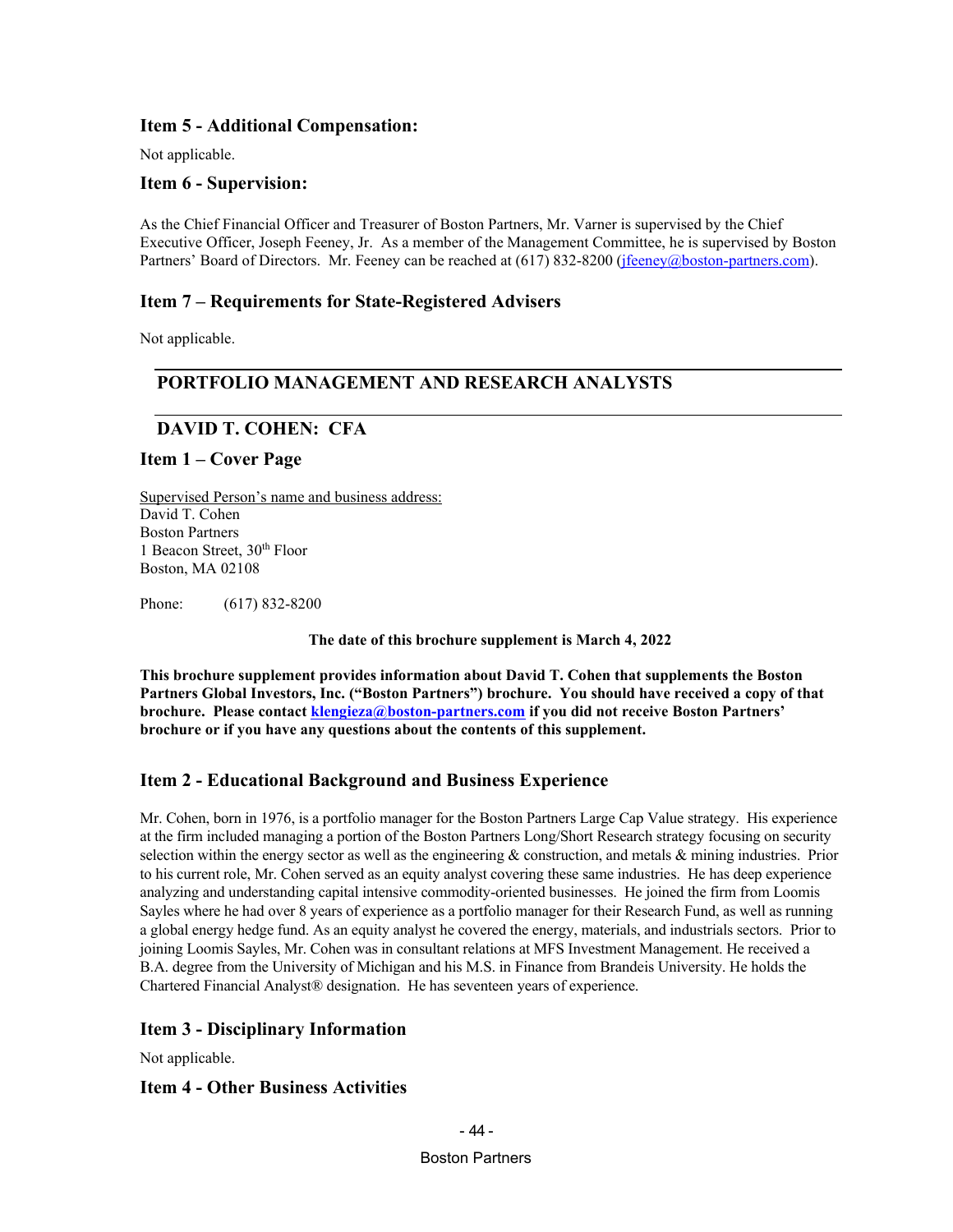### Item 5 - Additional Compensation:

Not applicable.

### Item 6 - Supervision:

As the Chief Financial Officer and Treasurer of Boston Partners, Mr. Varner is supervised by the Chief Executive Officer, Joseph Feeney, Jr. As a member of the Management Committee, he is supervised by Boston Partners' Board of Directors. Mr. Feeney can be reached at (617) 832-8200 (jfeeney@boston-partners.com).

### Item 7 – Requirements for State-Registered Advisers

Not applicable.

## PORTFOLIO MANAGEMENT AND RESEARCH ANALYSTS

## DAVID T. COHEN: CFA

### Item 1 – Cover Page

Supervised Person's name and business address:
David T. Cohen
Boston Partners
1 Beacon Street, 30th Floor
Boston, MA 02108

Phone: (617) 832-8200

**The date of this brochure supplement is March 4, 2022**

**This brochure supplement provides information about David T. Cohen that supplements the Boston Partners Global Investors, Inc. ("Boston Partners") brochure. You should have received a copy of that brochure. Please contact klengieza@boston-partners.com if you did not receive Boston Partners' brochure or if you have any questions about the contents of this supplement.**

### Item 2 - Educational Background and Business Experience

Mr. Cohen, born in 1976, is a portfolio manager for the Boston Partners Large Cap Value strategy. His experience at the firm included managing a portion of the Boston Partners Long/Short Research strategy focusing on security selection within the energy sector as well as the engineering & construction, and metals & mining industries. Prior to his current role, Mr. Cohen served as an equity analyst covering these same industries. He has deep experience analyzing and understanding capital intensive commodity-oriented businesses. He joined the firm from Loomis Sayles where he had over 8 years of experience as a portfolio manager for their Research Fund, as well as running a global energy hedge fund. As an equity analyst he covered the energy, materials, and industrials sectors. Prior to joining Loomis Sayles, Mr. Cohen was in consultant relations at MFS Investment Management. He received a B.A. degree from the University of Michigan and his M.S. in Finance from Brandeis University. He holds the Chartered Financial Analyst® designation. He has seventeen years of experience.

### Item 3 - Disciplinary Information

Not applicable.

### Item 4 - Other Business Activities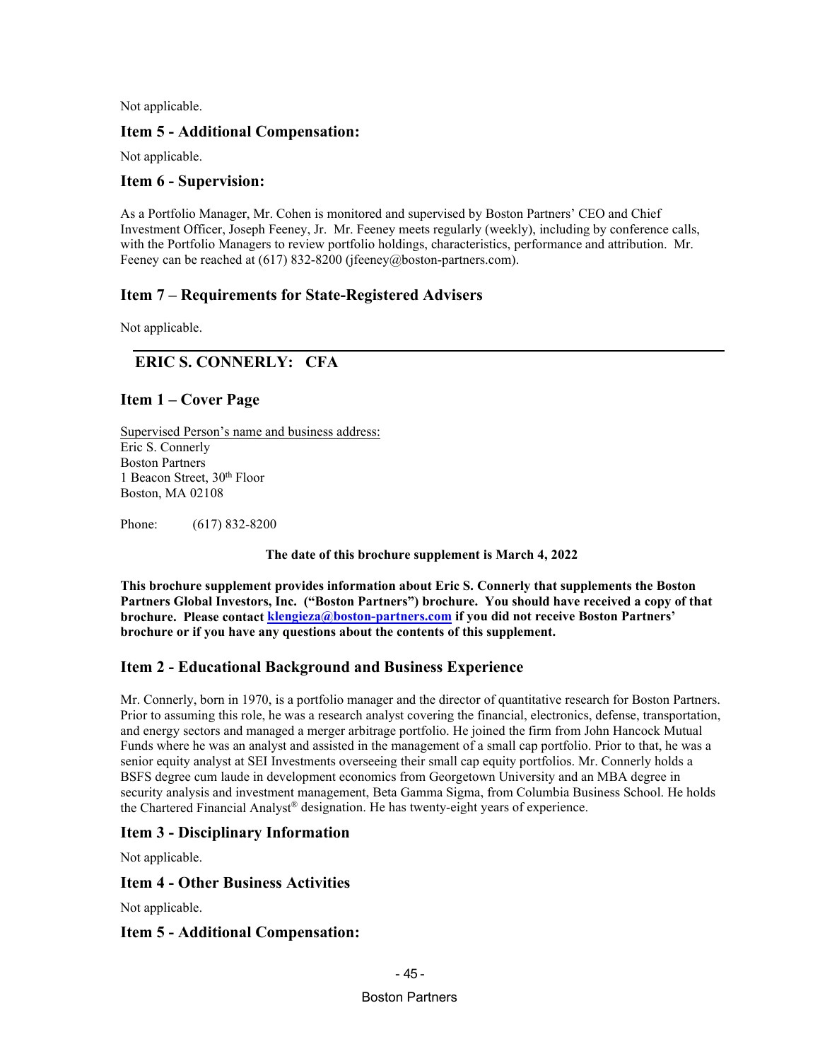Not applicable.

## Item 5 - Additional Compensation:

Not applicable.

## Item 6 - Supervision:

As a Portfolio Manager, Mr. Cohen is monitored and supervised by Boston Partners' CEO and Chief Investment Officer, Joseph Feeney, Jr. Mr. Feeney meets regularly (weekly), including by conference calls, with the Portfolio Managers to review portfolio holdings, characteristics, performance and attribution. Mr. Feeney can be reached at (617) 832-8200 (jfeeney@boston-partners.com).

## Item 7 – Requirements for State-Registered Advisers

Not applicable.

---

# ERIC S. CONNERLY: CFA

## Item 1 – Cover Page

Supervised Person's name and business address:
Eric S. Connerly
Boston Partners
1 Beacon Street, 30th Floor
Boston, MA 02108

Phone: (617) 832-8200

**The date of this brochure supplement is March 4, 2022**

**This brochure supplement provides information about Eric S. Connerly that supplements the Boston Partners Global Investors, Inc. ("Boston Partners") brochure. You should have received a copy of that brochure. Please contact klengieza@boston-partners.com if you did not receive Boston Partners' brochure or if you have any questions about the contents of this supplement.**

## Item 2 - Educational Background and Business Experience

Mr. Connerly, born in 1970, is a portfolio manager and the director of quantitative research for Boston Partners. Prior to assuming this role, he was a research analyst covering the financial, electronics, defense, transportation, and energy sectors and managed a merger arbitrage portfolio. He joined the firm from John Hancock Mutual Funds where he was an analyst and assisted in the management of a small cap portfolio. Prior to that, he was a senior equity analyst at SEI Investments overseeing their small cap equity portfolios. Mr. Connerly holds a BSFS degree cum laude in development economics from Georgetown University and an MBA degree in security analysis and investment management, Beta Gamma Sigma, from Columbia Business School. He holds the Chartered Financial Analyst® designation. He has twenty-eight years of experience.

## Item 3 - Disciplinary Information

Not applicable.

## Item 4 - Other Business Activities

Not applicable.

## Item 5 - Additional Compensation: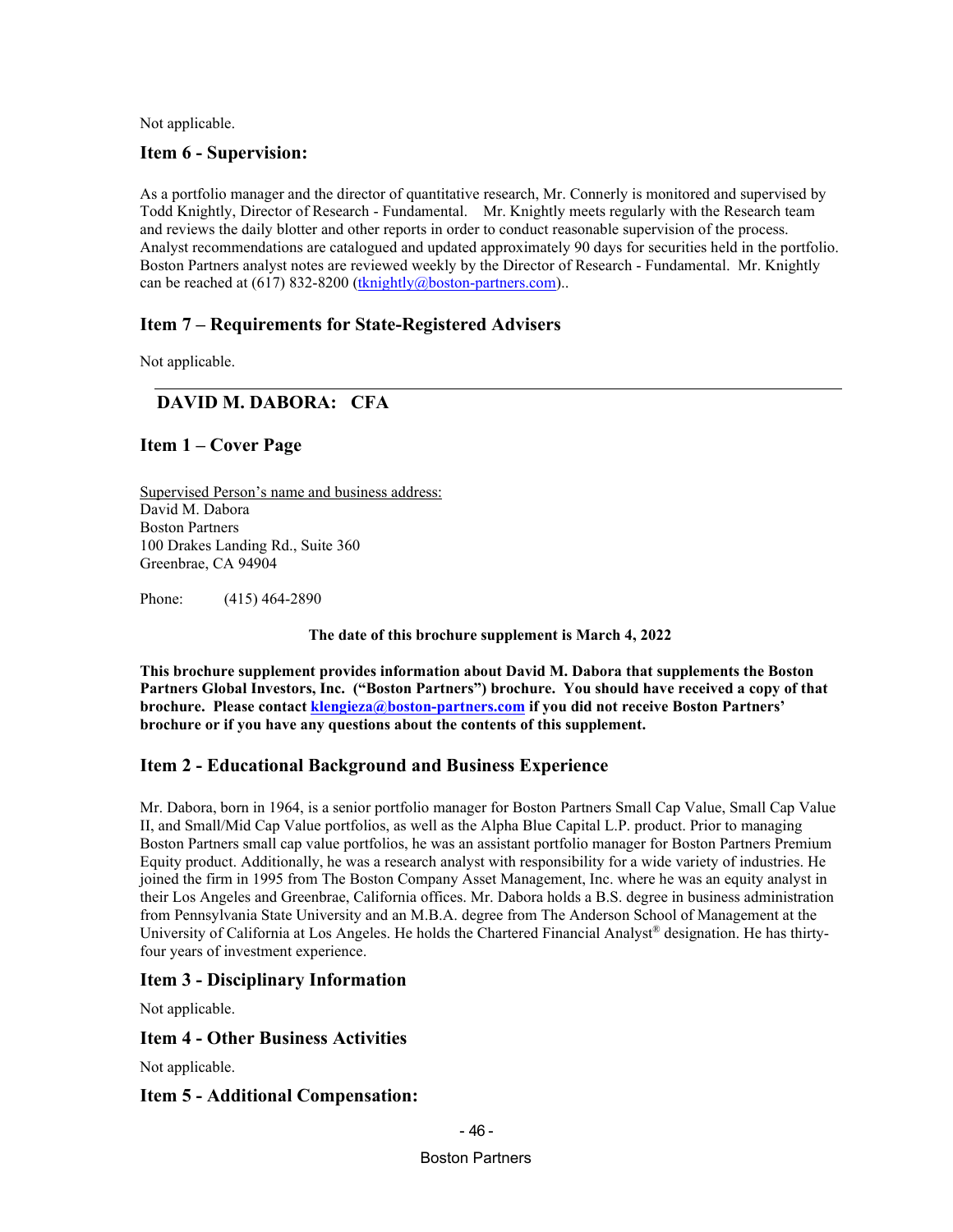Not applicable.

## Item 6 - Supervision:

As a portfolio manager and the director of quantitative research, Mr. Connerly is monitored and supervised by Todd Knightly, Director of Research - Fundamental. Mr. Knightly meets regularly with the Research team and reviews the daily blotter and other reports in order to conduct reasonable supervision of the process. Analyst recommendations are catalogued and updated approximately 90 days for securities held in the portfolio. Boston Partners analyst notes are reviewed weekly by the Director of Research - Fundamental. Mr. Knightly can be reached at (617) 832-8200 (tknightly@boston-partners.com)..

## Item 7 – Requirements for State-Registered Advisers

Not applicable.

---

# DAVID M. DABORA: CFA

## Item 1 – Cover Page

Supervised Person's name and business address:
David M. Dabora
Boston Partners
100 Drakes Landing Rd., Suite 360
Greenbrae, CA 94904

Phone: (415) 464-2890

**The date of this brochure supplement is March 4, 2022**

**This brochure supplement provides information about David M. Dabora that supplements the Boston Partners Global Investors, Inc. ("Boston Partners") brochure. You should have received a copy of that brochure. Please contact klengieza@boston-partners.com if you did not receive Boston Partners' brochure or if you have any questions about the contents of this supplement.**

## Item 2 - Educational Background and Business Experience

Mr. Dabora, born in 1964, is a senior portfolio manager for Boston Partners Small Cap Value, Small Cap Value II, and Small/Mid Cap Value portfolios, as well as the Alpha Blue Capital L.P. product. Prior to managing Boston Partners small cap value portfolios, he was an assistant portfolio manager for Boston Partners Premium Equity product. Additionally, he was a research analyst with responsibility for a wide variety of industries. He joined the firm in 1995 from The Boston Company Asset Management, Inc. where he was an equity analyst in their Los Angeles and Greenbrae, California offices. Mr. Dabora holds a B.S. degree in business administration from Pennsylvania State University and an M.B.A. degree from The Anderson School of Management at the University of California at Los Angeles. He holds the Chartered Financial Analyst® designation. He has thirty-four years of investment experience.

## Item 3 - Disciplinary Information

Not applicable.

## Item 4 - Other Business Activities

Not applicable.

## Item 5 - Additional Compensation: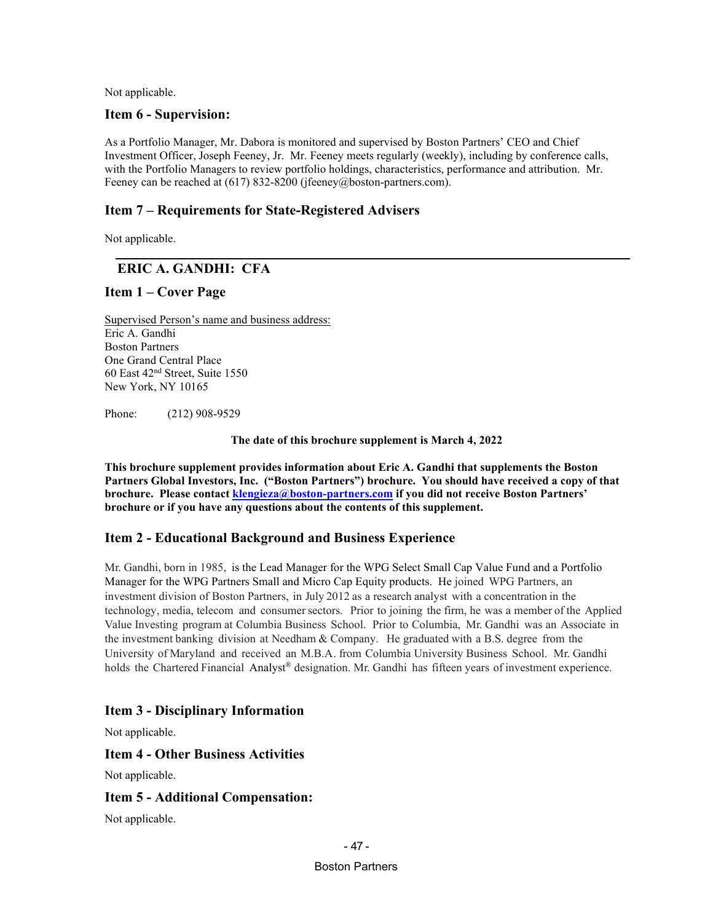Not applicable.

## Item 6 - Supervision:

As a Portfolio Manager, Mr. Dabora is monitored and supervised by Boston Partners' CEO and Chief Investment Officer, Joseph Feeney, Jr. Mr. Feeney meets regularly (weekly), including by conference calls, with the Portfolio Managers to review portfolio holdings, characteristics, performance and attribution. Mr. Feeney can be reached at (617) 832-8200 (jfeeney@boston-partners.com).

## Item 7 – Requirements for State-Registered Advisers

Not applicable.

---

# ERIC A. GANDHI: CFA

## Item 1 – Cover Page

Supervised Person's name and business address:
Eric A. Gandhi
Boston Partners
One Grand Central Place
60 East 42nd Street, Suite 1550
New York, NY 10165

Phone: (212) 908-9529

**The date of this brochure supplement is March 4, 2022**

**This brochure supplement provides information about Eric A. Gandhi that supplements the Boston Partners Global Investors, Inc. ("Boston Partners") brochure. You should have received a copy of that brochure. Please contact klengieza@boston-partners.com if you did not receive Boston Partners' brochure or if you have any questions about the contents of this supplement.**

## Item 2 - Educational Background and Business Experience

Mr. Gandhi, born in 1985, is the Lead Manager for the WPG Select Small Cap Value Fund and a Portfolio Manager for the WPG Partners Small and Micro Cap Equity products. He joined WPG Partners, an investment division of Boston Partners, in July 2012 as a research analyst with a concentration in the technology, media, telecom and consumer sectors. Prior to joining the firm, he was a member of the Applied Value Investing program at Columbia Business School. Prior to Columbia, Mr. Gandhi was an Associate in the investment banking division at Needham & Company. He graduated with a B.S. degree from the University of Maryland and received an M.B.A. from Columbia University Business School. Mr. Gandhi holds the Chartered Financial Analyst® designation. Mr. Gandhi has fifteen years of investment experience.

## Item 3 - Disciplinary Information

Not applicable.

## Item 4 - Other Business Activities

Not applicable.

## Item 5 - Additional Compensation:

Not applicable.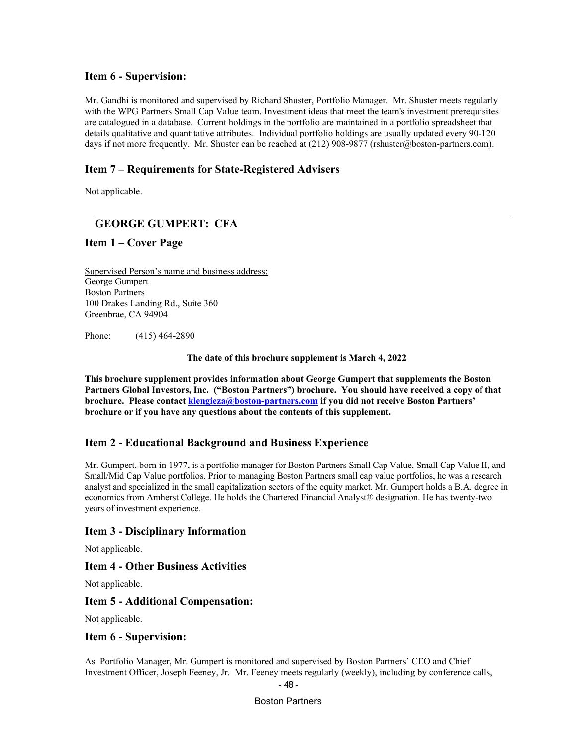### Item 6 - Supervision:

Mr. Gandhi is monitored and supervised by Richard Shuster, Portfolio Manager. Mr. Shuster meets regularly with the WPG Partners Small Cap Value team. Investment ideas that meet the team's investment prerequisites are catalogued in a database. Current holdings in the portfolio are maintained in a portfolio spreadsheet that details qualitative and quantitative attributes. Individual portfolio holdings are usually updated every 90-120 days if not more frequently. Mr. Shuster can be reached at (212) 908-9877 (rshuster@boston-partners.com).

### Item 7 – Requirements for State-Registered Advisers

Not applicable.

---

## GEORGE GUMPERT: CFA

### Item 1 – Cover Page

Supervised Person's name and business address:
George Gumpert
Boston Partners
100 Drakes Landing Rd., Suite 360
Greenbrae, CA 94904

Phone: (415) 464-2890

**The date of this brochure supplement is March 4, 2022**

**This brochure supplement provides information about George Gumpert that supplements the Boston Partners Global Investors, Inc. ("Boston Partners") brochure. You should have received a copy of that brochure. Please contact klengieza@boston-partners.com if you did not receive Boston Partners' brochure or if you have any questions about the contents of this supplement.**

### Item 2 - Educational Background and Business Experience

Mr. Gumpert, born in 1977, is a portfolio manager for Boston Partners Small Cap Value, Small Cap Value II, and Small/Mid Cap Value portfolios. Prior to managing Boston Partners small cap value portfolios, he was a research analyst and specialized in the small capitalization sectors of the equity market. Mr. Gumpert holds a B.A. degree in economics from Amherst College. He holds the Chartered Financial Analyst® designation. He has twenty-two years of investment experience.

### Item 3 - Disciplinary Information

Not applicable.

### Item 4 - Other Business Activities

Not applicable.

### Item 5 - Additional Compensation:

Not applicable.

### Item 6 - Supervision:

As Portfolio Manager, Mr. Gumpert is monitored and supervised by Boston Partners' CEO and Chief Investment Officer, Joseph Feeney, Jr. Mr. Feeney meets regularly (weekly), including by conference calls,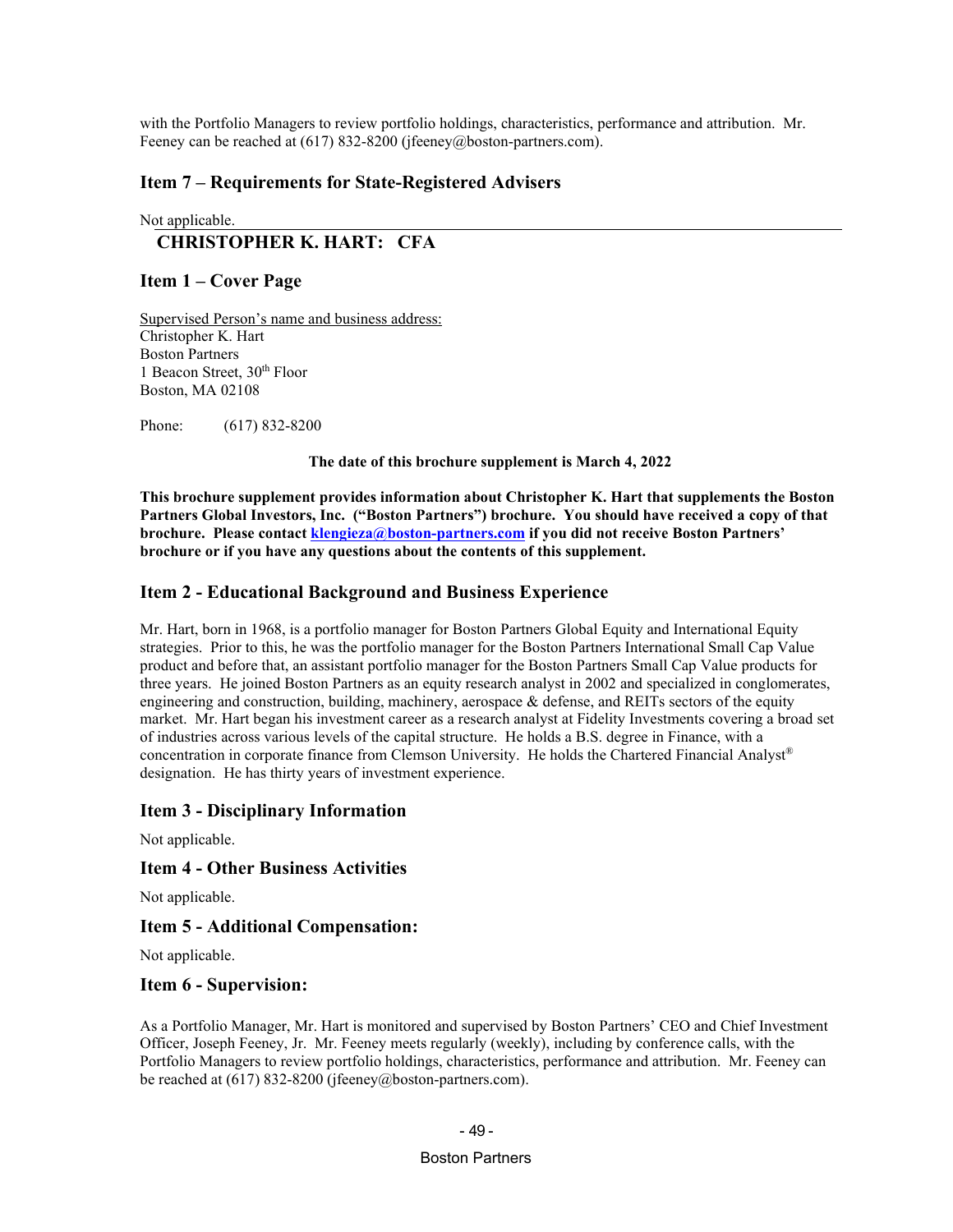with the Portfolio Managers to review portfolio holdings, characteristics, performance and attribution. Mr. Feeney can be reached at (617) 832-8200 (jfeeney@boston-partners.com).

## Item 7 – Requirements for State-Registered Advisers

Not applicable.

# CHRISTOPHER K. HART: CFA

## Item 1 – Cover Page

Supervised Person's name and business address:
Christopher K. Hart
Boston Partners
1 Beacon Street, 30th Floor
Boston, MA 02108

Phone: (617) 832-8200

**The date of this brochure supplement is March 4, 2022**

**This brochure supplement provides information about Christopher K. Hart that supplements the Boston Partners Global Investors, Inc. ("Boston Partners") brochure. You should have received a copy of that brochure. Please contact klengieza@boston-partners.com if you did not receive Boston Partners' brochure or if you have any questions about the contents of this supplement.**

## Item 2 - Educational Background and Business Experience

Mr. Hart, born in 1968, is a portfolio manager for Boston Partners Global Equity and International Equity strategies. Prior to this, he was the portfolio manager for the Boston Partners International Small Cap Value product and before that, an assistant portfolio manager for the Boston Partners Small Cap Value products for three years. He joined Boston Partners as an equity research analyst in 2002 and specialized in conglomerates, engineering and construction, building, machinery, aerospace & defense, and REITs sectors of the equity market. Mr. Hart began his investment career as a research analyst at Fidelity Investments covering a broad set of industries across various levels of the capital structure. He holds a B.S. degree in Finance, with a concentration in corporate finance from Clemson University. He holds the Chartered Financial Analyst® designation. He has thirty years of investment experience.

## Item 3 - Disciplinary Information

Not applicable.

## Item 4 - Other Business Activities

Not applicable.

## Item 5 - Additional Compensation:

Not applicable.

## Item 6 - Supervision:

As a Portfolio Manager, Mr. Hart is monitored and supervised by Boston Partners' CEO and Chief Investment Officer, Joseph Feeney, Jr. Mr. Feeney meets regularly (weekly), including by conference calls, with the Portfolio Managers to review portfolio holdings, characteristics, performance and attribution. Mr. Feeney can be reached at (617) 832-8200 (jfeeney@boston-partners.com).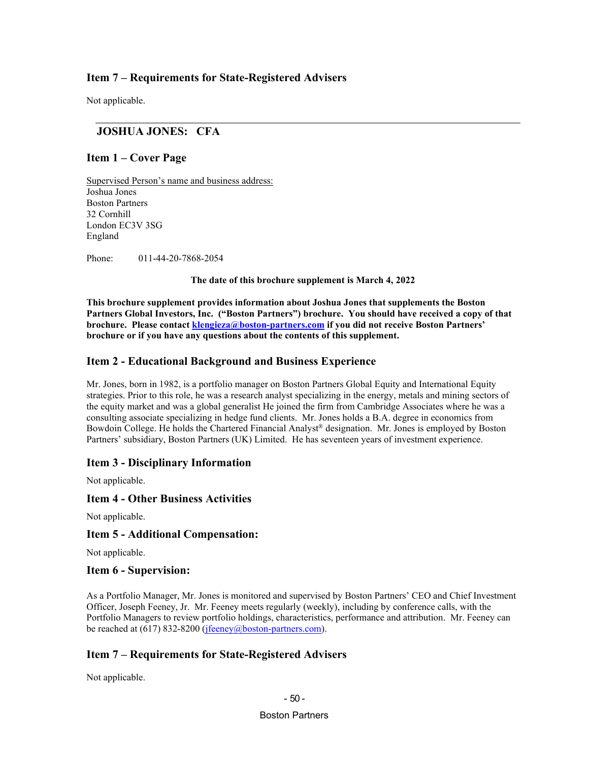## Item 7 – Requirements for State-Registered Advisers

Not applicable.

---

## JOSHUA JONES: CFA

## Item 1 – Cover Page

Supervised Person's name and business address:
Joshua Jones
Boston Partners
32 Cornhill
London EC3V 3SG
England

Phone: 011-44-20-7868-2054

**The date of this brochure supplement is March 4, 2022**

**This brochure supplement provides information about Joshua Jones that supplements the Boston Partners Global Investors, Inc. ("Boston Partners") brochure. You should have received a copy of that brochure. Please contact klengieza@boston-partners.com if you did not receive Boston Partners' brochure or if you have any questions about the contents of this supplement.**

## Item 2 - Educational Background and Business Experience

Mr. Jones, born in 1982, is a portfolio manager on Boston Partners Global Equity and International Equity strategies. Prior to this role, he was a research analyst specializing in the energy, metals and mining sectors of the equity market and was a global generalist He joined the firm from Cambridge Associates where he was a consulting associate specializing in hedge fund clients. Mr. Jones holds a B.A. degree in economics from Bowdoin College. He holds the Chartered Financial Analyst® designation. Mr. Jones is employed by Boston Partners' subsidiary, Boston Partners (UK) Limited. He has seventeen years of investment experience.

## Item 3 - Disciplinary Information

Not applicable.

## Item 4 - Other Business Activities

Not applicable.

## Item 5 - Additional Compensation:

Not applicable.

## Item 6 - Supervision:

As a Portfolio Manager, Mr. Jones is monitored and supervised by Boston Partners' CEO and Chief Investment Officer, Joseph Feeney, Jr. Mr. Feeney meets regularly (weekly), including by conference calls, with the Portfolio Managers to review portfolio holdings, characteristics, performance and attribution. Mr. Feeney can be reached at (617) 832-8200 (jfeeney@boston-partners.com).

## Item 7 – Requirements for State-Registered Advisers

Not applicable.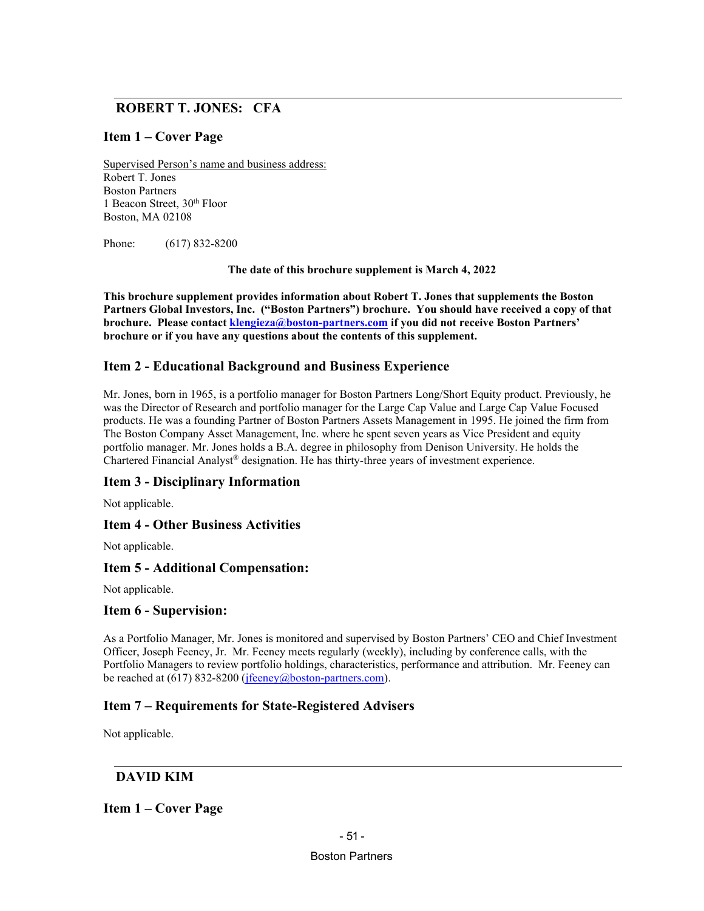## ROBERT T. JONES: CFA

### Item 1 – Cover Page

Supervised Person's name and business address:
Robert T. Jones
Boston Partners
1 Beacon Street, 30th Floor
Boston, MA 02108

Phone: (617) 832-8200

**The date of this brochure supplement is March 4, 2022**

**This brochure supplement provides information about Robert T. Jones that supplements the Boston Partners Global Investors, Inc. ("Boston Partners") brochure. You should have received a copy of that brochure. Please contact klengieza@boston-partners.com if you did not receive Boston Partners' brochure or if you have any questions about the contents of this supplement.**

### Item 2 - Educational Background and Business Experience

Mr. Jones, born in 1965, is a portfolio manager for Boston Partners Long/Short Equity product. Previously, he was the Director of Research and portfolio manager for the Large Cap Value and Large Cap Value Focused products. He was a founding Partner of Boston Partners Assets Management in 1995. He joined the firm from The Boston Company Asset Management, Inc. where he spent seven years as Vice President and equity portfolio manager. Mr. Jones holds a B.A. degree in philosophy from Denison University. He holds the Chartered Financial Analyst® designation. He has thirty-three years of investment experience.

### Item 3 - Disciplinary Information

Not applicable.

### Item 4 - Other Business Activities

Not applicable.

### Item 5 - Additional Compensation:

Not applicable.

### Item 6 - Supervision:

As a Portfolio Manager, Mr. Jones is monitored and supervised by Boston Partners' CEO and Chief Investment Officer, Joseph Feeney, Jr. Mr. Feeney meets regularly (weekly), including by conference calls, with the Portfolio Managers to review portfolio holdings, characteristics, performance and attribution. Mr. Feeney can be reached at (617) 832-8200 (jfeeney@boston-partners.com).

### Item 7 – Requirements for State-Registered Advisers

Not applicable.

## DAVID KIM

### Item 1 – Cover Page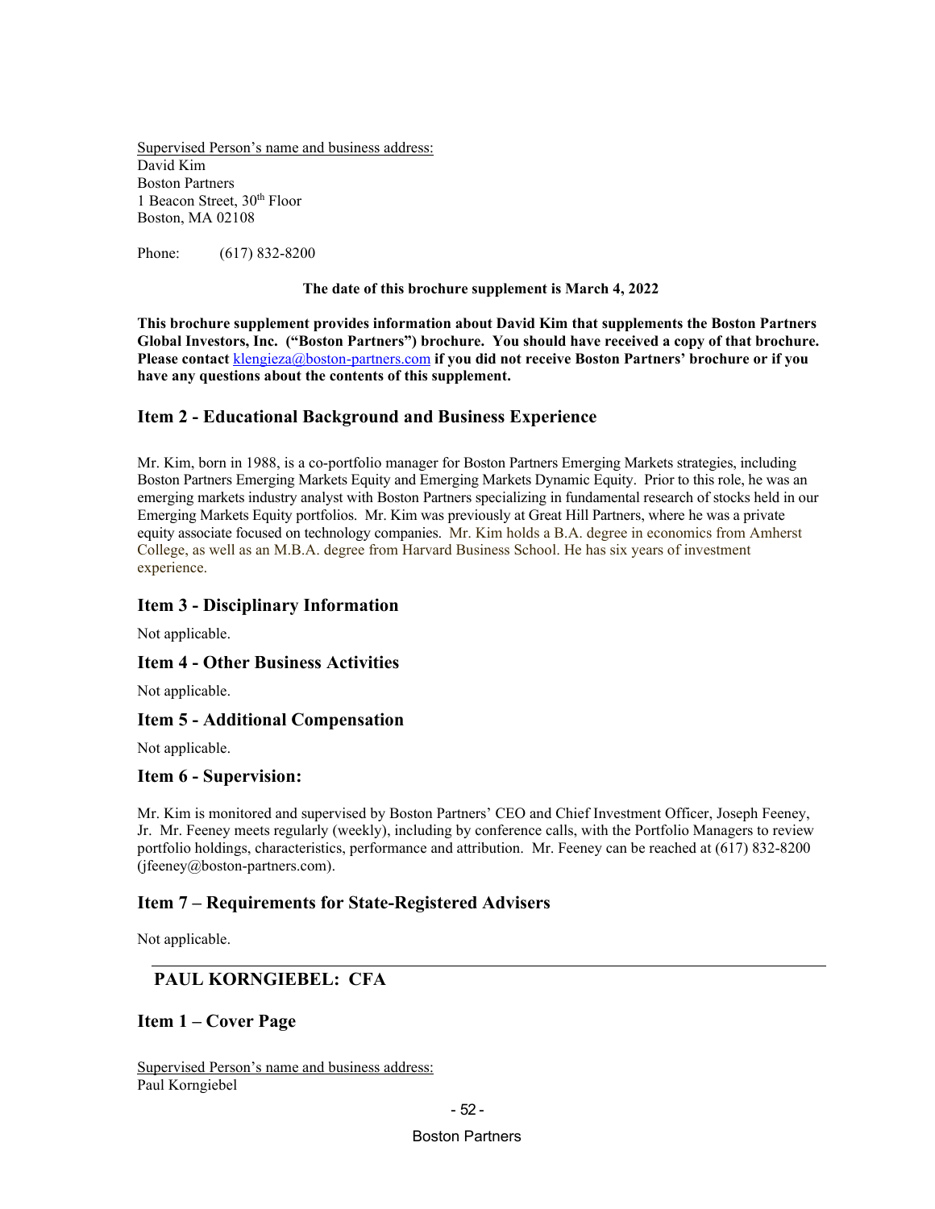Supervised Person's name and business address:
David Kim
Boston Partners
1 Beacon Street, 30th Floor
Boston, MA 02108

Phone: (617) 832-8200

**The date of this brochure supplement is March 4, 2022**

**This brochure supplement provides information about David Kim that supplements the Boston Partners Global Investors, Inc. ("Boston Partners") brochure. You should have received a copy of that brochure. Please contact klengieza@boston-partners.com if you did not receive Boston Partners' brochure or if you have any questions about the contents of this supplement.**

## Item 2 - Educational Background and Business Experience

Mr. Kim, born in 1988, is a co-portfolio manager for Boston Partners Emerging Markets strategies, including Boston Partners Emerging Markets Equity and Emerging Markets Dynamic Equity. Prior to this role, he was an emerging markets industry analyst with Boston Partners specializing in fundamental research of stocks held in our Emerging Markets Equity portfolios. Mr. Kim was previously at Great Hill Partners, where he was a private equity associate focused on technology companies. Mr. Kim holds a B.A. degree in economics from Amherst College, as well as an M.B.A. degree from Harvard Business School. He has six years of investment experience.

## Item 3 - Disciplinary Information

Not applicable.

## Item 4 - Other Business Activities

Not applicable.

## Item 5 - Additional Compensation

Not applicable.

## Item 6 - Supervision:

Mr. Kim is monitored and supervised by Boston Partners' CEO and Chief Investment Officer, Joseph Feeney, Jr. Mr. Feeney meets regularly (weekly), including by conference calls, with the Portfolio Managers to review portfolio holdings, characteristics, performance and attribution. Mr. Feeney can be reached at (617) 832-8200 (jfeeney@boston-partners.com).

## Item 7 – Requirements for State-Registered Advisers

Not applicable.

---

# PAUL KORNGIEBEL: CFA

## Item 1 – Cover Page

Supervised Person's name and business address:
Paul Korngiebel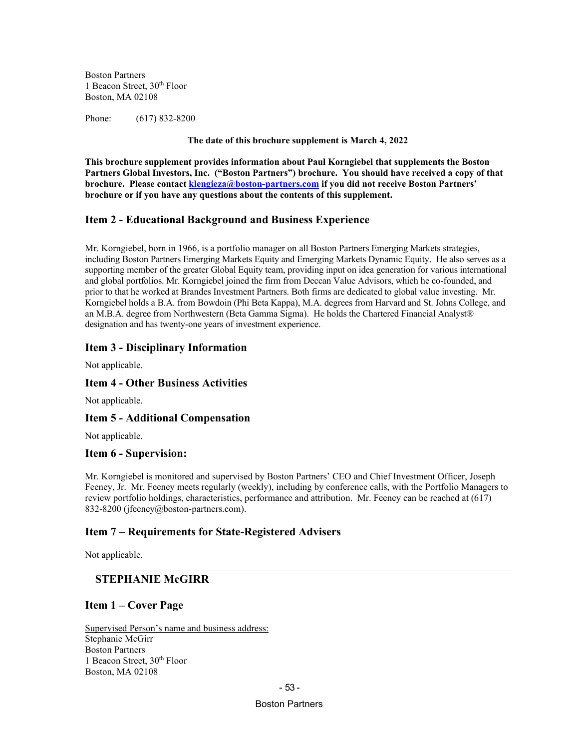Boston Partners
1 Beacon Street, 30th Floor
Boston, MA 02108

Phone: (617) 832-8200

**The date of this brochure supplement is March 4, 2022**

**This brochure supplement provides information about Paul Korngiebel that supplements the Boston Partners Global Investors, Inc. ("Boston Partners") brochure. You should have received a copy of that brochure. Please contact klengieza@boston-partners.com if you did not receive Boston Partners' brochure or if you have any questions about the contents of this supplement.**

## Item 2 - Educational Background and Business Experience

Mr. Korngiebel, born in 1966, is a portfolio manager on all Boston Partners Emerging Markets strategies, including Boston Partners Emerging Markets Equity and Emerging Markets Dynamic Equity. He also serves as a supporting member of the greater Global Equity team, providing input on idea generation for various international and global portfolios. Mr. Korngiebel joined the firm from Deccan Value Advisors, which he co-founded, and prior to that he worked at Brandes Investment Partners. Both firms are dedicated to global value investing. Mr. Korngiebel holds a B.A. from Bowdoin (Phi Beta Kappa), M.A. degrees from Harvard and St. Johns College, and an M.B.A. degree from Northwestern (Beta Gamma Sigma). He holds the Chartered Financial Analyst® designation and has twenty-one years of investment experience.

## Item 3 - Disciplinary Information

Not applicable.

## Item 4 - Other Business Activities

Not applicable.

## Item 5 - Additional Compensation

Not applicable.

## Item 6 - Supervision:

Mr. Korngiebel is monitored and supervised by Boston Partners' CEO and Chief Investment Officer, Joseph Feeney, Jr. Mr. Feeney meets regularly (weekly), including by conference calls, with the Portfolio Managers to review portfolio holdings, characteristics, performance and attribution. Mr. Feeney can be reached at (617) 832-8200 (jfeeney@boston-partners.com).

## Item 7 – Requirements for State-Registered Advisers

Not applicable.

---

## STEPHANIE McGIRR

## Item 1 – Cover Page

Supervised Person's name and business address:
Stephanie McGirr
Boston Partners
1 Beacon Street, 30th Floor
Boston, MA 02108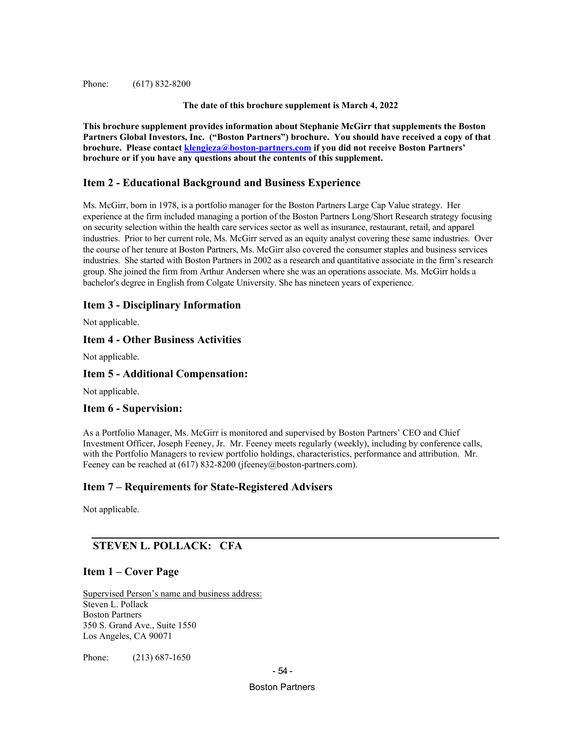Phone: (617) 832-8200

**The date of this brochure supplement is March 4, 2022**

**This brochure supplement provides information about Stephanie McGirr that supplements the Boston Partners Global Investors, Inc. ("Boston Partners") brochure. You should have received a copy of that brochure. Please contact [klengieza@boston-partners.com](mailto:klengieza@boston-partners.com) if you did not receive Boston Partners' brochure or if you have any questions about the contents of this supplement.**

## Item 2 - Educational Background and Business Experience

Ms. McGirr, born in 1978, is a portfolio manager for the Boston Partners Large Cap Value strategy. Her experience at the firm included managing a portion of the Boston Partners Long/Short Research strategy focusing on security selection within the health care services sector as well as insurance, restaurant, retail, and apparel industries. Prior to her current role, Ms. McGirr served as an equity analyst covering these same industries. Over the course of her tenure at Boston Partners, Ms. McGirr also covered the consumer staples and business services industries. She started with Boston Partners in 2002 as a research and quantitative associate in the firm's research group. She joined the firm from Arthur Andersen where she was an operations associate. Ms. McGirr holds a bachelor's degree in English from Colgate University. She has nineteen years of experience.

## Item 3 - Disciplinary Information

Not applicable.

## Item 4 - Other Business Activities

Not applicable.

## Item 5 - Additional Compensation:

Not applicable.

## Item 6 - Supervision:

As a Portfolio Manager, Ms. McGirr is monitored and supervised by Boston Partners' CEO and Chief Investment Officer, Joseph Feeney, Jr. Mr. Feeney meets regularly (weekly), including by conference calls, with the Portfolio Managers to review portfolio holdings, characteristics, performance and attribution. Mr. Feeney can be reached at (617) 832-8200 (jfeeney@boston-partners.com).

## Item 7 – Requirements for State-Registered Advisers

Not applicable.

---

# STEVEN L. POLLACK: CFA

## Item 1 – Cover Page

Supervised Person's name and business address:
Steven L. Pollack
Boston Partners
350 S. Grand Ave., Suite 1550
Los Angeles, CA 90071

Phone: (213) 687-1650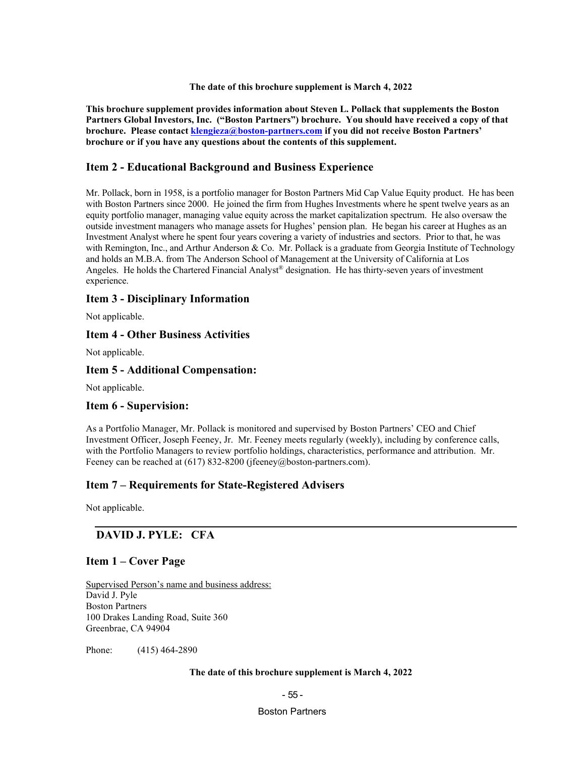**The date of this brochure supplement is March 4, 2022**

**This brochure supplement provides information about Steven L. Pollack that supplements the Boston Partners Global Investors, Inc. ("Boston Partners") brochure. You should have received a copy of that brochure. Please contact [klengieza@boston-partners.com](mailto:klengieza@boston-partners.com) if you did not receive Boston Partners' brochure or if you have any questions about the contents of this supplement.**

## Item 2 - Educational Background and Business Experience

Mr. Pollack, born in 1958, is a portfolio manager for Boston Partners Mid Cap Value Equity product. He has been with Boston Partners since 2000. He joined the firm from Hughes Investments where he spent twelve years as an equity portfolio manager, managing value equity across the market capitalization spectrum. He also oversaw the outside investment managers who manage assets for Hughes' pension plan. He began his career at Hughes as an Investment Analyst where he spent four years covering a variety of industries and sectors. Prior to that, he was with Remington, Inc., and Arthur Anderson & Co. Mr. Pollack is a graduate from Georgia Institute of Technology and holds an M.B.A. from The Anderson School of Management at the University of California at Los Angeles. He holds the Chartered Financial Analyst® designation. He has thirty-seven years of investment experience.

## Item 3 - Disciplinary Information

Not applicable.

## Item 4 - Other Business Activities

Not applicable.

## Item 5 - Additional Compensation:

Not applicable.

## Item 6 - Supervision:

As a Portfolio Manager, Mr. Pollack is monitored and supervised by Boston Partners' CEO and Chief Investment Officer, Joseph Feeney, Jr. Mr. Feeney meets regularly (weekly), including by conference calls, with the Portfolio Managers to review portfolio holdings, characteristics, performance and attribution. Mr. Feeney can be reached at (617) 832-8200 (jfeeney@boston-partners.com).

## Item 7 – Requirements for State-Registered Advisers

Not applicable.

---

# DAVID J. PYLE: CFA

## Item 1 – Cover Page

Supervised Person's name and business address:
David J. Pyle
Boston Partners
100 Drakes Landing Road, Suite 360
Greenbrae, CA 94904

Phone: (415) 464-2890

**The date of this brochure supplement is March 4, 2022**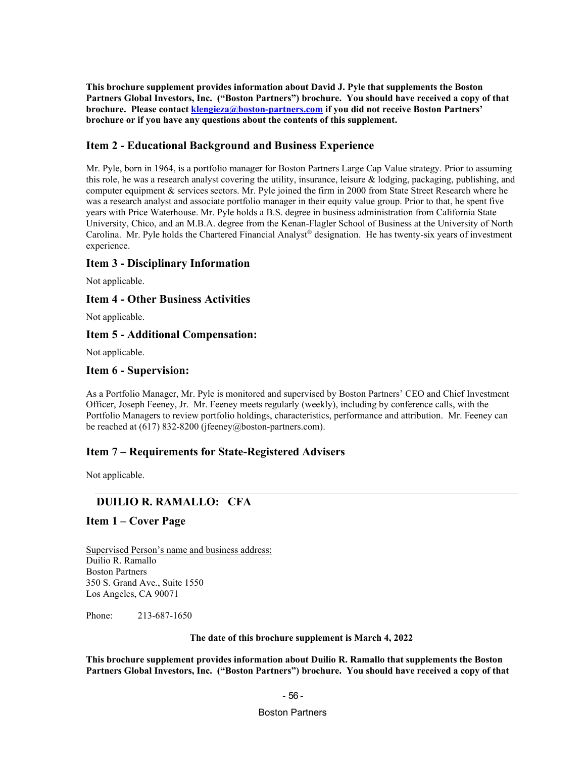**This brochure supplement provides information about David J. Pyle that supplements the Boston Partners Global Investors, Inc. ("Boston Partners") brochure. You should have received a copy of that brochure. Please contact [klengieza@boston-partners.com](mailto:klengieza@boston-partners.com) if you did not receive Boston Partners' brochure or if you have any questions about the contents of this supplement.**

## Item 2 - Educational Background and Business Experience

Mr. Pyle, born in 1964, is a portfolio manager for Boston Partners Large Cap Value strategy. Prior to assuming this role, he was a research analyst covering the utility, insurance, leisure & lodging, packaging, publishing, and computer equipment & services sectors. Mr. Pyle joined the firm in 2000 from State Street Research where he was a research analyst and associate portfolio manager in their equity value group. Prior to that, he spent five years with Price Waterhouse. Mr. Pyle holds a B.S. degree in business administration from California State University, Chico, and an M.B.A. degree from the Kenan-Flagler School of Business at the University of North Carolina. Mr. Pyle holds the Chartered Financial Analyst® designation. He has twenty-six years of investment experience.

## Item 3 - Disciplinary Information

Not applicable.

## Item 4 - Other Business Activities

Not applicable.

## Item 5 - Additional Compensation:

Not applicable.

## Item 6 - Supervision:

As a Portfolio Manager, Mr. Pyle is monitored and supervised by Boston Partners' CEO and Chief Investment Officer, Joseph Feeney, Jr. Mr. Feeney meets regularly (weekly), including by conference calls, with the Portfolio Managers to review portfolio holdings, characteristics, performance and attribution. Mr. Feeney can be reached at (617) 832-8200 (jfeeney@boston-partners.com).

## Item 7 – Requirements for State-Registered Advisers

Not applicable.

---

# DUILIO R. RAMALLO: CFA

## Item 1 – Cover Page

Supervised Person's name and business address:
Duilio R. Ramallo
Boston Partners
350 S. Grand Ave., Suite 1550
Los Angeles, CA 90071

Phone: 213-687-1650

**The date of this brochure supplement is March 4, 2022**

**This brochure supplement provides information about Duilio R. Ramallo that supplements the Boston Partners Global Investors, Inc. ("Boston Partners") brochure. You should have received a copy of that**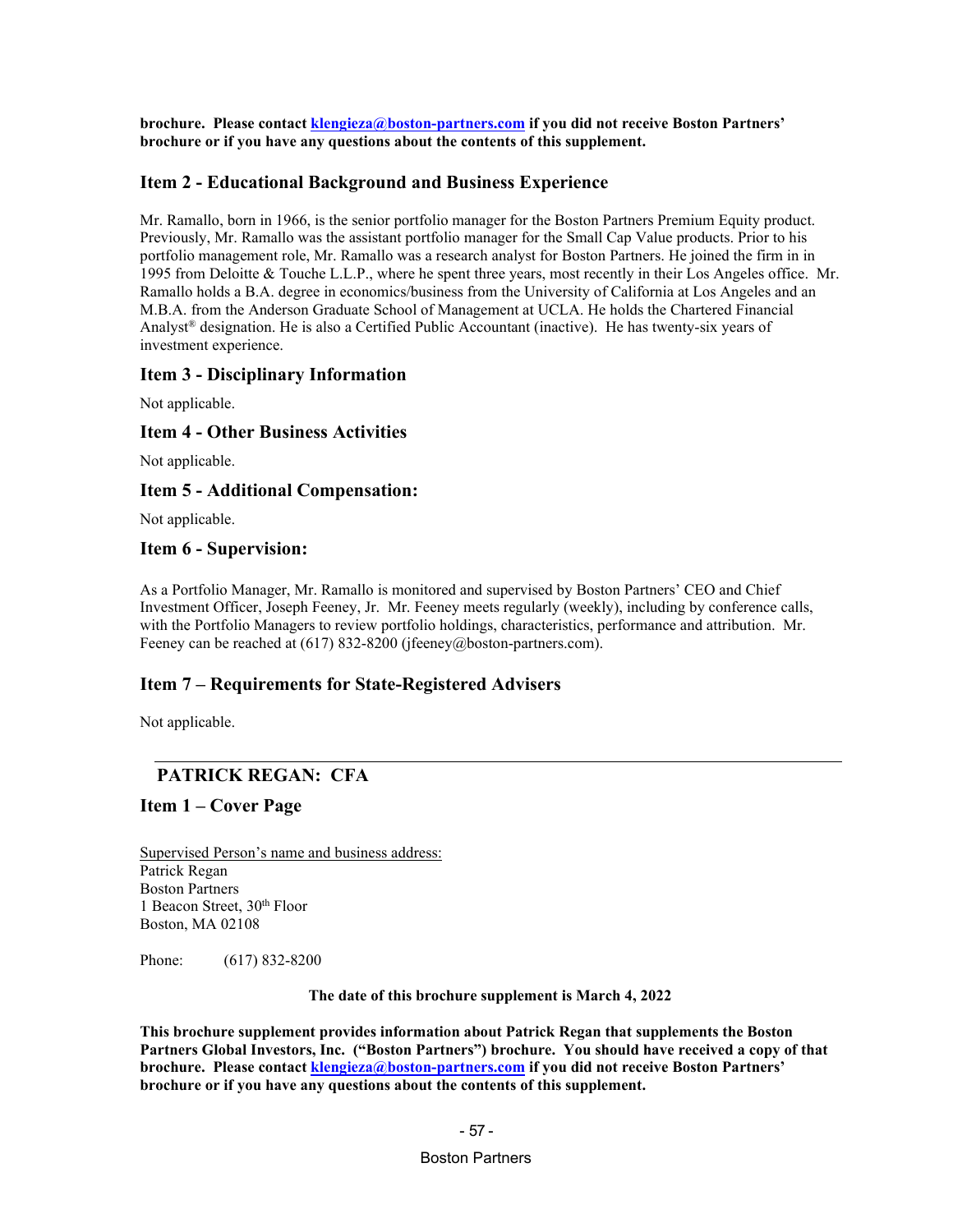**brochure. Please contact [klengieza@boston-partners.com](mailto:klengieza@boston-partners.com) if you did not receive Boston Partners' brochure or if you have any questions about the contents of this supplement.**

## Item 2 - Educational Background and Business Experience

Mr. Ramallo, born in 1966, is the senior portfolio manager for the Boston Partners Premium Equity product. Previously, Mr. Ramallo was the assistant portfolio manager for the Small Cap Value products. Prior to his portfolio management role, Mr. Ramallo was a research analyst for Boston Partners. He joined the firm in in 1995 from Deloitte & Touche L.L.P., where he spent three years, most recently in their Los Angeles office. Mr. Ramallo holds a B.A. degree in economics/business from the University of California at Los Angeles and an M.B.A. from the Anderson Graduate School of Management at UCLA. He holds the Chartered Financial Analyst® designation. He is also a Certified Public Accountant (inactive). He has twenty-six years of investment experience.

## Item 3 - Disciplinary Information

Not applicable.

## Item 4 - Other Business Activities

Not applicable.

## Item 5 - Additional Compensation:

Not applicable.

## Item 6 - Supervision:

As a Portfolio Manager, Mr. Ramallo is monitored and supervised by Boston Partners' CEO and Chief Investment Officer, Joseph Feeney, Jr. Mr. Feeney meets regularly (weekly), including by conference calls, with the Portfolio Managers to review portfolio holdings, characteristics, performance and attribution. Mr. Feeney can be reached at (617) 832-8200 (jfeeney@boston-partners.com).

## Item 7 – Requirements for State-Registered Advisers

Not applicable.

---

# PATRICK REGAN: CFA

## Item 1 – Cover Page

Supervised Person's name and business address:
Patrick Regan
Boston Partners
1 Beacon Street, 30th Floor
Boston, MA 02108

Phone: (617) 832-8200

**The date of this brochure supplement is March 4, 2022**

**This brochure supplement provides information about Patrick Regan that supplements the Boston Partners Global Investors, Inc. ("Boston Partners") brochure. You should have received a copy of that brochure. Please contact [klengieza@boston-partners.com](mailto:klengieza@boston-partners.com) if you did not receive Boston Partners' brochure or if you have any questions about the contents of this supplement.**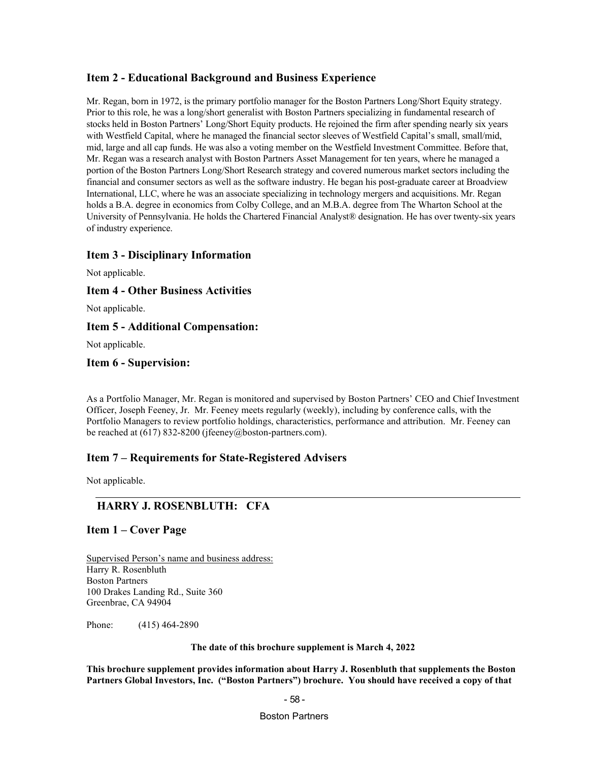## Item 2 - Educational Background and Business Experience

Mr. Regan, born in 1972, is the primary portfolio manager for the Boston Partners Long/Short Equity strategy. Prior to this role, he was a long/short generalist with Boston Partners specializing in fundamental research of stocks held in Boston Partners' Long/Short Equity products. He rejoined the firm after spending nearly six years with Westfield Capital, where he managed the financial sector sleeves of Westfield Capital's small, small/mid, mid, large and all cap funds. He was also a voting member on the Westfield Investment Committee. Before that, Mr. Regan was a research analyst with Boston Partners Asset Management for ten years, where he managed a portion of the Boston Partners Long/Short Research strategy and covered numerous market sectors including the financial and consumer sectors as well as the software industry. He began his post-graduate career at Broadview International, LLC, where he was an associate specializing in technology mergers and acquisitions. Mr. Regan holds a B.A. degree in economics from Colby College, and an M.B.A. degree from The Wharton School at the University of Pennsylvania. He holds the Chartered Financial Analyst® designation. He has over twenty-six years of industry experience.

## Item 3 - Disciplinary Information

Not applicable.

## Item 4 - Other Business Activities

Not applicable.

## Item 5 - Additional Compensation:

Not applicable.

## Item 6 - Supervision:

As a Portfolio Manager, Mr. Regan is monitored and supervised by Boston Partners' CEO and Chief Investment Officer, Joseph Feeney, Jr. Mr. Feeney meets regularly (weekly), including by conference calls, with the Portfolio Managers to review portfolio holdings, characteristics, performance and attribution. Mr. Feeney can be reached at (617) 832-8200 (jfeeney@boston-partners.com).

## Item 7 – Requirements for State-Registered Advisers

Not applicable.

---

## HARRY J. ROSENBLUTH: CFA

## Item 1 – Cover Page

Supervised Person's name and business address:
Harry R. Rosenbluth
Boston Partners
100 Drakes Landing Rd., Suite 360
Greenbrae, CA 94904

Phone: (415) 464-2890

**The date of this brochure supplement is March 4, 2022**

**This brochure supplement provides information about Harry J. Rosenbluth that supplements the Boston Partners Global Investors, Inc. ("Boston Partners") brochure. You should have received a copy of that**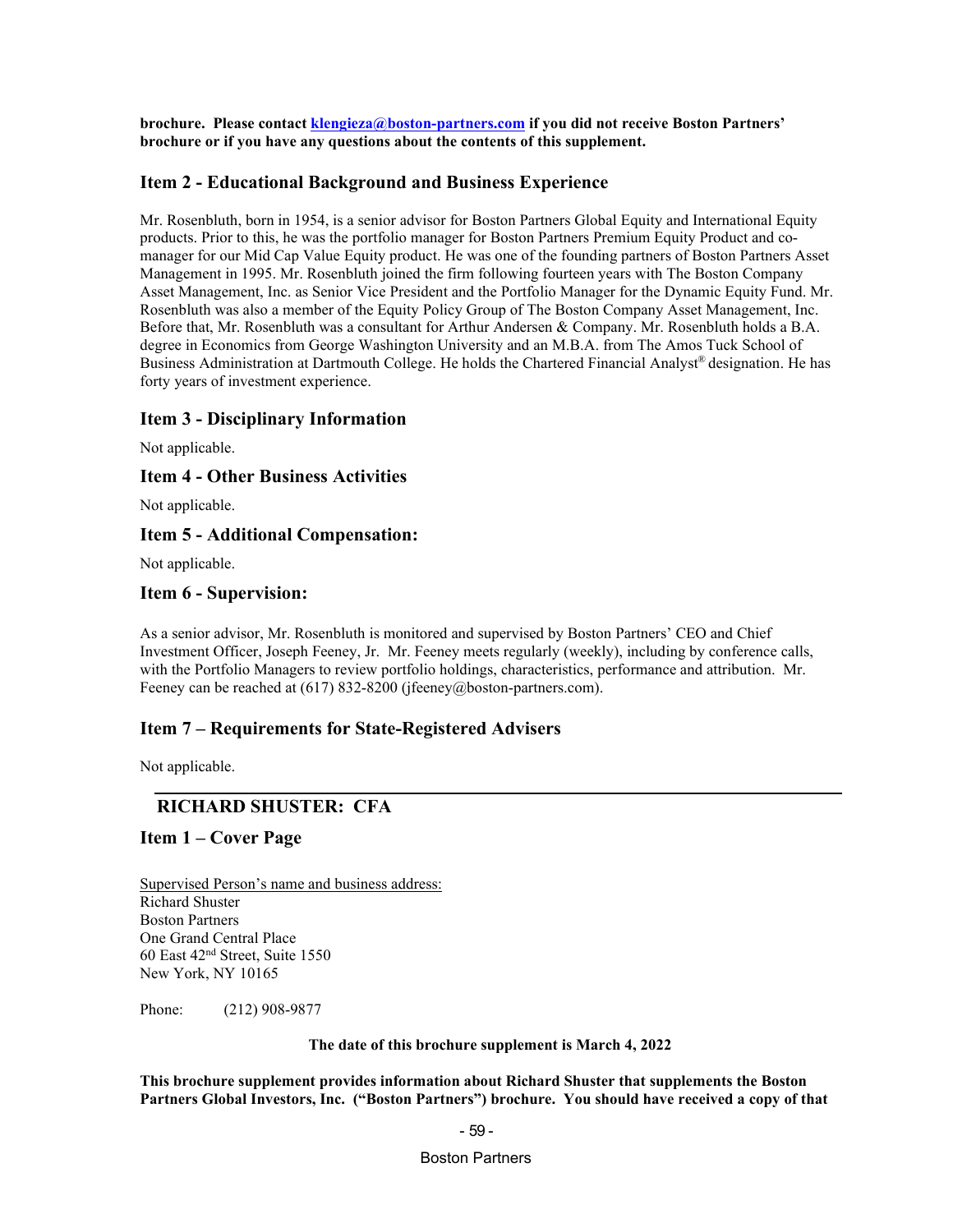**brochure. Please contact [klengieza@boston-partners.com](mailto:klengieza@boston-partners.com) if you did not receive Boston Partners' brochure or if you have any questions about the contents of this supplement.**

## Item 2 - Educational Background and Business Experience

Mr. Rosenbluth, born in 1954, is a senior advisor for Boston Partners Global Equity and International Equity products. Prior to this, he was the portfolio manager for Boston Partners Premium Equity Product and co-manager for our Mid Cap Value Equity product. He was one of the founding partners of Boston Partners Asset Management in 1995. Mr. Rosenbluth joined the firm following fourteen years with The Boston Company Asset Management, Inc. as Senior Vice President and the Portfolio Manager for the Dynamic Equity Fund. Mr. Rosenbluth was also a member of the Equity Policy Group of The Boston Company Asset Management, Inc. Before that, Mr. Rosenbluth was a consultant for Arthur Andersen & Company. Mr. Rosenbluth holds a B.A. degree in Economics from George Washington University and an M.B.A. from The Amos Tuck School of Business Administration at Dartmouth College. He holds the Chartered Financial Analyst® designation. He has forty years of investment experience.

## Item 3 - Disciplinary Information

Not applicable.

## Item 4 - Other Business Activities

Not applicable.

## Item 5 - Additional Compensation:

Not applicable.

## Item 6 - Supervision:

As a senior advisor, Mr. Rosenbluth is monitored and supervised by Boston Partners' CEO and Chief Investment Officer, Joseph Feeney, Jr. Mr. Feeney meets regularly (weekly), including by conference calls, with the Portfolio Managers to review portfolio holdings, characteristics, performance and attribution. Mr. Feeney can be reached at (617) 832-8200 (jfeeney@boston-partners.com).

## Item 7 – Requirements for State-Registered Advisers

Not applicable.

---

# RICHARD SHUSTER: CFA

## Item 1 – Cover Page

Supervised Person's name and business address:
Richard Shuster
Boston Partners
One Grand Central Place
60 East 42nd Street, Suite 1550
New York, NY 10165

Phone: (212) 908-9877

**The date of this brochure supplement is March 4, 2022**

**This brochure supplement provides information about Richard Shuster that supplements the Boston Partners Global Investors, Inc. ("Boston Partners") brochure. You should have received a copy of that**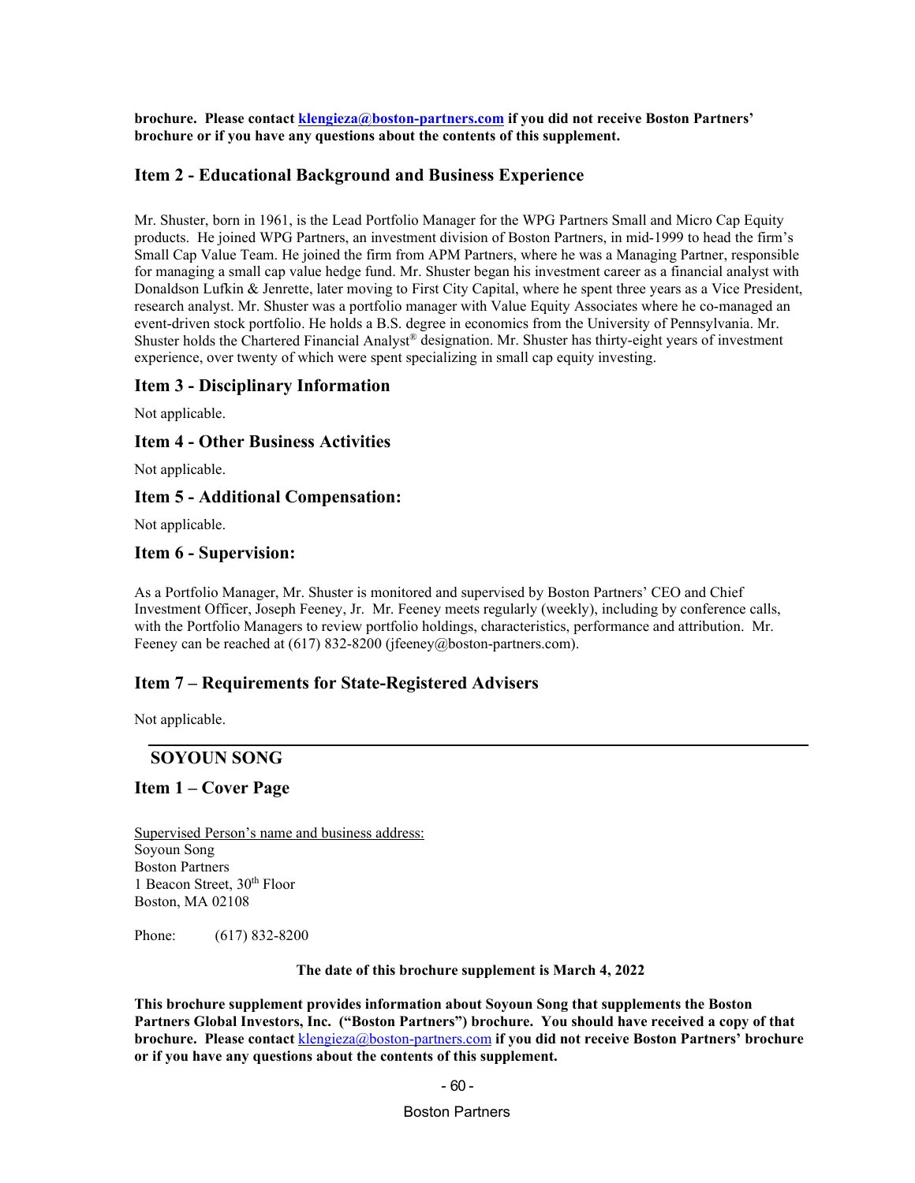**brochure. Please contact klengieza@boston-partners.com if you did not receive Boston Partners' brochure or if you have any questions about the contents of this supplement.**

## Item 2 - Educational Background and Business Experience

Mr. Shuster, born in 1961, is the Lead Portfolio Manager for the WPG Partners Small and Micro Cap Equity products. He joined WPG Partners, an investment division of Boston Partners, in mid-1999 to head the firm's Small Cap Value Team. He joined the firm from APM Partners, where he was a Managing Partner, responsible for managing a small cap value hedge fund. Mr. Shuster began his investment career as a financial analyst with Donaldson Lufkin & Jenrette, later moving to First City Capital, where he spent three years as a Vice President, research analyst. Mr. Shuster was a portfolio manager with Value Equity Associates where he co-managed an event-driven stock portfolio. He holds a B.S. degree in economics from the University of Pennsylvania. Mr. Shuster holds the Chartered Financial Analyst® designation. Mr. Shuster has thirty-eight years of investment experience, over twenty of which were spent specializing in small cap equity investing.

## Item 3 - Disciplinary Information

Not applicable.

## Item 4 - Other Business Activities

Not applicable.

## Item 5 - Additional Compensation:

Not applicable.

## Item 6 - Supervision:

As a Portfolio Manager, Mr. Shuster is monitored and supervised by Boston Partners' CEO and Chief Investment Officer, Joseph Feeney, Jr. Mr. Feeney meets regularly (weekly), including by conference calls, with the Portfolio Managers to review portfolio holdings, characteristics, performance and attribution. Mr. Feeney can be reached at (617) 832-8200 (jfeeney@boston-partners.com).

## Item 7 – Requirements for State-Registered Advisers

Not applicable.

---

# SOYOUN SONG

## Item 1 – Cover Page

Supervised Person's name and business address:
Soyoun Song
Boston Partners
1 Beacon Street, 30th Floor
Boston, MA 02108

Phone: (617) 832-8200

**The date of this brochure supplement is March 4, 2022**

**This brochure supplement provides information about Soyoun Song that supplements the Boston Partners Global Investors, Inc. ("Boston Partners") brochure. You should have received a copy of that brochure. Please contact klengieza@boston-partners.com if you did not receive Boston Partners' brochure or if you have any questions about the contents of this supplement.**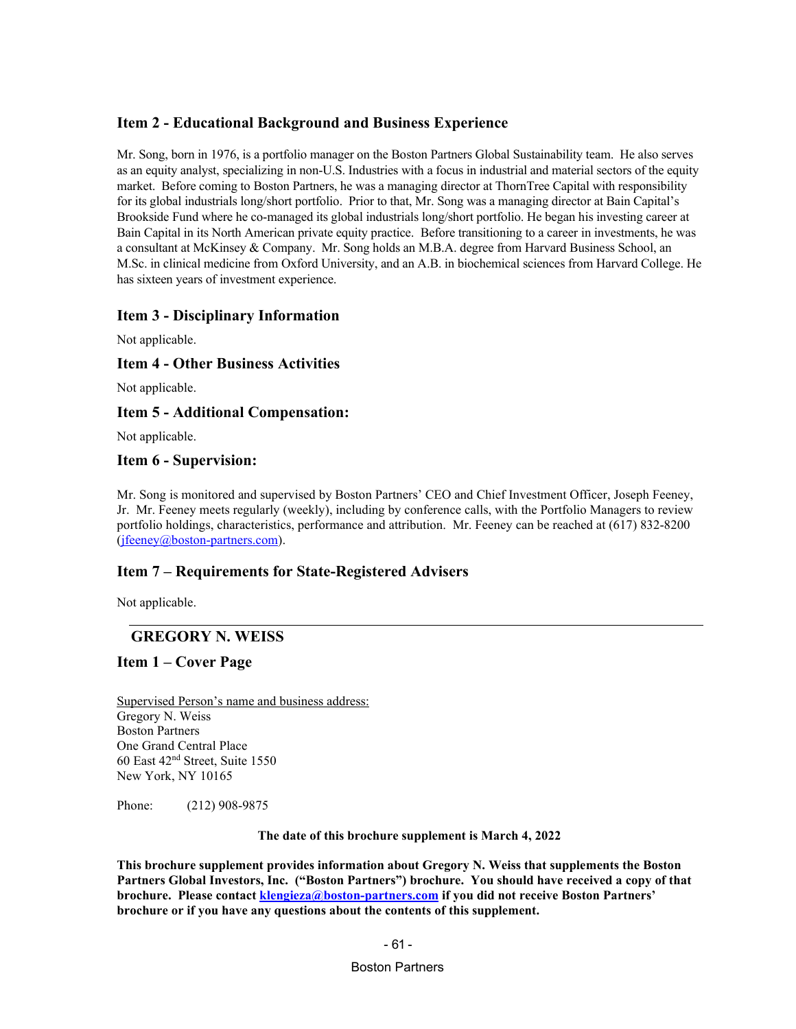## Item 2 - Educational Background and Business Experience

Mr. Song, born in 1976, is a portfolio manager on the Boston Partners Global Sustainability team. He also serves as an equity analyst, specializing in non-U.S. Industries with a focus in industrial and material sectors of the equity market. Before coming to Boston Partners, he was a managing director at ThornTree Capital with responsibility for its global industrials long/short portfolio. Prior to that, Mr. Song was a managing director at Bain Capital's Brookside Fund where he co-managed its global industrials long/short portfolio. He began his investing career at Bain Capital in its North American private equity practice. Before transitioning to a career in investments, he was a consultant at McKinsey & Company. Mr. Song holds an M.B.A. degree from Harvard Business School, an M.Sc. in clinical medicine from Oxford University, and an A.B. in biochemical sciences from Harvard College. He has sixteen years of investment experience.

## Item 3 - Disciplinary Information

Not applicable.

## Item 4 - Other Business Activities

Not applicable.

## Item 5 - Additional Compensation:

Not applicable.

## Item 6 - Supervision:

Mr. Song is monitored and supervised by Boston Partners' CEO and Chief Investment Officer, Joseph Feeney, Jr. Mr. Feeney meets regularly (weekly), including by conference calls, with the Portfolio Managers to review portfolio holdings, characteristics, performance and attribution. Mr. Feeney can be reached at (617) 832-8200 (jfeeney@boston-partners.com).

## Item 7 – Requirements for State-Registered Advisers

Not applicable.

---

## GREGORY N. WEISS

## Item 1 – Cover Page

Supervised Person's name and business address:
Gregory N. Weiss
Boston Partners
One Grand Central Place
60 East 42nd Street, Suite 1550
New York, NY 10165

Phone: (212) 908-9875

**The date of this brochure supplement is March 4, 2022**

**This brochure supplement provides information about Gregory N. Weiss that supplements the Boston Partners Global Investors, Inc. ("Boston Partners") brochure. You should have received a copy of that brochure. Please contact klengieza@boston-partners.com if you did not receive Boston Partners' brochure or if you have any questions about the contents of this supplement.**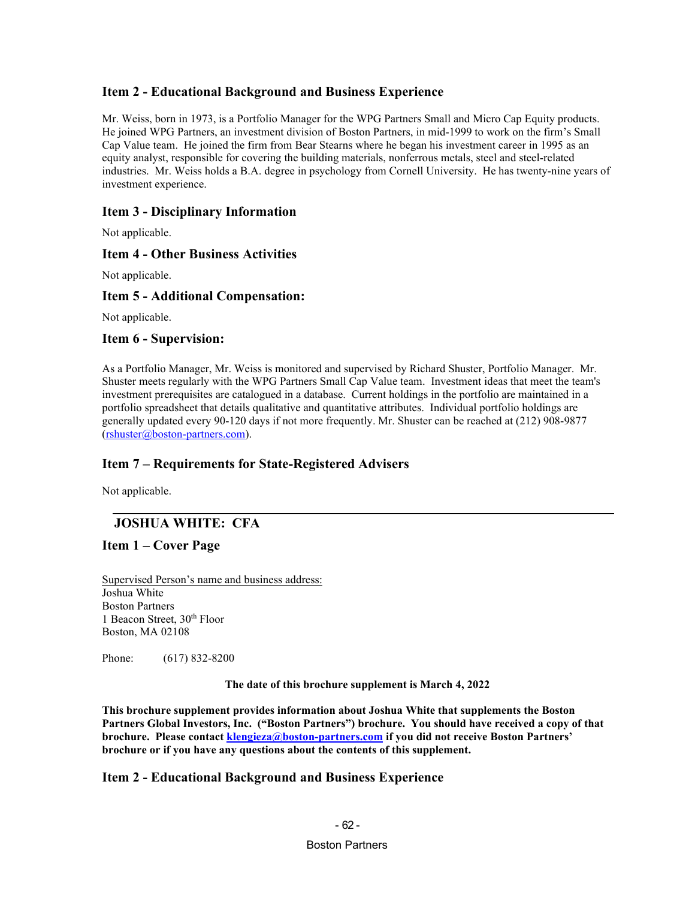## Item 2 - Educational Background and Business Experience

Mr. Weiss, born in 1973, is a Portfolio Manager for the WPG Partners Small and Micro Cap Equity products. He joined WPG Partners, an investment division of Boston Partners, in mid-1999 to work on the firm's Small Cap Value team. He joined the firm from Bear Stearns where he began his investment career in 1995 as an equity analyst, responsible for covering the building materials, nonferrous metals, steel and steel-related industries. Mr. Weiss holds a B.A. degree in psychology from Cornell University. He has twenty-nine years of investment experience.

## Item 3 - Disciplinary Information

Not applicable.

## Item 4 - Other Business Activities

Not applicable.

## Item 5 - Additional Compensation:

Not applicable.

## Item 6 - Supervision:

As a Portfolio Manager, Mr. Weiss is monitored and supervised by Richard Shuster, Portfolio Manager. Mr. Shuster meets regularly with the WPG Partners Small Cap Value team. Investment ideas that meet the team's investment prerequisites are catalogued in a database. Current holdings in the portfolio are maintained in a portfolio spreadsheet that details qualitative and quantitative attributes. Individual portfolio holdings are generally updated every 90-120 days if not more frequently. Mr. Shuster can be reached at (212) 908-9877 (rshuster@boston-partners.com).

## Item 7 – Requirements for State-Registered Advisers

Not applicable.

---

# JOSHUA WHITE: CFA

## Item 1 – Cover Page

Supervised Person's name and business address:
Joshua White
Boston Partners
1 Beacon Street, 30th Floor
Boston, MA 02108

Phone: (617) 832-8200

**The date of this brochure supplement is March 4, 2022**

**This brochure supplement provides information about Joshua White that supplements the Boston Partners Global Investors, Inc. ("Boston Partners") brochure. You should have received a copy of that brochure. Please contact klengieza@boston-partners.com if you did not receive Boston Partners' brochure or if you have any questions about the contents of this supplement.**

## Item 2 - Educational Background and Business Experience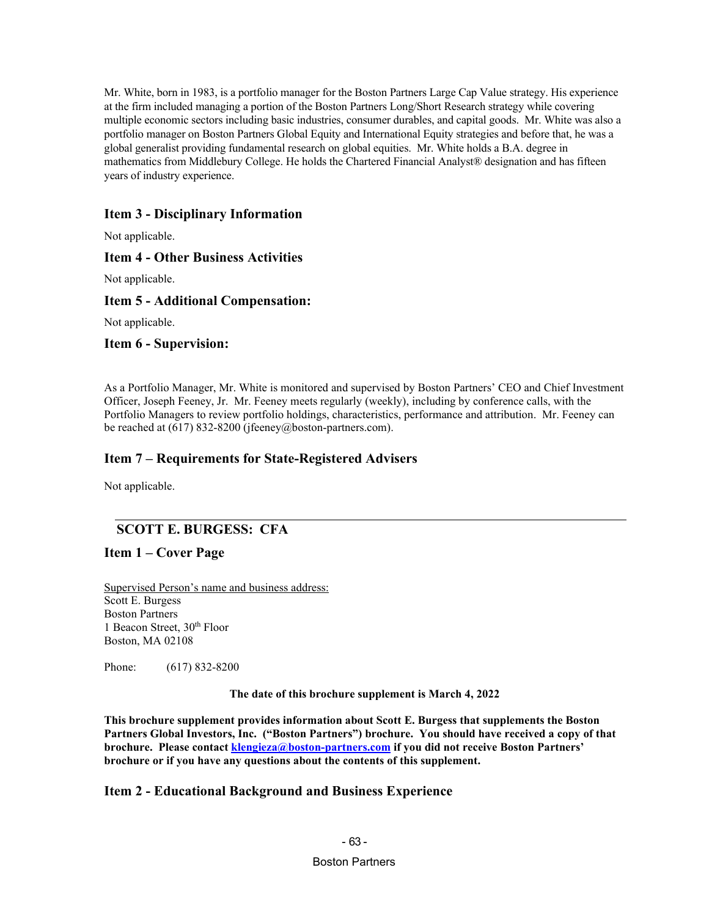Mr. White, born in 1983, is a portfolio manager for the Boston Partners Large Cap Value strategy. His experience at the firm included managing a portion of the Boston Partners Long/Short Research strategy while covering multiple economic sectors including basic industries, consumer durables, and capital goods. Mr. White was also a portfolio manager on Boston Partners Global Equity and International Equity strategies and before that, he was a global generalist providing fundamental research on global equities. Mr. White holds a B.A. degree in mathematics from Middlebury College. He holds the Chartered Financial Analyst® designation and has fifteen years of industry experience.

## Item 3 - Disciplinary Information

Not applicable.

## Item 4 - Other Business Activities

Not applicable.

## Item 5 - Additional Compensation:

Not applicable.

## Item 6 - Supervision:

As a Portfolio Manager, Mr. White is monitored and supervised by Boston Partners' CEO and Chief Investment Officer, Joseph Feeney, Jr. Mr. Feeney meets regularly (weekly), including by conference calls, with the Portfolio Managers to review portfolio holdings, characteristics, performance and attribution. Mr. Feeney can be reached at (617) 832-8200 (jfeeney@boston-partners.com).

## Item 7 – Requirements for State-Registered Advisers

Not applicable.

---

# SCOTT E. BURGESS: CFA

## Item 1 – Cover Page

Supervised Person's name and business address:
Scott E. Burgess
Boston Partners
1 Beacon Street, 30th Floor
Boston, MA 02108

Phone: (617) 832-8200

**The date of this brochure supplement is March 4, 2022**

**This brochure supplement provides information about Scott E. Burgess that supplements the Boston Partners Global Investors, Inc. ("Boston Partners") brochure. You should have received a copy of that brochure. Please contact klengieza@boston-partners.com if you did not receive Boston Partners' brochure or if you have any questions about the contents of this supplement.**

## Item 2 - Educational Background and Business Experience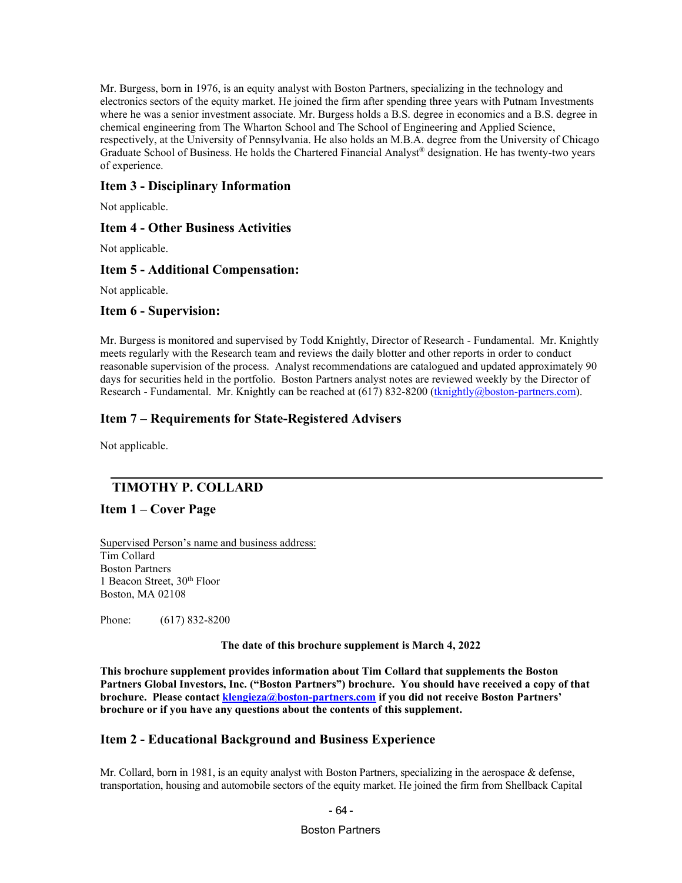Mr. Burgess, born in 1976, is an equity analyst with Boston Partners, specializing in the technology and electronics sectors of the equity market. He joined the firm after spending three years with Putnam Investments where he was a senior investment associate. Mr. Burgess holds a B.S. degree in economics and a B.S. degree in chemical engineering from The Wharton School and The School of Engineering and Applied Science, respectively, at the University of Pennsylvania. He also holds an M.B.A. degree from the University of Chicago Graduate School of Business. He holds the Chartered Financial Analyst® designation. He has twenty-two years of experience.

## Item 3 - Disciplinary Information

Not applicable.

## Item 4 - Other Business Activities

Not applicable.

## Item 5 - Additional Compensation:

Not applicable.

## Item 6 - Supervision:

Mr. Burgess is monitored and supervised by Todd Knightly, Director of Research - Fundamental. Mr. Knightly meets regularly with the Research team and reviews the daily blotter and other reports in order to conduct reasonable supervision of the process. Analyst recommendations are catalogued and updated approximately 90 days for securities held in the portfolio. Boston Partners analyst notes are reviewed weekly by the Director of Research - Fundamental. Mr. Knightly can be reached at (617) 832-8200 (tknightly@boston-partners.com).

## Item 7 – Requirements for State-Registered Advisers

Not applicable.

---

# TIMOTHY P. COLLARD

## Item 1 – Cover Page

Supervised Person's name and business address:
Tim Collard
Boston Partners
1 Beacon Street, 30th Floor
Boston, MA 02108

Phone: (617) 832-8200

**The date of this brochure supplement is March 4, 2022**

**This brochure supplement provides information about Tim Collard that supplements the Boston Partners Global Investors, Inc. ("Boston Partners") brochure. You should have received a copy of that brochure. Please contact klengieza@boston-partners.com if you did not receive Boston Partners' brochure or if you have any questions about the contents of this supplement.**

## Item 2 - Educational Background and Business Experience

Mr. Collard, born in 1981, is an equity analyst with Boston Partners, specializing in the aerospace & defense, transportation, housing and automobile sectors of the equity market. He joined the firm from Shellback Capital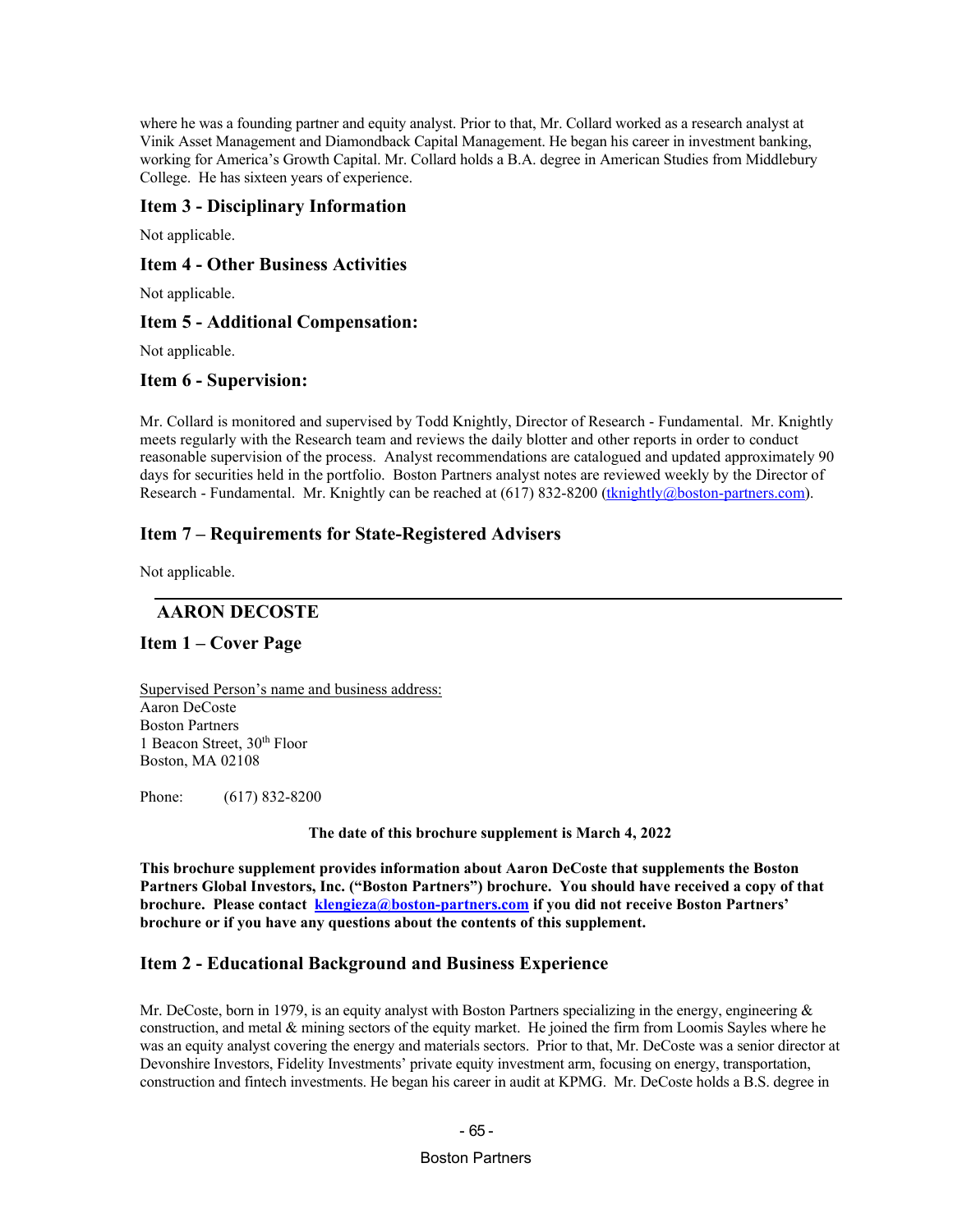where he was a founding partner and equity analyst. Prior to that, Mr. Collard worked as a research analyst at Vinik Asset Management and Diamondback Capital Management. He began his career in investment banking, working for America's Growth Capital. Mr. Collard holds a B.A. degree in American Studies from Middlebury College. He has sixteen years of experience.

## Item 3 - Disciplinary Information

Not applicable.

## Item 4 - Other Business Activities

Not applicable.

## Item 5 - Additional Compensation:

Not applicable.

## Item 6 - Supervision:

Mr. Collard is monitored and supervised by Todd Knightly, Director of Research - Fundamental. Mr. Knightly meets regularly with the Research team and reviews the daily blotter and other reports in order to conduct reasonable supervision of the process. Analyst recommendations are catalogued and updated approximately 90 days for securities held in the portfolio. Boston Partners analyst notes are reviewed weekly by the Director of Research - Fundamental. Mr. Knightly can be reached at (617) 832-8200 (tknightly@boston-partners.com).

## Item 7 – Requirements for State-Registered Advisers

Not applicable.

---

# AARON DECOSTE

## Item 1 – Cover Page

Supervised Person's name and business address:
Aaron DeCoste
Boston Partners
1 Beacon Street, 30th Floor
Boston, MA 02108

Phone: (617) 832-8200

**The date of this brochure supplement is March 4, 2022**

**This brochure supplement provides information about Aaron DeCoste that supplements the Boston Partners Global Investors, Inc. ("Boston Partners") brochure. You should have received a copy of that brochure. Please contact klengieza@boston-partners.com if you did not receive Boston Partners' brochure or if you have any questions about the contents of this supplement.**

## Item 2 - Educational Background and Business Experience

Mr. DeCoste, born in 1979, is an equity analyst with Boston Partners specializing in the energy, engineering & construction, and metal & mining sectors of the equity market. He joined the firm from Loomis Sayles where he was an equity analyst covering the energy and materials sectors. Prior to that, Mr. DeCoste was a senior director at Devonshire Investors, Fidelity Investments' private equity investment arm, focusing on energy, transportation, construction and fintech investments. He began his career in audit at KPMG. Mr. DeCoste holds a B.S. degree in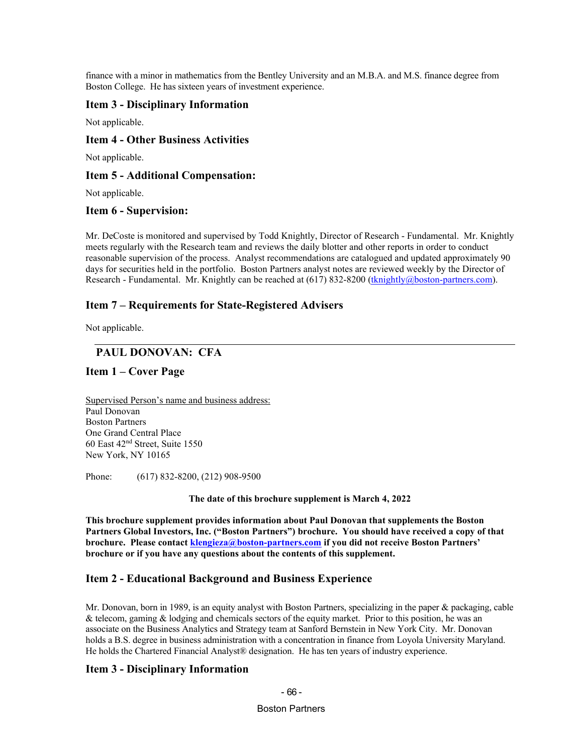finance with a minor in mathematics from the Bentley University and an M.B.A. and M.S. finance degree from Boston College. He has sixteen years of investment experience.

## Item 3 - Disciplinary Information

Not applicable.

## Item 4 - Other Business Activities

Not applicable.

## Item 5 - Additional Compensation:

Not applicable.

## Item 6 - Supervision:

Mr. DeCoste is monitored and supervised by Todd Knightly, Director of Research - Fundamental. Mr. Knightly meets regularly with the Research team and reviews the daily blotter and other reports in order to conduct reasonable supervision of the process. Analyst recommendations are catalogued and updated approximately 90 days for securities held in the portfolio. Boston Partners analyst notes are reviewed weekly by the Director of Research - Fundamental. Mr. Knightly can be reached at (617) 832-8200 (tknightly@boston-partners.com).

## Item 7 – Requirements for State-Registered Advisers

Not applicable.

---

# PAUL DONOVAN: CFA

## Item 1 – Cover Page

Supervised Person's name and business address:
Paul Donovan
Boston Partners
One Grand Central Place
60 East 42nd Street, Suite 1550
New York, NY 10165

Phone: (617) 832-8200, (212) 908-9500

**The date of this brochure supplement is March 4, 2022**

**This brochure supplement provides information about Paul Donovan that supplements the Boston Partners Global Investors, Inc. ("Boston Partners") brochure. You should have received a copy of that brochure. Please contact klengieza@boston-partners.com if you did not receive Boston Partners' brochure or if you have any questions about the contents of this supplement.**

## Item 2 - Educational Background and Business Experience

Mr. Donovan, born in 1989, is an equity analyst with Boston Partners, specializing in the paper & packaging, cable & telecom, gaming & lodging and chemicals sectors of the equity market. Prior to this position, he was an associate on the Business Analytics and Strategy team at Sanford Bernstein in New York City. Mr. Donovan holds a B.S. degree in business administration with a concentration in finance from Loyola University Maryland. He holds the Chartered Financial Analyst® designation. He has ten years of industry experience.

## Item 3 - Disciplinary Information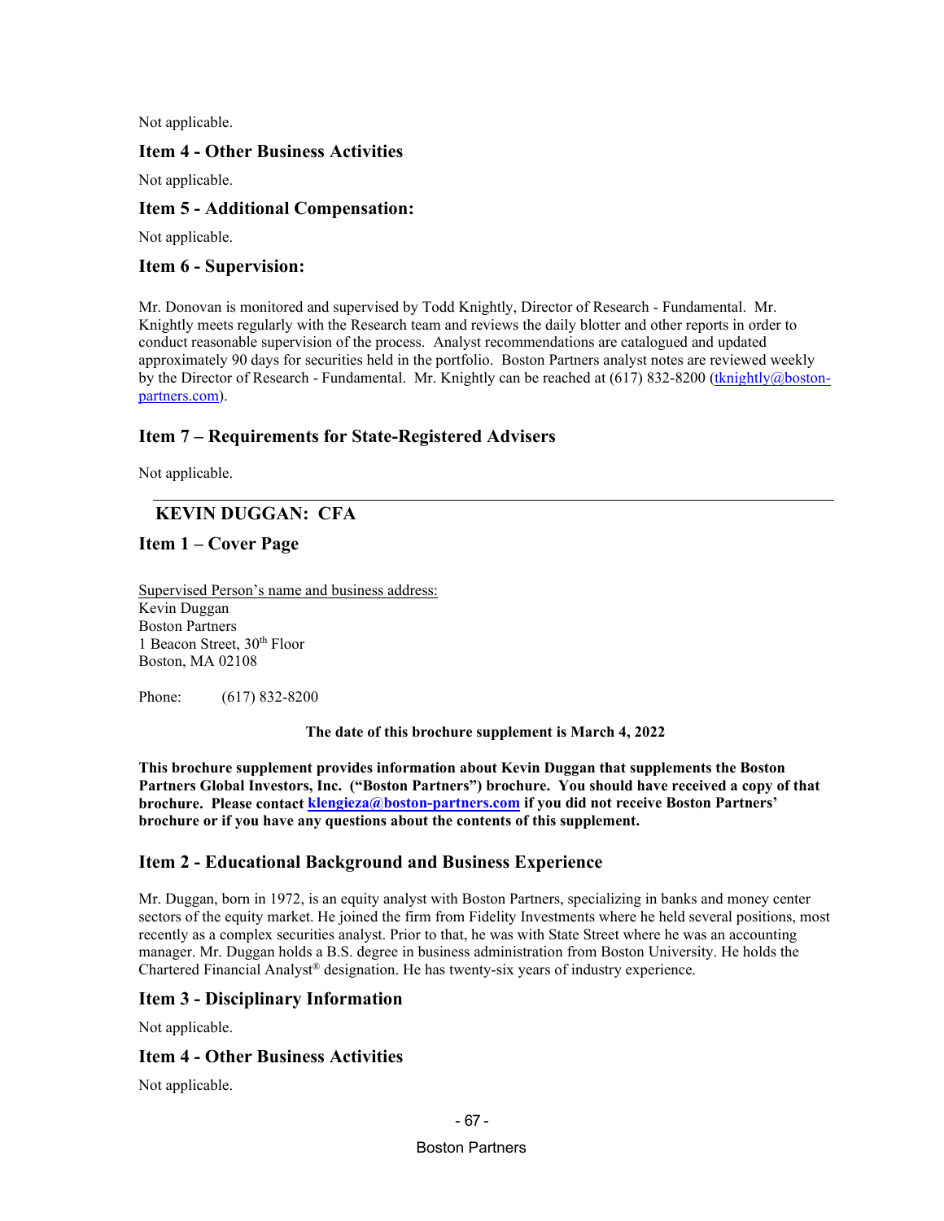Not applicable.

## Item 4 - Other Business Activities

Not applicable.

## Item 5 - Additional Compensation:

Not applicable.

## Item 6 - Supervision:

Mr. Donovan is monitored and supervised by Todd Knightly, Director of Research - Fundamental. Mr. Knightly meets regularly with the Research team and reviews the daily blotter and other reports in order to conduct reasonable supervision of the process. Analyst recommendations are catalogued and updated approximately 90 days for securities held in the portfolio. Boston Partners analyst notes are reviewed weekly by the Director of Research - Fundamental. Mr. Knightly can be reached at (617) 832-8200 (tknightly@boston-partners.com).

## Item 7 – Requirements for State-Registered Advisers

Not applicable.

---

# KEVIN DUGGAN: CFA

## Item 1 – Cover Page

Supervised Person's name and business address:
Kevin Duggan
Boston Partners
1 Beacon Street, 30th Floor
Boston, MA 02108

Phone: (617) 832-8200

**The date of this brochure supplement is March 4, 2022**

**This brochure supplement provides information about Kevin Duggan that supplements the Boston Partners Global Investors, Inc. ("Boston Partners") brochure. You should have received a copy of that brochure. Please contact klengieza@boston-partners.com if you did not receive Boston Partners' brochure or if you have any questions about the contents of this supplement.**

## Item 2 - Educational Background and Business Experience

Mr. Duggan, born in 1972, is an equity analyst with Boston Partners, specializing in banks and money center sectors of the equity market. He joined the firm from Fidelity Investments where he held several positions, most recently as a complex securities analyst. Prior to that, he was with State Street where he was an accounting manager. Mr. Duggan holds a B.S. degree in business administration from Boston University. He holds the Chartered Financial Analyst® designation. He has twenty-six years of industry experience.

## Item 3 - Disciplinary Information

Not applicable.

## Item 4 - Other Business Activities

Not applicable.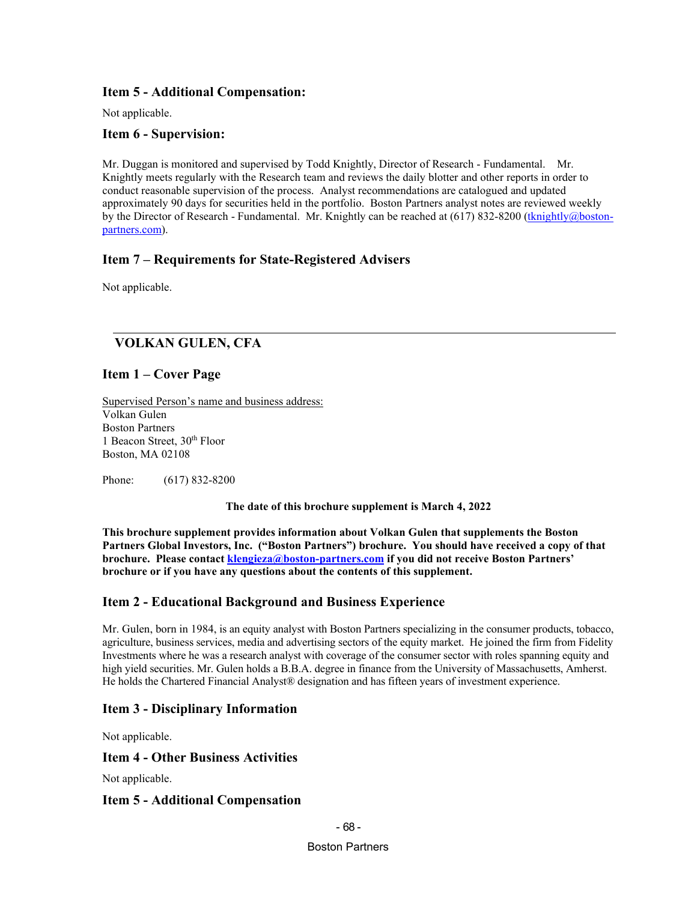### Item 5 - Additional Compensation:

Not applicable.

### Item 6 - Supervision:

Mr. Duggan is monitored and supervised by Todd Knightly, Director of Research - Fundamental. Mr. Knightly meets regularly with the Research team and reviews the daily blotter and other reports in order to conduct reasonable supervision of the process. Analyst recommendations are catalogued and updated approximately 90 days for securities held in the portfolio. Boston Partners analyst notes are reviewed weekly by the Director of Research - Fundamental. Mr. Knightly can be reached at (617) 832-8200 (tknightly@boston-partners.com).

### Item 7 – Requirements for State-Registered Advisers

Not applicable.

---

## VOLKAN GULEN, CFA

### Item 1 – Cover Page

Supervised Person's name and business address:
Volkan Gulen
Boston Partners
1 Beacon Street, 30th Floor
Boston, MA 02108

Phone: (617) 832-8200

**The date of this brochure supplement is March 4, 2022**

**This brochure supplement provides information about Volkan Gulen that supplements the Boston Partners Global Investors, Inc. ("Boston Partners") brochure. You should have received a copy of that brochure. Please contact klengieza@boston-partners.com if you did not receive Boston Partners' brochure or if you have any questions about the contents of this supplement.**

### Item 2 - Educational Background and Business Experience

Mr. Gulen, born in 1984, is an equity analyst with Boston Partners specializing in the consumer products, tobacco, agriculture, business services, media and advertising sectors of the equity market. He joined the firm from Fidelity Investments where he was a research analyst with coverage of the consumer sector with roles spanning equity and high yield securities. Mr. Gulen holds a B.B.A. degree in finance from the University of Massachusetts, Amherst. He holds the Chartered Financial Analyst® designation and has fifteen years of investment experience.

### Item 3 - Disciplinary Information

Not applicable.

### Item 4 - Other Business Activities

Not applicable.

### Item 5 - Additional Compensation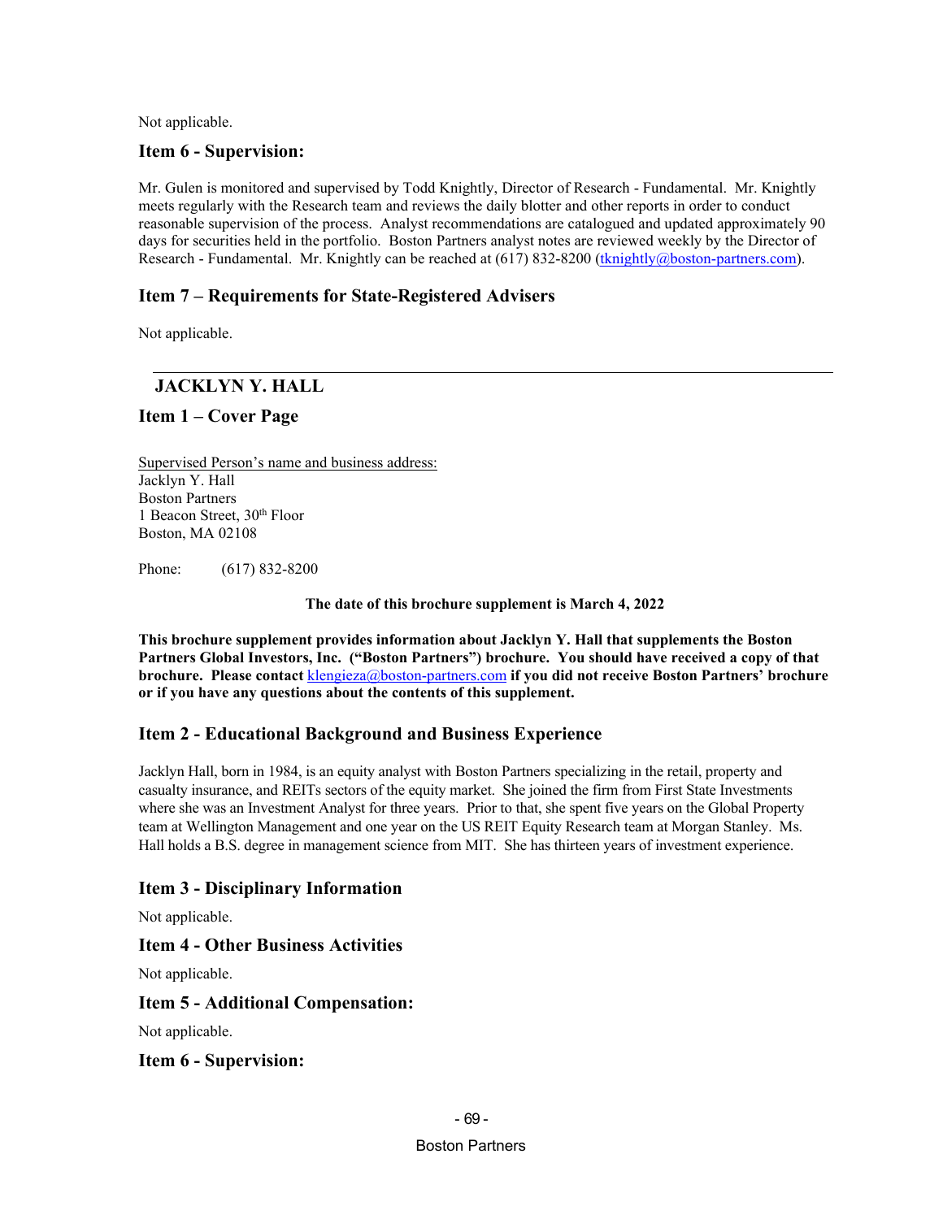Not applicable.

### Item 6 - Supervision:

Mr. Gulen is monitored and supervised by Todd Knightly, Director of Research - Fundamental. Mr. Knightly meets regularly with the Research team and reviews the daily blotter and other reports in order to conduct reasonable supervision of the process. Analyst recommendations are catalogued and updated approximately 90 days for securities held in the portfolio. Boston Partners analyst notes are reviewed weekly by the Director of Research - Fundamental. Mr. Knightly can be reached at (617) 832-8200 (tknightly@boston-partners.com).

### Item 7 – Requirements for State-Registered Advisers

Not applicable.

---

## JACKLYN Y. HALL

### Item 1 – Cover Page

Supervised Person's name and business address:
Jacklyn Y. Hall
Boston Partners
1 Beacon Street, 30th Floor
Boston, MA 02108

Phone: (617) 832-8200

**The date of this brochure supplement is March 4, 2022**

**This brochure supplement provides information about Jacklyn Y. Hall that supplements the Boston Partners Global Investors, Inc. ("Boston Partners") brochure. You should have received a copy of that brochure. Please contact** klengieza@boston-partners.com **if you did not receive Boston Partners' brochure or if you have any questions about the contents of this supplement.**

### Item 2 - Educational Background and Business Experience

Jacklyn Hall, born in 1984, is an equity analyst with Boston Partners specializing in the retail, property and casualty insurance, and REITs sectors of the equity market. She joined the firm from First State Investments where she was an Investment Analyst for three years. Prior to that, she spent five years on the Global Property team at Wellington Management and one year on the US REIT Equity Research team at Morgan Stanley. Ms. Hall holds a B.S. degree in management science from MIT. She has thirteen years of investment experience.

### Item 3 - Disciplinary Information

Not applicable.

### Item 4 - Other Business Activities

Not applicable.

### Item 5 - Additional Compensation:

Not applicable.

### Item 6 - Supervision: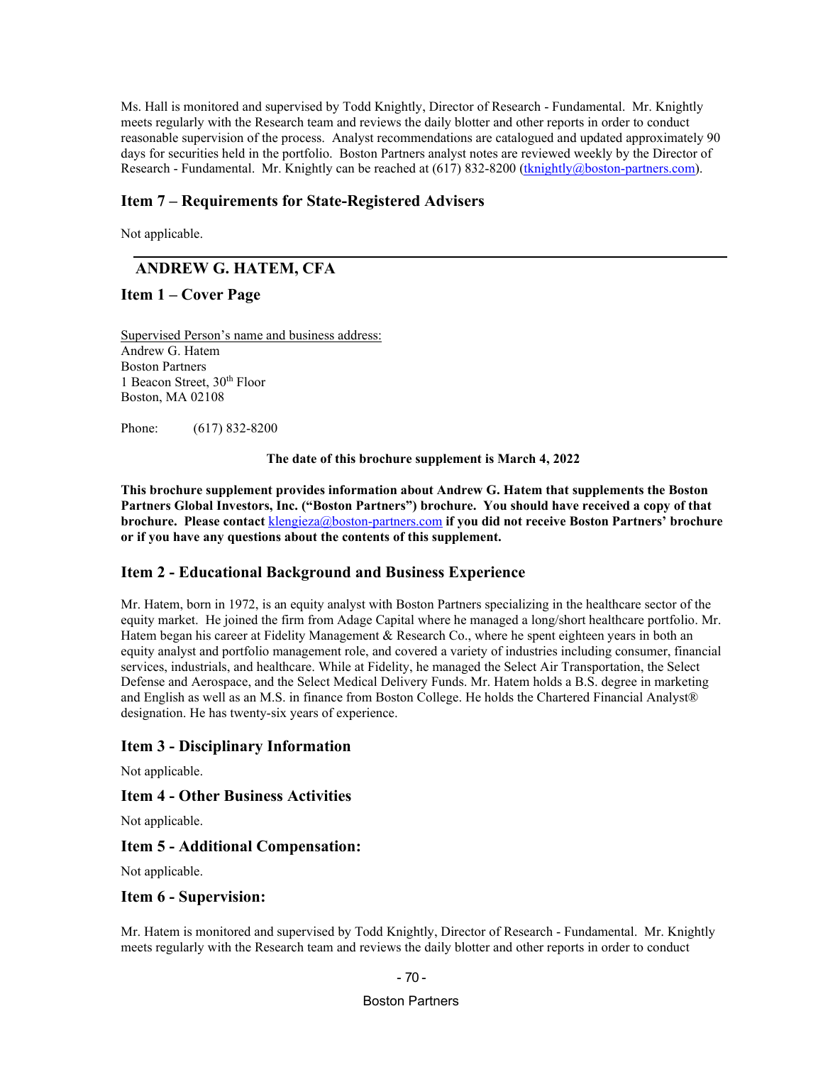Ms. Hall is monitored and supervised by Todd Knightly, Director of Research - Fundamental. Mr. Knightly meets regularly with the Research team and reviews the daily blotter and other reports in order to conduct reasonable supervision of the process. Analyst recommendations are catalogued and updated approximately 90 days for securities held in the portfolio. Boston Partners analyst notes are reviewed weekly by the Director of Research - Fundamental. Mr. Knightly can be reached at (617) 832-8200 (tknightly@boston-partners.com).

## Item 7 – Requirements for State-Registered Advisers

Not applicable.

---

# ANDREW G. HATEM, CFA

## Item 1 – Cover Page

Supervised Person's name and business address:
Andrew G. Hatem
Boston Partners
1 Beacon Street, 30th Floor
Boston, MA 02108

Phone: (617) 832-8200

**The date of this brochure supplement is March 4, 2022**

**This brochure supplement provides information about Andrew G. Hatem that supplements the Boston Partners Global Investors, Inc. ("Boston Partners") brochure. You should have received a copy of that brochure. Please contact klengieza@boston-partners.com if you did not receive Boston Partners' brochure or if you have any questions about the contents of this supplement.**

## Item 2 - Educational Background and Business Experience

Mr. Hatem, born in 1972, is an equity analyst with Boston Partners specializing in the healthcare sector of the equity market. He joined the firm from Adage Capital where he managed a long/short healthcare portfolio. Mr. Hatem began his career at Fidelity Management & Research Co., where he spent eighteen years in both an equity analyst and portfolio management role, and covered a variety of industries including consumer, financial services, industrials, and healthcare. While at Fidelity, he managed the Select Air Transportation, the Select Defense and Aerospace, and the Select Medical Delivery Funds. Mr. Hatem holds a B.S. degree in marketing and English as well as an M.S. in finance from Boston College. He holds the Chartered Financial Analyst® designation. He has twenty-six years of experience.

## Item 3 - Disciplinary Information

Not applicable.

## Item 4 - Other Business Activities

Not applicable.

## Item 5 - Additional Compensation:

Not applicable.

## Item 6 - Supervision:

Mr. Hatem is monitored and supervised by Todd Knightly, Director of Research - Fundamental. Mr. Knightly meets regularly with the Research team and reviews the daily blotter and other reports in order to conduct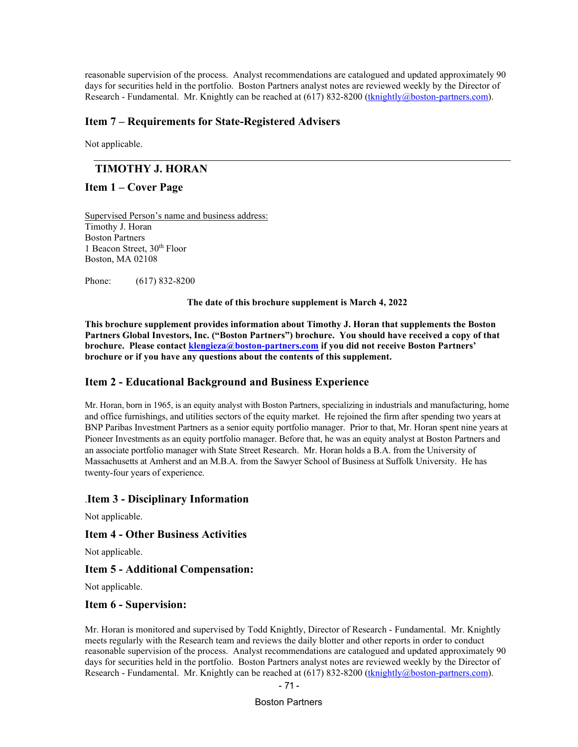reasonable supervision of the process. Analyst recommendations are catalogued and updated approximately 90 days for securities held in the portfolio. Boston Partners analyst notes are reviewed weekly by the Director of Research - Fundamental. Mr. Knightly can be reached at (617) 832-8200 (tknightly@boston-partners.com).

## Item 7 – Requirements for State-Registered Advisers

Not applicable.

---

## TIMOTHY J. HORAN

## Item 1 – Cover Page

Supervised Person's name and business address:
Timothy J. Horan
Boston Partners
1 Beacon Street, 30th Floor
Boston, MA 02108

Phone: (617) 832-8200

**The date of this brochure supplement is March 4, 2022**

**This brochure supplement provides information about Timothy J. Horan that supplements the Boston Partners Global Investors, Inc. ("Boston Partners") brochure. You should have received a copy of that brochure. Please contact klengieza@boston-partners.com if you did not receive Boston Partners' brochure or if you have any questions about the contents of this supplement.**

## Item 2 - Educational Background and Business Experience

Mr. Horan, born in 1965, is an equity analyst with Boston Partners, specializing in industrials and manufacturing, home and office furnishings, and utilities sectors of the equity market. He rejoined the firm after spending two years at BNP Paribas Investment Partners as a senior equity portfolio manager. Prior to that, Mr. Horan spent nine years at Pioneer Investments as an equity portfolio manager. Before that, he was an equity analyst at Boston Partners and an associate portfolio manager with State Street Research. Mr. Horan holds a B.A. from the University of Massachusetts at Amherst and an M.B.A. from the Sawyer School of Business at Suffolk University. He has twenty-four years of experience.

## .Item 3 - Disciplinary Information

Not applicable.

## Item 4 - Other Business Activities

Not applicable.

## Item 5 - Additional Compensation:

Not applicable.

## Item 6 - Supervision:

Mr. Horan is monitored and supervised by Todd Knightly, Director of Research - Fundamental. Mr. Knightly meets regularly with the Research team and reviews the daily blotter and other reports in order to conduct reasonable supervision of the process. Analyst recommendations are catalogued and updated approximately 90 days for securities held in the portfolio. Boston Partners analyst notes are reviewed weekly by the Director of Research - Fundamental. Mr. Knightly can be reached at (617) 832-8200 (tknightly@boston-partners.com).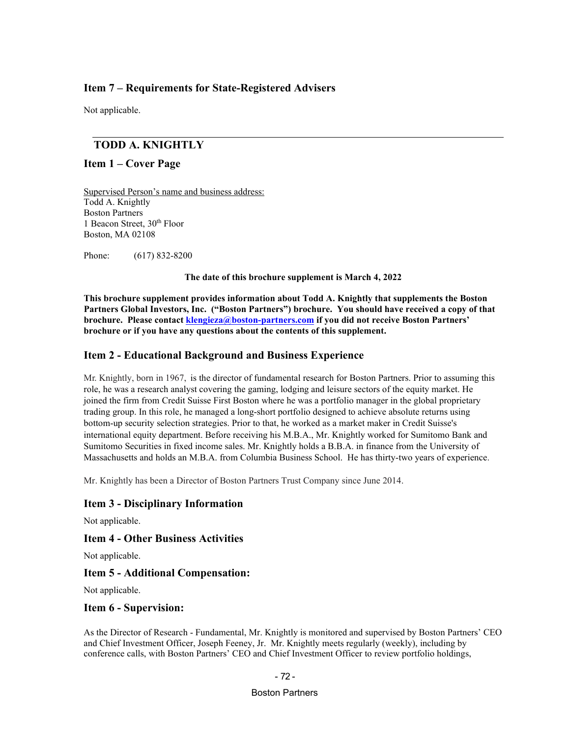## Item 7 – Requirements for State-Registered Advisers

Not applicable.

---

## TODD A. KNIGHTLY

## Item 1 – Cover Page

Supervised Person's name and business address:
Todd A. Knightly
Boston Partners
1 Beacon Street, 30th Floor
Boston, MA 02108

Phone: (617) 832-8200

**The date of this brochure supplement is March 4, 2022**

**This brochure supplement provides information about Todd A. Knightly that supplements the Boston Partners Global Investors, Inc. ("Boston Partners") brochure. You should have received a copy of that brochure. Please contact [klengieza@boston-partners.com](mailto:klengieza@boston-partners.com) if you did not receive Boston Partners' brochure or if you have any questions about the contents of this supplement.**

## Item 2 - Educational Background and Business Experience

Mr. Knightly, born in 1967, is the director of fundamental research for Boston Partners. Prior to assuming this role, he was a research analyst covering the gaming, lodging and leisure sectors of the equity market. He joined the firm from Credit Suisse First Boston where he was a portfolio manager in the global proprietary trading group. In this role, he managed a long-short portfolio designed to achieve absolute returns using bottom-up security selection strategies. Prior to that, he worked as a market maker in Credit Suisse's international equity department. Before receiving his M.B.A., Mr. Knightly worked for Sumitomo Bank and Sumitomo Securities in fixed income sales. Mr. Knightly holds a B.B.A. in finance from the University of Massachusetts and holds an M.B.A. from Columbia Business School. He has thirty-two years of experience.

Mr. Knightly has been a Director of Boston Partners Trust Company since June 2014.

## Item 3 - Disciplinary Information

Not applicable.

## Item 4 - Other Business Activities

Not applicable.

## Item 5 - Additional Compensation:

Not applicable.

## Item 6 - Supervision:

As the Director of Research - Fundamental, Mr. Knightly is monitored and supervised by Boston Partners' CEO and Chief Investment Officer, Joseph Feeney, Jr. Mr. Knightly meets regularly (weekly), including by conference calls, with Boston Partners' CEO and Chief Investment Officer to review portfolio holdings,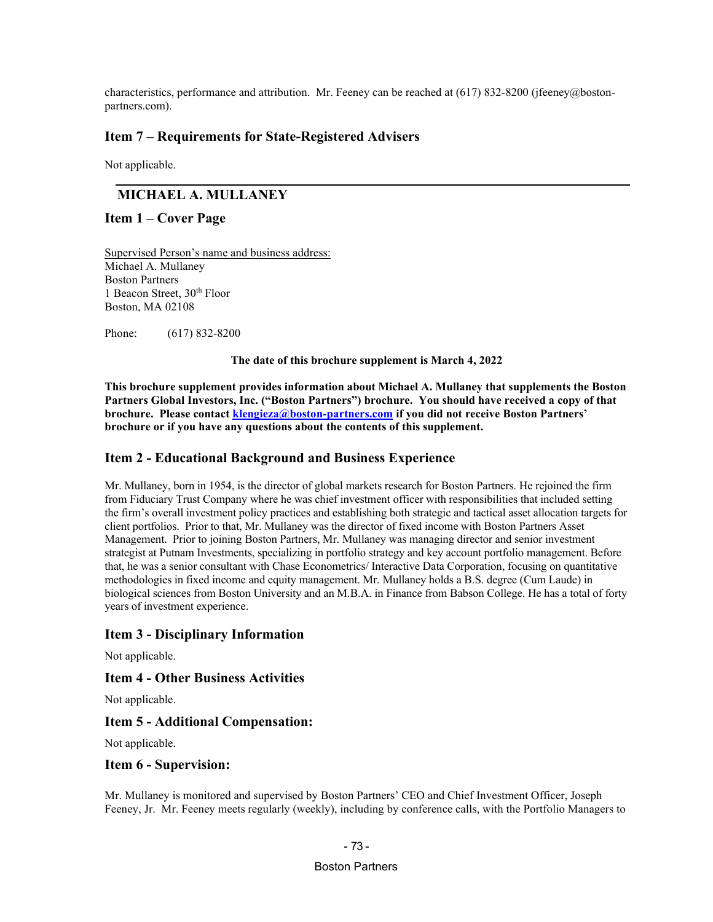characteristics, performance and attribution. Mr. Feeney can be reached at (617) 832-8200 (jfeeney@boston-partners.com).

## Item 7 – Requirements for State-Registered Advisers

Not applicable.

---

## MICHAEL A. MULLANEY

## Item 1 – Cover Page

Supervised Person's name and business address:
Michael A. Mullaney
Boston Partners
1 Beacon Street, 30th Floor
Boston, MA 02108

Phone: (617) 832-8200

**The date of this brochure supplement is March 4, 2022**

**This brochure supplement provides information about Michael A. Mullaney that supplements the Boston Partners Global Investors, Inc. ("Boston Partners") brochure. You should have received a copy of that brochure. Please contact klengieza@boston-partners.com if you did not receive Boston Partners' brochure or if you have any questions about the contents of this supplement.**

## Item 2 - Educational Background and Business Experience

Mr. Mullaney, born in 1954, is the director of global markets research for Boston Partners. He rejoined the firm from Fiduciary Trust Company where he was chief investment officer with responsibilities that included setting the firm's overall investment policy practices and establishing both strategic and tactical asset allocation targets for client portfolios. Prior to that, Mr. Mullaney was the director of fixed income with Boston Partners Asset Management. Prior to joining Boston Partners, Mr. Mullaney was managing director and senior investment strategist at Putnam Investments, specializing in portfolio strategy and key account portfolio management. Before that, he was a senior consultant with Chase Econometrics/ Interactive Data Corporation, focusing on quantitative methodologies in fixed income and equity management. Mr. Mullaney holds a B.S. degree (Cum Laude) in biological sciences from Boston University and an M.B.A. in Finance from Babson College. He has a total of forty years of investment experience.

## Item 3 - Disciplinary Information

Not applicable.

## Item 4 - Other Business Activities

Not applicable.

## Item 5 - Additional Compensation:

Not applicable.

## Item 6 - Supervision:

Mr. Mullaney is monitored and supervised by Boston Partners' CEO and Chief Investment Officer, Joseph Feeney, Jr. Mr. Feeney meets regularly (weekly), including by conference calls, with the Portfolio Managers to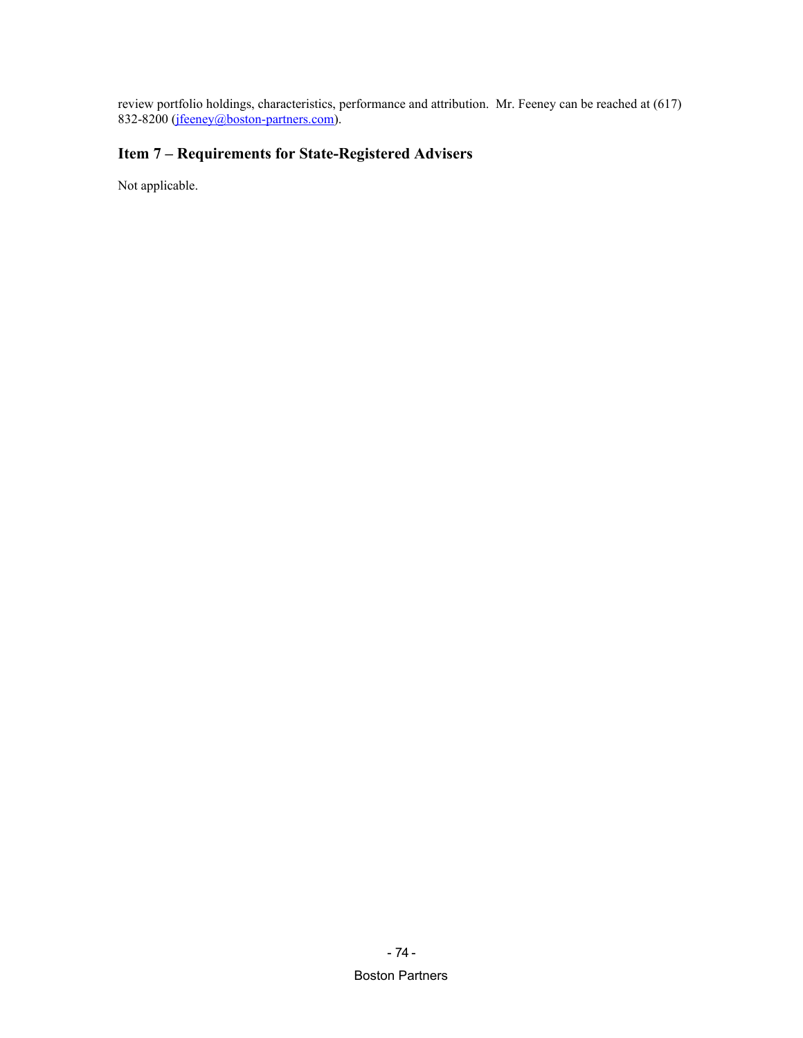review portfolio holdings, characteristics, performance and attribution. Mr. Feeney can be reached at (617) 832-8200 (jfeeney@boston-partners.com).

## Item 7 – Requirements for State-Registered Advisers

Not applicable.